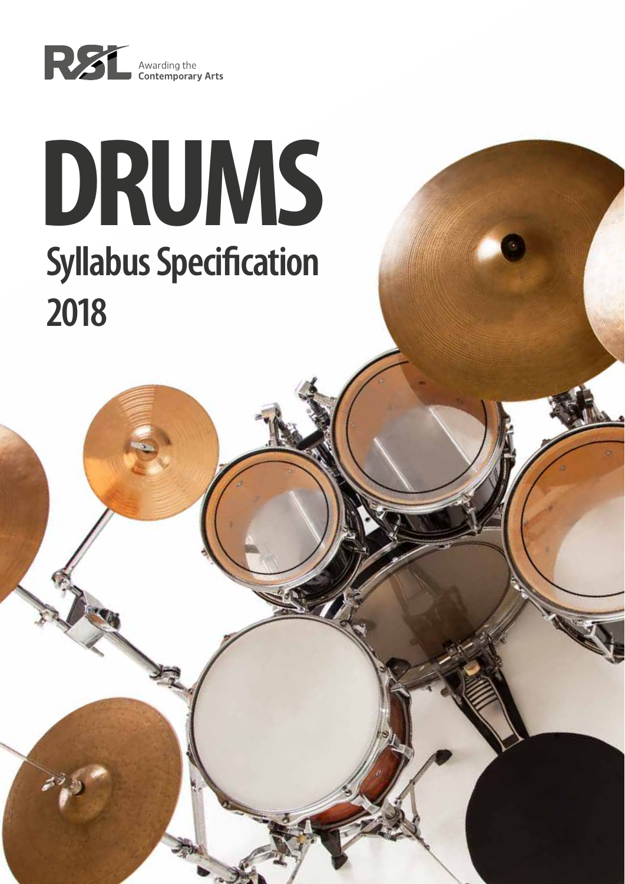RSL Awarding the Contemporary Arts

# DRUMS

## Syllabus Specification

## 2018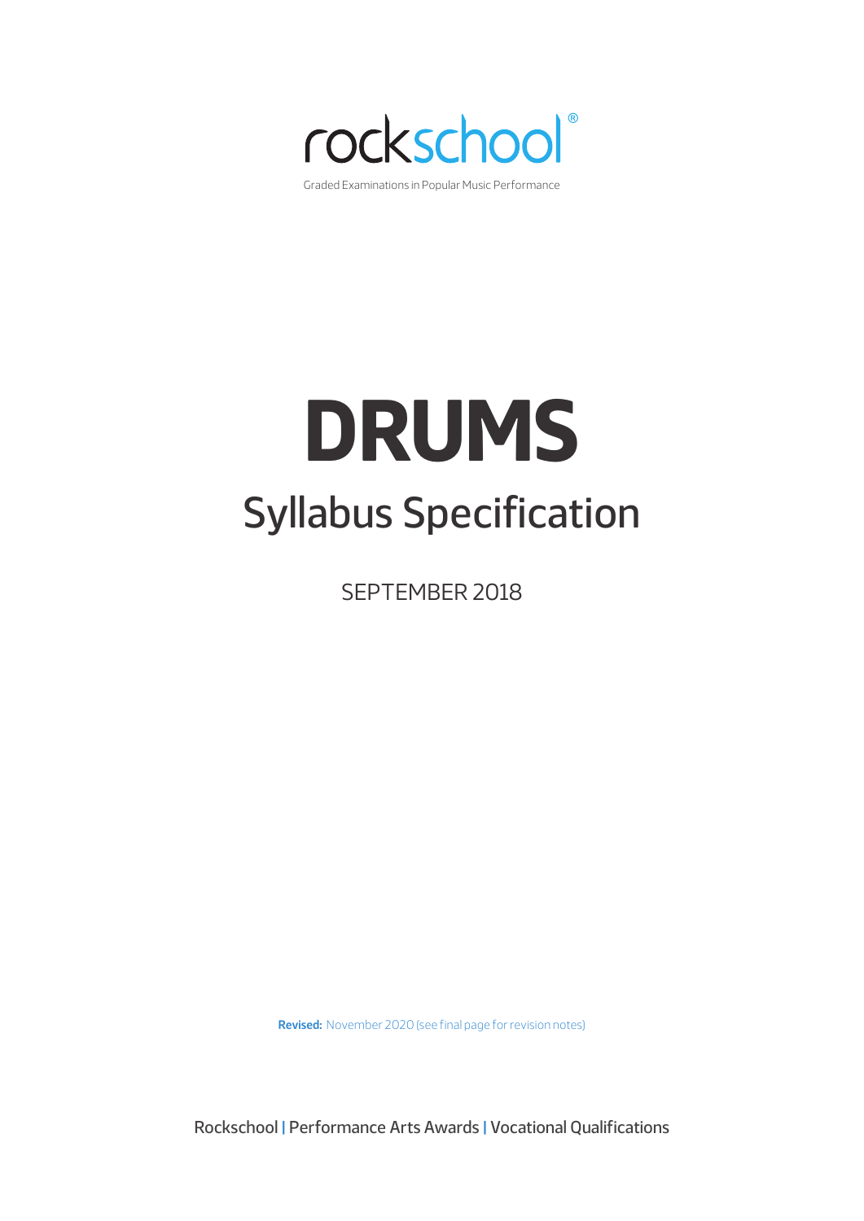rockschool®

Graded Examinations in Popular Music Performance

# DRUMS

## Syllabus Specification

SEPTEMBER 2018

**Revised:** November 2020 (see final page for revision notes)

Rockschool | Performance Arts Awards | Vocational Qualifications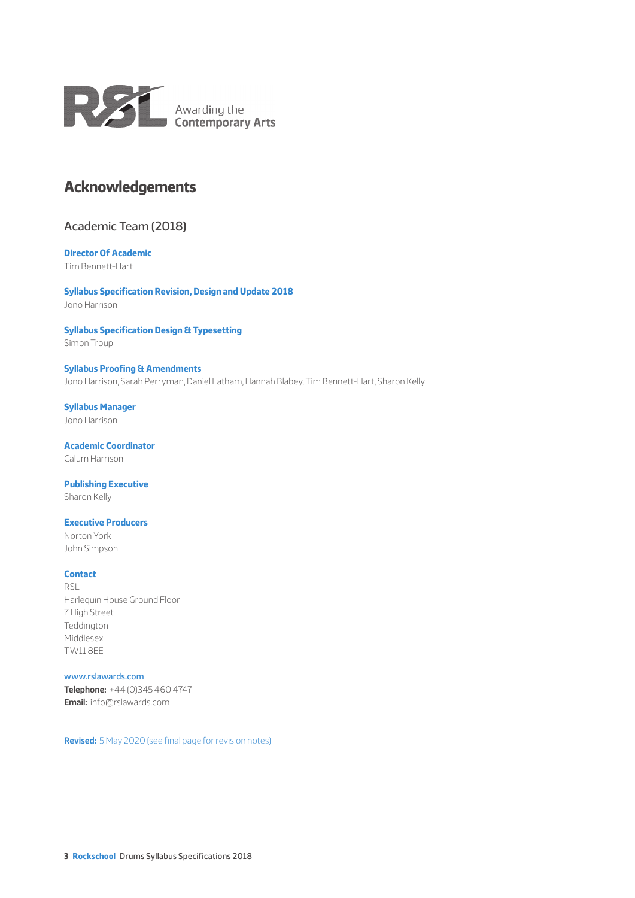RSL Awarding the Contemporary Arts

# Acknowledgements

## Academic Team (2018)

**Director Of Academic**
Tim Bennett-Hart

**Syllabus Specification Revision, Design and Update 2018**
Jono Harrison

**Syllabus Specification Design & Typesetting**
Simon Troup

**Syllabus Proofing & Amendments**
Jono Harrison, Sarah Perryman, Daniel Latham, Hannah Blabey, Tim Bennett-Hart, Sharon Kelly

**Syllabus Manager**
Jono Harrison

**Academic Coordinator**
Calum Harrison

**Publishing Executive**
Sharon Kelly

**Executive Producers**
Norton York
John Simpson

**Contact**
RSL
Harlequin House Ground Floor
7 High Street
Teddington
Middlesex
TW11 8EE

www.rslawards.com
**Telephone:** +44 (0)345 460 4747
**Email:** info@rslawards.com

**Revised:** 5 May 2020 (see final page for revision notes)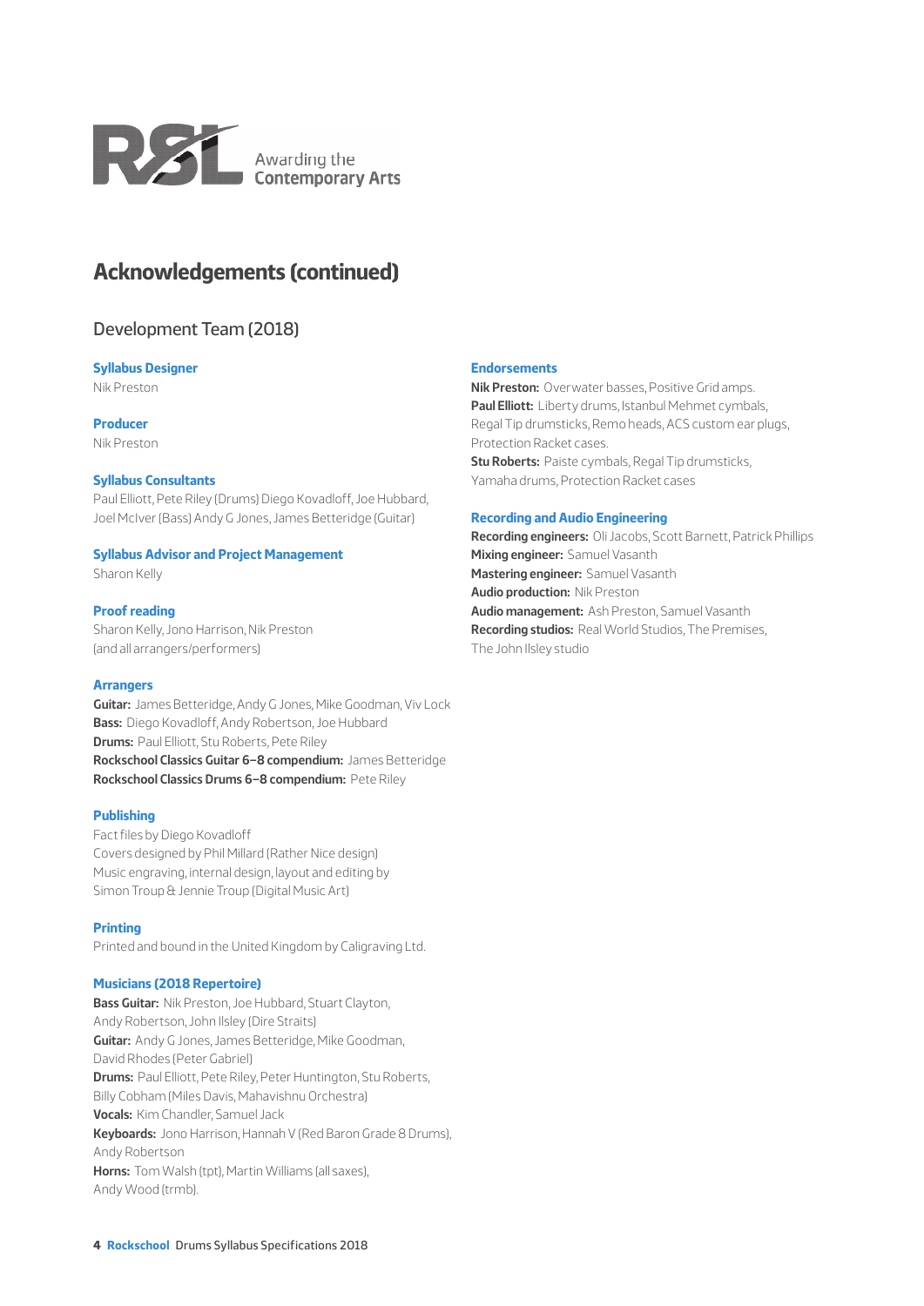# Acknowledgements (continued)

## Development Team (2018)

### Syllabus Designer
Nik Preston

### Producer
Nik Preston

### Syllabus Consultants
Paul Elliott, Pete Riley (Drums) Diego Kovadloff, Joe Hubbard, Joel McIver (Bass) Andy G Jones, James Betteridge (Guitar)

### Syllabus Advisor and Project Management
Sharon Kelly

### Proof reading
Sharon Kelly, Jono Harrison, Nik Preston (and all arrangers/performers)

### Arrangers
**Guitar:** James Betteridge, Andy G Jones, Mike Goodman, Viv Lock
**Bass:** Diego Kovadloff, Andy Robertson, Joe Hubbard
**Drums:** Paul Elliott, Stu Roberts, Pete Riley
**Rockschool Classics Guitar 6–8 compendium:** James Betteridge
**Rockschool Classics Drums 6–8 compendium:** Pete Riley

### Publishing
Fact files by Diego Kovadloff
Covers designed by Phil Millard (Rather Nice design)
Music engraving, internal design, layout and editing by Simon Troup & Jennie Troup (Digital Music Art)

### Printing
Printed and bound in the United Kingdom by Caligraving Ltd.

### Musicians (2018 Repertoire)
**Bass Guitar:** Nik Preston, Joe Hubbard, Stuart Clayton, Andy Robertson, John Ilsley (Dire Straits)
**Guitar:** Andy G Jones, James Betteridge, Mike Goodman, David Rhodes (Peter Gabriel)
**Drums:** Paul Elliott, Pete Riley, Peter Huntington, Stu Roberts, Billy Cobham (Miles Davis, Mahavishnu Orchestra)
**Vocals:** Kim Chandler, Samuel Jack
**Keyboards:** Jono Harrison, Hannah V (Red Baron Grade 8 Drums), Andy Robertson
**Horns:** Tom Walsh (tpt), Martin Williams (all saxes), Andy Wood (trmb).

### Endorsements
**Nik Preston:** Overwater basses, Positive Grid amps.
**Paul Elliott:** Liberty drums, Istanbul Mehmet cymbals, Regal Tip drumsticks, Remo heads, ACS custom ear plugs, Protection Racket cases.
**Stu Roberts:** Paiste cymbals, Regal Tip drumsticks, Yamaha drums, Protection Racket cases

### Recording and Audio Engineering
**Recording engineers:** Oli Jacobs, Scott Barnett, Patrick Phillips
**Mixing engineer:** Samuel Vasanth
**Mastering engineer:** Samuel Vasanth
**Audio production:** Nik Preston
**Audio management:** Ash Preston, Samuel Vasanth
**Recording studios:** Real World Studios, The Premises, The John Ilsley studio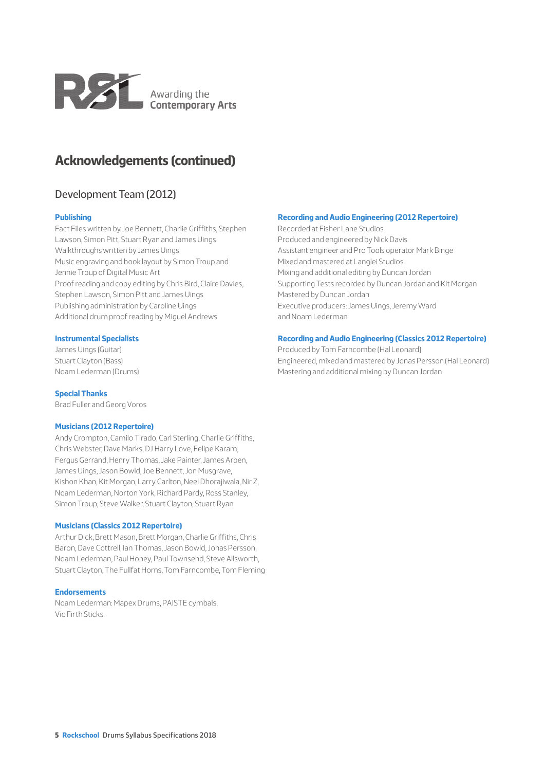RSL Awarding the Contemporary Arts

# Acknowledgements (continued)

## Development Team (2012)

### Publishing

Fact Files written by Joe Bennett, Charlie Griffiths, Stephen Lawson, Simon Pitt, Stuart Ryan and James Uings
Walkthroughs written by James Uings
Music engraving and book layout by Simon Troup and Jennie Troup of Digital Music Art
Proof reading and copy editing by Chris Bird, Claire Davies, Stephen Lawson, Simon Pitt and James Uings
Publishing administration by Caroline Uings
Additional drum proof reading by Miguel Andrews

### Instrumental Specialists

James Uings (Guitar)
Stuart Clayton (Bass)
Noam Lederman (Drums)

### Special Thanks

Brad Fuller and Georg Voros

### Musicians (2012 Repertoire)

Andy Crompton, Camilo Tirado, Carl Sterling, Charlie Griffiths, Chris Webster, Dave Marks, DJ Harry Love, Felipe Karam, Fergus Gerrand, Henry Thomas, Jake Painter, James Arben, James Uings, Jason Bowld, Joe Bennett, Jon Musgrave, Kishon Khan, Kit Morgan, Larry Carlton, Neel Dhorajiwala, Nir Z, Noam Lederman, Norton York, Richard Pardy, Ross Stanley, Simon Troup, Steve Walker, Stuart Clayton, Stuart Ryan

### Musicians (Classics 2012 Repertoire)

Arthur Dick, Brett Mason, Brett Morgan, Charlie Griffiths, Chris Baron, Dave Cottrell, Ian Thomas, Jason Bowld, Jonas Persson, Noam Lederman, Paul Honey, Paul Townsend, Steve Allsworth, Stuart Clayton, The Fullfat Horns, Tom Farncombe, Tom Fleming

### Endorsements

Noam Lederman: Mapex Drums, PAISTE cymbals, Vic Firth Sticks.

### Recording and Audio Engineering (2012 Repertoire)

Recorded at Fisher Lane Studios
Produced and engineered by Nick Davis
Assistant engineer and Pro Tools operator Mark Binge
Mixed and mastered at Langlei Studios
Mixing and additional editing by Duncan Jordan
Supporting Tests recorded by Duncan Jordan and Kit Morgan
Mastered by Duncan Jordan
Executive producers: James Uings, Jeremy Ward and Noam Lederman

### Recording and Audio Engineering (Classics 2012 Repertoire)

Produced by Tom Farncombe (Hal Leonard)
Engineered, mixed and mastered by Jonas Persson (Hal Leonard)
Mastering and additional mixing by Duncan Jordan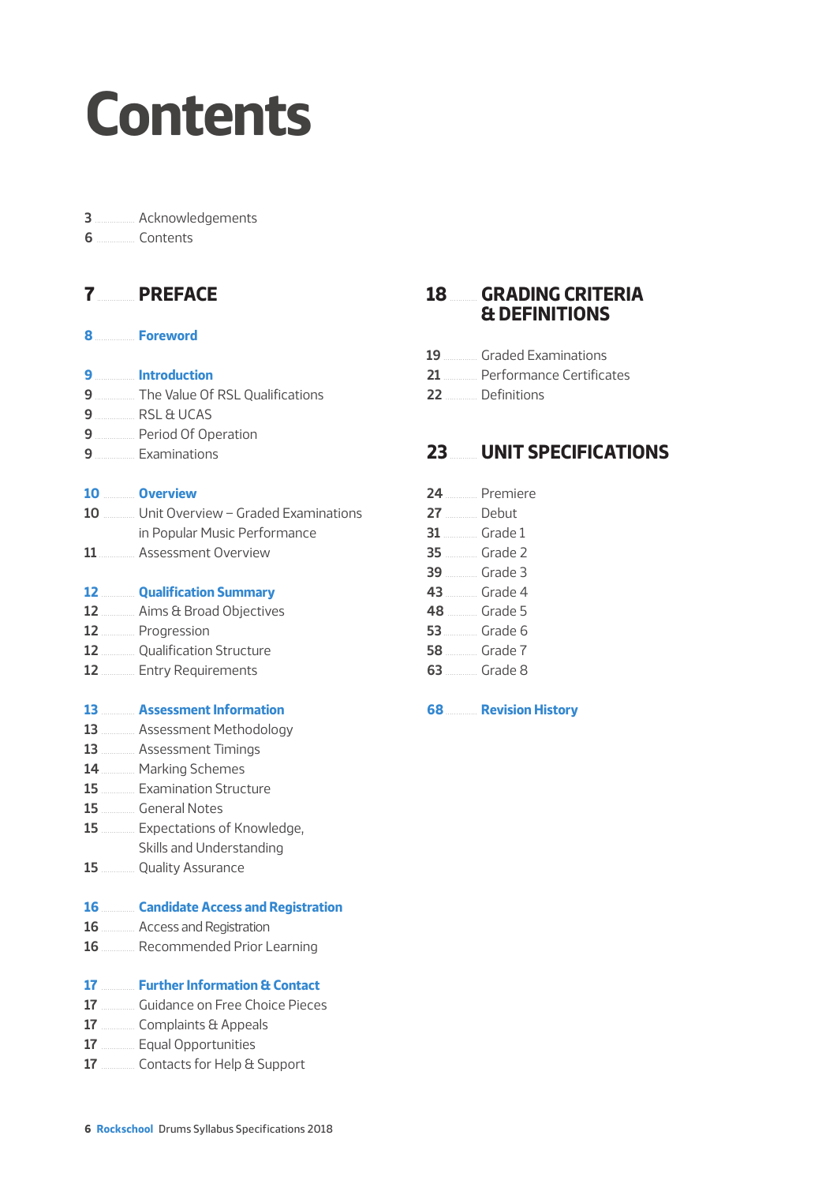# Contents

3 Acknowledgements
6 Contents

## 7 PREFACE

**8 Foreword**

**9 Introduction**
9 The Value Of RSL Qualifications
9 RSL & UCAS
9 Period Of Operation
9 Examinations

**10 Overview**
10 Unit Overview – Graded Examinations in Popular Music Performance
11 Assessment Overview

**12 Qualification Summary**
12 Aims & Broad Objectives
12 Progression
12 Qualification Structure
12 Entry Requirements

**13 Assessment Information**
13 Assessment Methodology
13 Assessment Timings
14 Marking Schemes
15 Examination Structure
15 General Notes
15 Expectations of Knowledge, Skills and Understanding
15 Quality Assurance

**16 Candidate Access and Registration**
16 Access and Registration
16 Recommended Prior Learning

**17 Further Information & Contact**
17 Guidance on Free Choice Pieces
17 Complaints & Appeals
17 Equal Opportunities
17 Contacts for Help & Support

## 18 GRADING CRITERIA & DEFINITIONS

19 Graded Examinations
21 Performance Certificates
22 Definitions

## 23 UNIT SPECIFICATIONS

24 Premiere
27 Debut
31 Grade 1
35 Grade 2
39 Grade 3
43 Grade 4
48 Grade 5
53 Grade 6
58 Grade 7
63 Grade 8

**68 Revision History**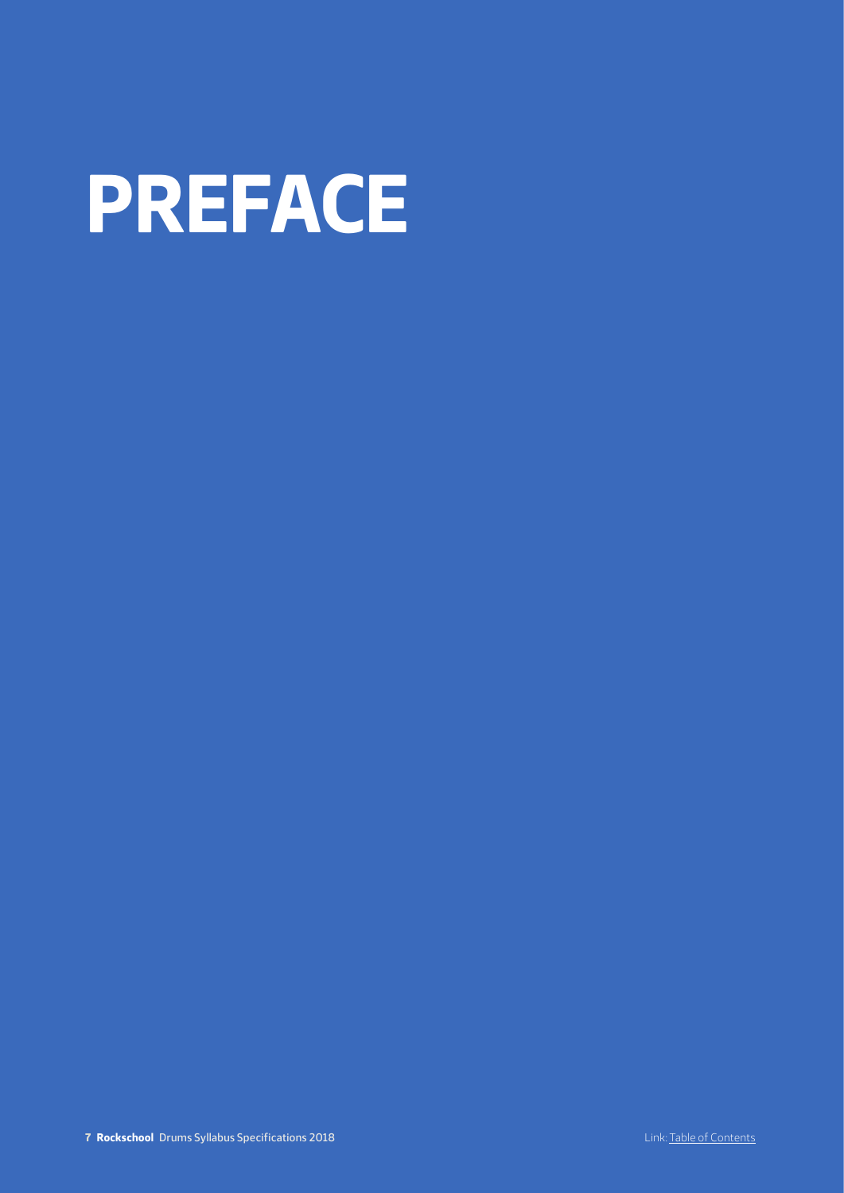# PREFACE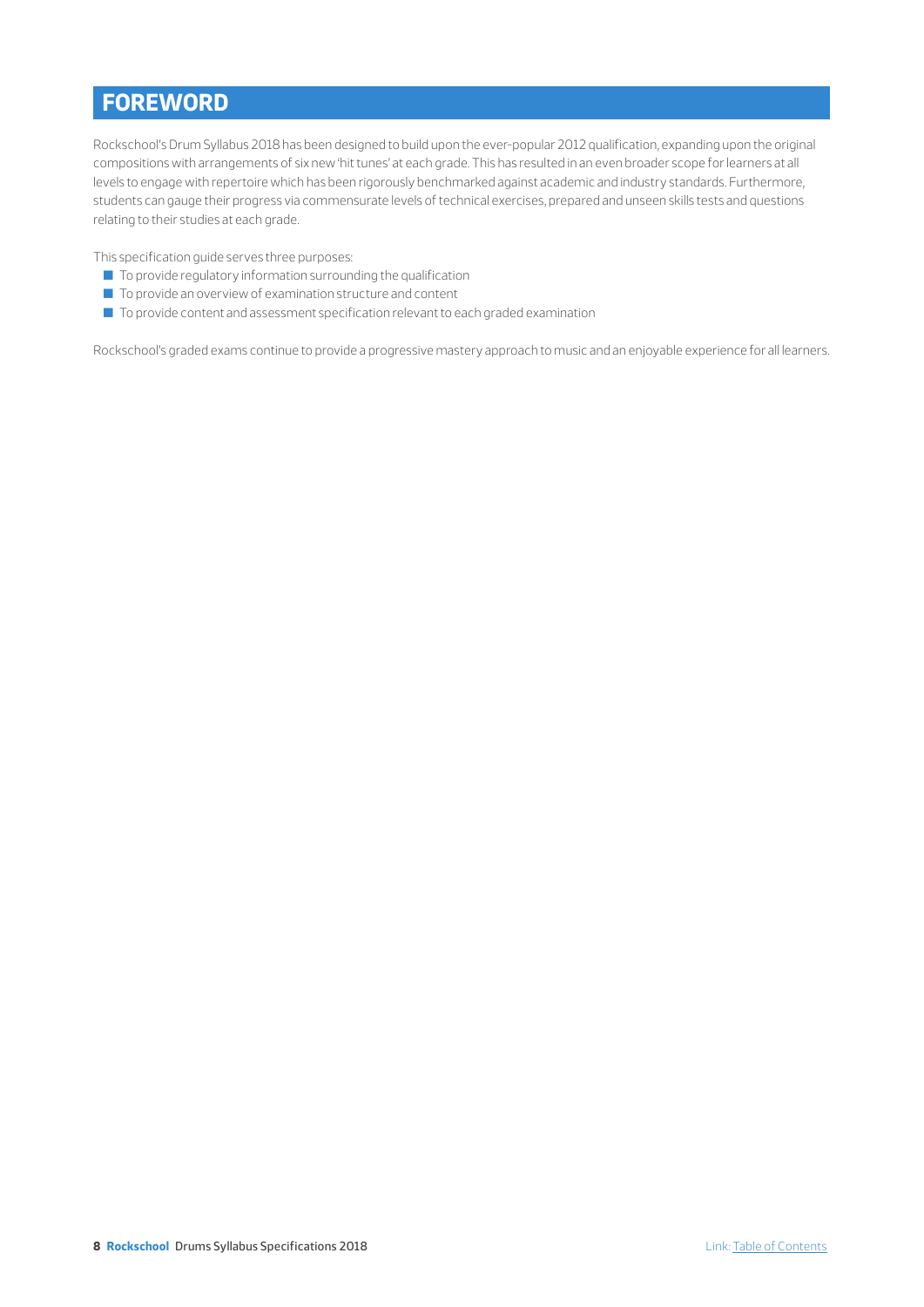# FOREWORD

Rockschool's Drum Syllabus 2018 has been designed to build upon the ever-popular 2012 qualification, expanding upon the original compositions with arrangements of six new 'hit tunes' at each grade. This has resulted in an even broader scope for learners at all levels to engage with repertoire which has been rigorously benchmarked against academic and industry standards. Furthermore, students can gauge their progress via commensurate levels of technical exercises, prepared and unseen skills tests and questions relating to their studies at each grade.

This specification guide serves three purposes:

- To provide regulatory information surrounding the qualification
- To provide an overview of examination structure and content
- To provide content and assessment specification relevant to each graded examination

Rockschool's graded exams continue to provide a progressive mastery approach to music and an enjoyable experience for all learners.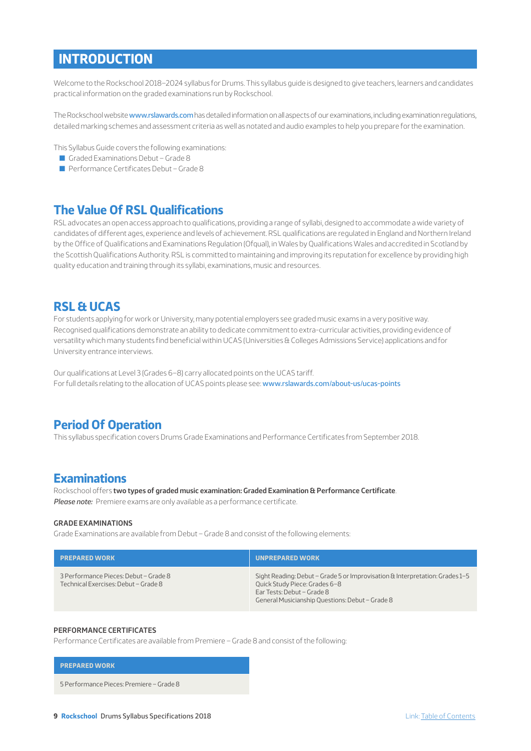# INTRODUCTION

Welcome to the Rockschool 2018–2024 syllabus for Drums. This syllabus guide is designed to give teachers, learners and candidates practical information on the graded examinations run by Rockschool.

The Rockschool website www.rslawards.com has detailed information on all aspects of our examinations, including examination regulations, detailed marking schemes and assessment criteria as well as notated and audio examples to help you prepare for the examination.

This Syllabus Guide covers the following examinations:

- Graded Examinations Debut – Grade 8
- Performance Certificates Debut – Grade 8

## The Value Of RSL Qualifications

RSL advocates an open access approach to qualifications, providing a range of syllabi, designed to accommodate a wide variety of candidates of different ages, experience and levels of achievement. RSL qualifications are regulated in England and Northern Ireland by the Office of Qualifications and Examinations Regulation (Ofqual), in Wales by Qualifications Wales and accredited in Scotland by the Scottish Qualifications Authority. RSL is committed to maintaining and improving its reputation for excellence by providing high quality education and training through its syllabi, examinations, music and resources.

## RSL & UCAS

For students applying for work or University, many potential employers see graded music exams in a very positive way. Recognised qualifications demonstrate an ability to dedicate commitment to extra-curricular activities, providing evidence of versatility which many students find beneficial within UCAS (Universities & Colleges Admissions Service) applications and for University entrance interviews.

Our qualifications at Level 3 (Grades 6–8) carry allocated points on the UCAS tariff.
For full details relating to the allocation of UCAS points please see: www.rslawards.com/about-us/ucas-points

## Period Of Operation

This syllabus specification covers Drums Grade Examinations and Performance Certificates from September 2018.

## Examinations

Rockschool offers **two types of graded music examination: Graded Examination & Performance Certificate**.
***Please note:*** Premiere exams are only available as a performance certificate.

### GRADE EXAMINATIONS

Grade Examinations are available from Debut – Grade 8 and consist of the following elements:

| PREPARED WORK | UNPREPARED WORK |
|---|---|
| 3 Performance Pieces: Debut – Grade 8<br>Technical Exercises: Debut – Grade 8 | Sight Reading: Debut – Grade 5 or Improvisation & Interpretation: Grades 1–5<br>Quick Study Piece: Grades 6–8<br>Ear Tests: Debut – Grade 8<br>General Musicianship Questions: Debut – Grade 8 |

### PERFORMANCE CERTIFICATES

Performance Certificates are available from Premiere – Grade 8 and consist of the following:

| PREPARED WORK |
|---|
| 5 Performance Pieces: Premiere – Grade 8 |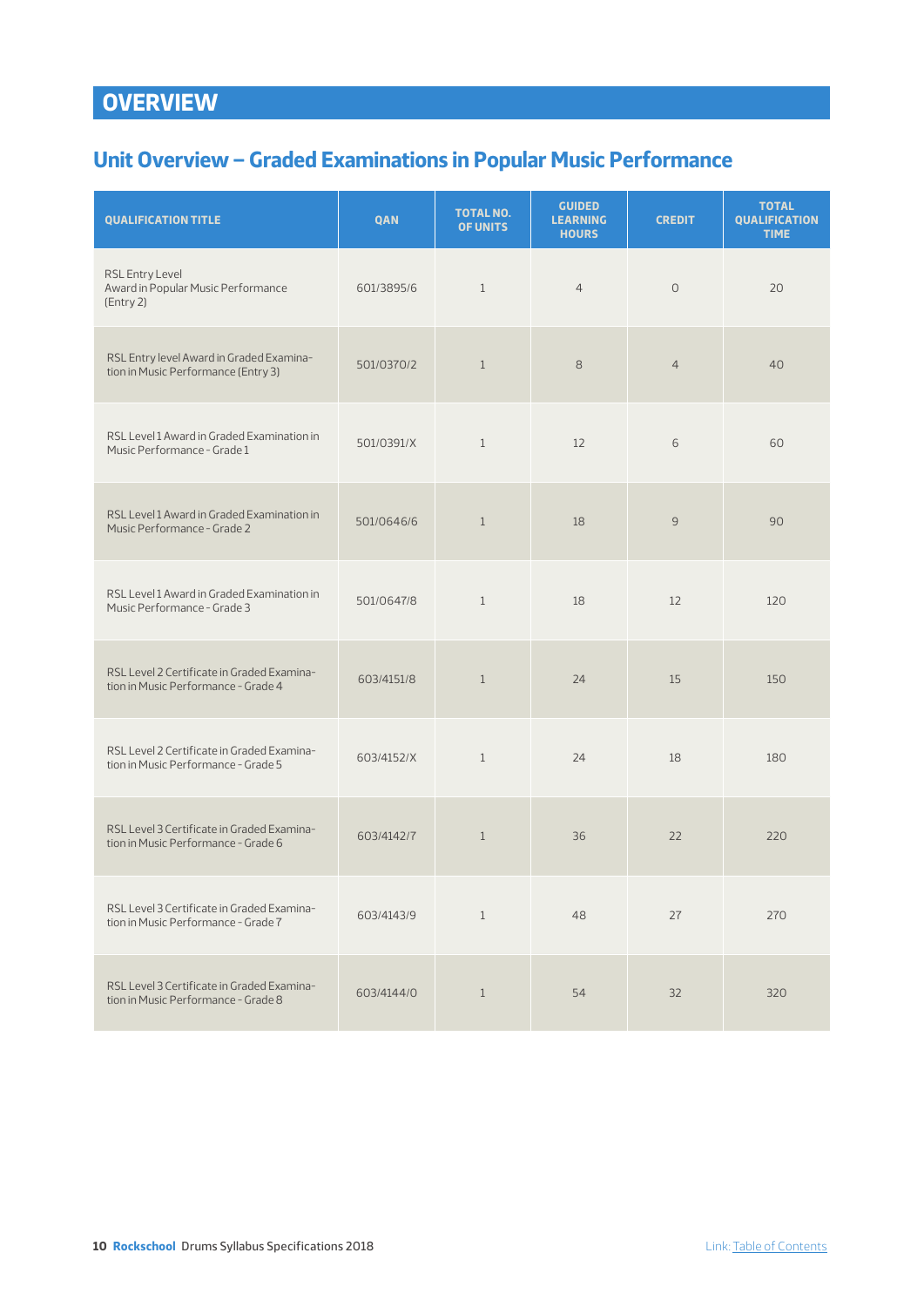# OVERVIEW

## Unit Overview – Graded Examinations in Popular Music Performance

| QUALIFICATION TITLE | QAN | TOTAL NO. OF UNITS | GUIDED LEARNING HOURS | CREDIT | TOTAL QUALIFICATION TIME |
|---|---|---|---|---|---|
| RSL Entry Level Award in Popular Music Performance (Entry 2) | 601/3895/6 | 1 | 4 | 0 | 20 |
| RSL Entry level Award in Graded Examination in Music Performance (Entry 3) | 501/0370/2 | 1 | 8 | 4 | 40 |
| RSL Level 1 Award in Graded Examination in Music Performance - Grade 1 | 501/0391/X | 1 | 12 | 6 | 60 |
| RSL Level 1 Award in Graded Examination in Music Performance - Grade 2 | 501/0646/6 | 1 | 18 | 9 | 90 |
| RSL Level 1 Award in Graded Examination in Music Performance - Grade 3 | 501/0647/8 | 1 | 18 | 12 | 120 |
| RSL Level 2 Certificate in Graded Examination in Music Performance - Grade 4 | 603/4151/8 | 1 | 24 | 15 | 150 |
| RSL Level 2 Certificate in Graded Examination in Music Performance - Grade 5 | 603/4152/X | 1 | 24 | 18 | 180 |
| RSL Level 3 Certificate in Graded Examination in Music Performance - Grade 6 | 603/4142/7 | 1 | 36 | 22 | 220 |
| RSL Level 3 Certificate in Graded Examination in Music Performance - Grade 7 | 603/4143/9 | 1 | 48 | 27 | 270 |
| RSL Level 3 Certificate in Graded Examination in Music Performance - Grade 8 | 603/4144/0 | 1 | 54 | 32 | 320 |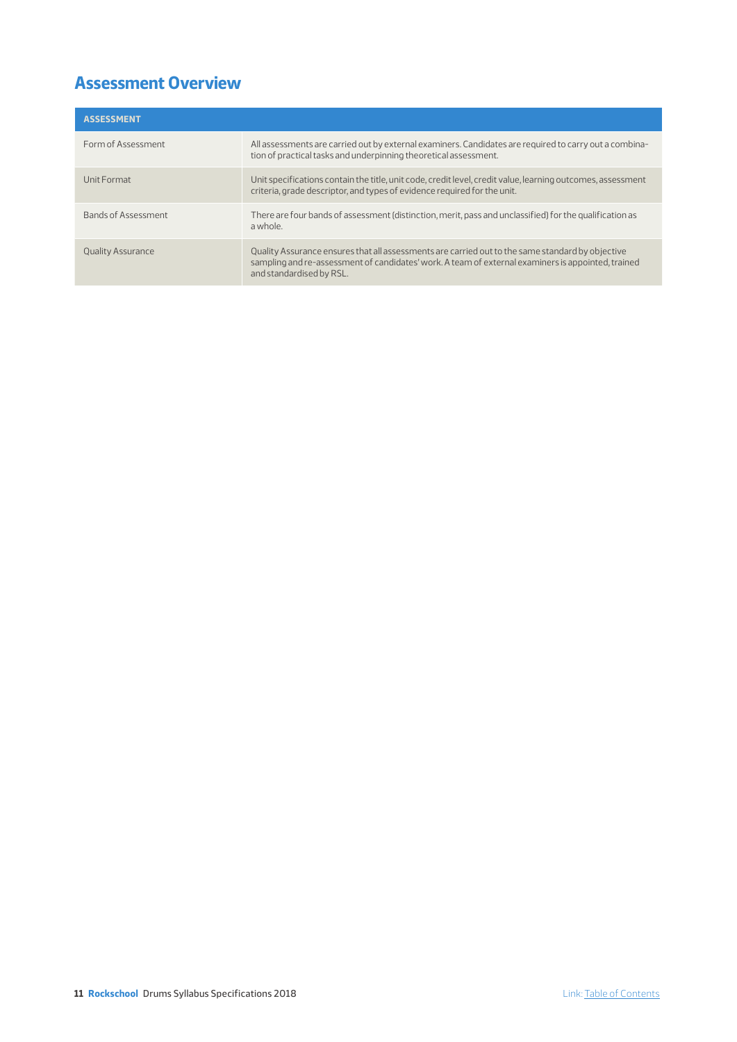# Assessment Overview

| ASSESSMENT | |
|---|---|
| Form of Assessment | All assessments are carried out by external examiners. Candidates are required to carry out a combination of practical tasks and underpinning theoretical assessment. |
| Unit Format | Unit specifications contain the title, unit code, credit level, credit value, learning outcomes, assessment criteria, grade descriptor, and types of evidence required for the unit. |
| Bands of Assessment | There are four bands of assessment (distinction, merit, pass and unclassified) for the qualification as a whole. |
| Quality Assurance | Quality Assurance ensures that all assessments are carried out to the same standard by objective sampling and re-assessment of candidates' work. A team of external examiners is appointed, trained and standardised by RSL. |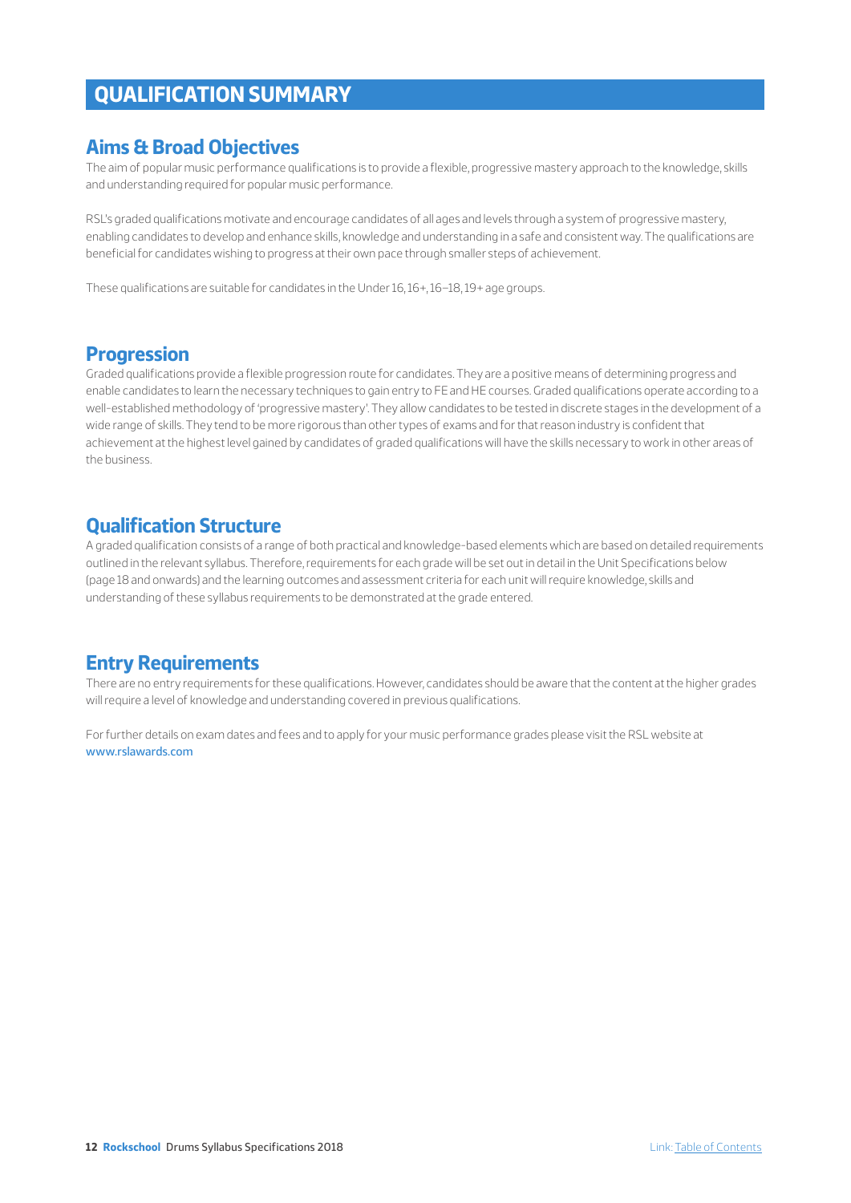# QUALIFICATION SUMMARY

## Aims & Broad Objectives

The aim of popular music performance qualifications is to provide a flexible, progressive mastery approach to the knowledge, skills and understanding required for popular music performance.

RSL's graded qualifications motivate and encourage candidates of all ages and levels through a system of progressive mastery, enabling candidates to develop and enhance skills, knowledge and understanding in a safe and consistent way. The qualifications are beneficial for candidates wishing to progress at their own pace through smaller steps of achievement.

These qualifications are suitable for candidates in the Under 16, 16+, 16–18, 19+ age groups.

## Progression

Graded qualifications provide a flexible progression route for candidates. They are a positive means of determining progress and enable candidates to learn the necessary techniques to gain entry to FE and HE courses. Graded qualifications operate according to a well-established methodology of 'progressive mastery'. They allow candidates to be tested in discrete stages in the development of a wide range of skills. They tend to be more rigorous than other types of exams and for that reason industry is confident that achievement at the highest level gained by candidates of graded qualifications will have the skills necessary to work in other areas of the business.

## Qualification Structure

A graded qualification consists of a range of both practical and knowledge-based elements which are based on detailed requirements outlined in the relevant syllabus. Therefore, requirements for each grade will be set out in detail in the Unit Specifications below (page 18 and onwards) and the learning outcomes and assessment criteria for each unit will require knowledge, skills and understanding of these syllabus requirements to be demonstrated at the grade entered.

## Entry Requirements

There are no entry requirements for these qualifications. However, candidates should be aware that the content at the higher grades will require a level of knowledge and understanding covered in previous qualifications.

For further details on exam dates and fees and to apply for your music performance grades please visit the RSL website at www.rslawards.com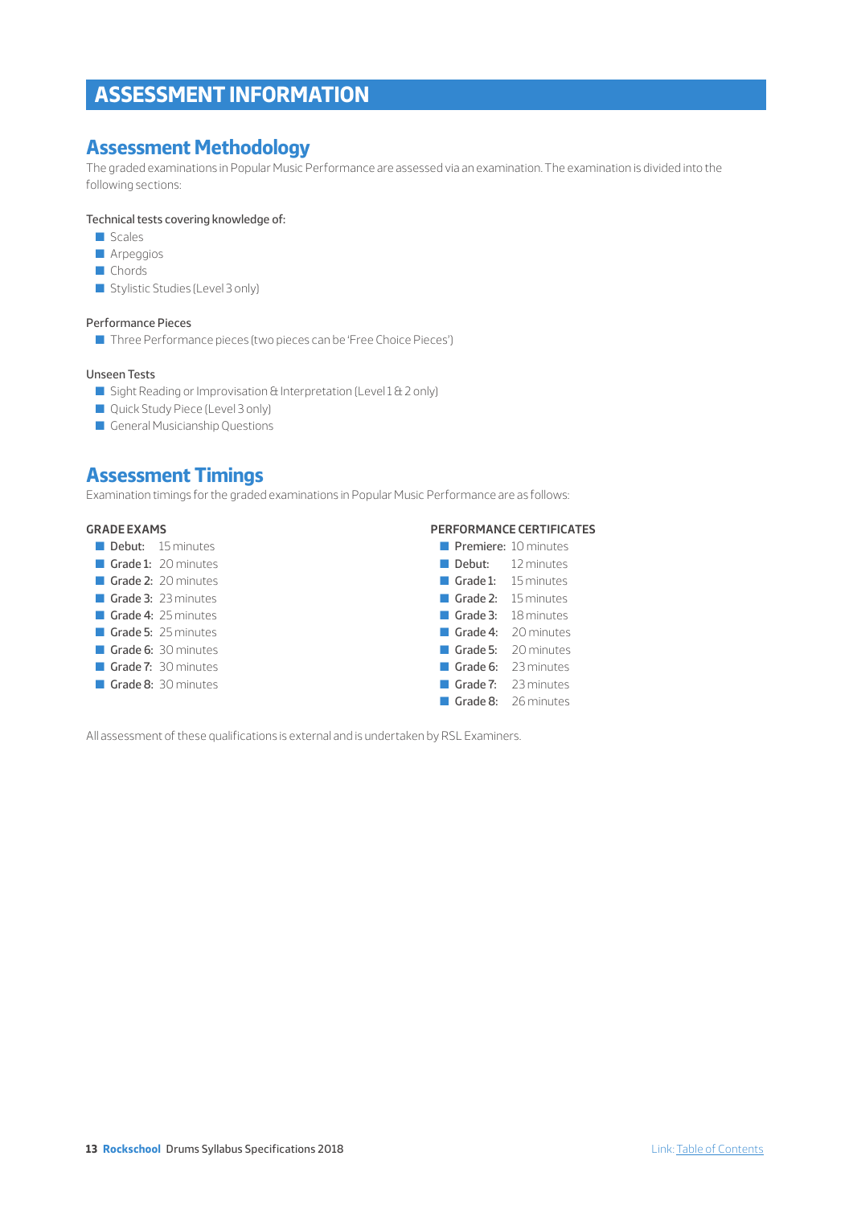# ASSESSMENT INFORMATION

## Assessment Methodology

The graded examinations in Popular Music Performance are assessed via an examination. The examination is divided into the following sections:

Technical tests covering knowledge of:

- Scales
- Arpeggios
- Chords
- Stylistic Studies (Level 3 only)

Performance Pieces

- Three Performance pieces (two pieces can be 'Free Choice Pieces')

Unseen Tests

- Sight Reading or Improvisation & Interpretation (Level 1 & 2 only)
- Quick Study Piece (Level 3 only)
- General Musicianship Questions

## Assessment Timings

Examination timings for the graded examinations in Popular Music Performance are as follows:

**GRADE EXAMS**

- **Debut:** 15 minutes
- **Grade 1:** 20 minutes
- **Grade 2:** 20 minutes
- **Grade 3:** 23 minutes
- **Grade 4:** 25 minutes
- **Grade 5:** 25 minutes
- **Grade 6:** 30 minutes
- **Grade 7:** 30 minutes
- **Grade 8:** 30 minutes

**PERFORMANCE CERTIFICATES**

- **Premiere:** 10 minutes
- **Debut:** 12 minutes
- **Grade 1:** 15 minutes
- **Grade 2:** 15 minutes
- **Grade 3:** 18 minutes
- **Grade 4:** 20 minutes
- **Grade 5:** 20 minutes
- **Grade 6:** 23 minutes
- **Grade 7:** 23 minutes
- **Grade 8:** 26 minutes

All assessment of these qualifications is external and is undertaken by RSL Examiners.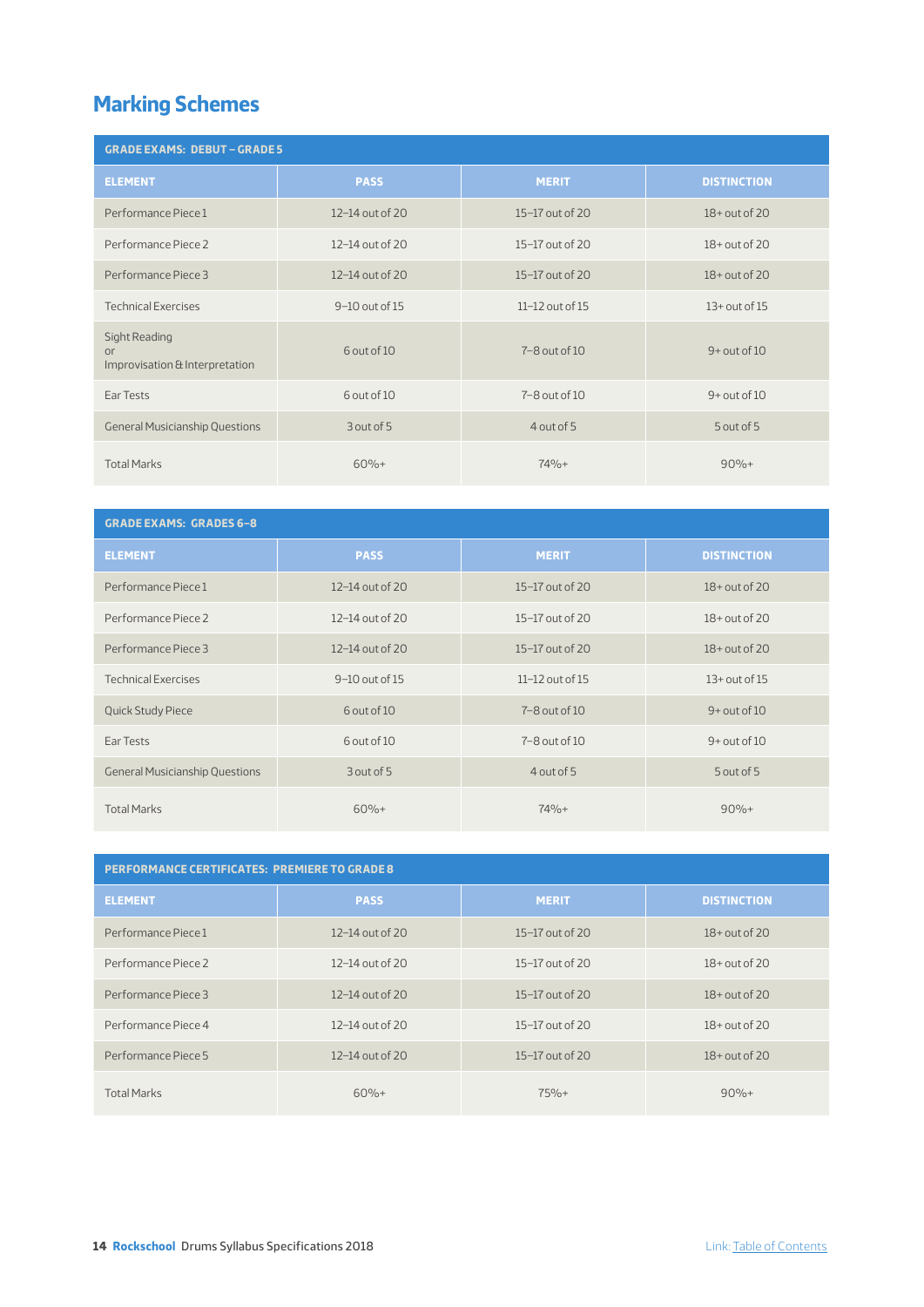## Marking Schemes

| GRADE EXAMS: DEBUT – GRADE 5 | | | |
|---|---|---|---|
| **ELEMENT** | **PASS** | **MERIT** | **DISTINCTION** |
| Performance Piece 1 | 12–14 out of 20 | 15–17 out of 20 | 18+ out of 20 |
| Performance Piece 2 | 12–14 out of 20 | 15–17 out of 20 | 18+ out of 20 |
| Performance Piece 3 | 12–14 out of 20 | 15–17 out of 20 | 18+ out of 20 |
| Technical Exercises | 9–10 out of 15 | 11–12 out of 15 | 13+ out of 15 |
| Sight Reading or Improvisation & Interpretation | 6 out of 10 | 7–8 out of 10 | 9+ out of 10 |
| Ear Tests | 6 out of 10 | 7–8 out of 10 | 9+ out of 10 |
| General Musicianship Questions | 3 out of 5 | 4 out of 5 | 5 out of 5 |
| Total Marks | 60%+ | 74%+ | 90%+ |

| GRADE EXAMS: GRADES 6–8 | | | |
|---|---|---|---|
| **ELEMENT** | **PASS** | **MERIT** | **DISTINCTION** |
| Performance Piece 1 | 12–14 out of 20 | 15–17 out of 20 | 18+ out of 20 |
| Performance Piece 2 | 12–14 out of 20 | 15–17 out of 20 | 18+ out of 20 |
| Performance Piece 3 | 12–14 out of 20 | 15–17 out of 20 | 18+ out of 20 |
| Technical Exercises | 9–10 out of 15 | 11–12 out of 15 | 13+ out of 15 |
| Quick Study Piece | 6 out of 10 | 7–8 out of 10 | 9+ out of 10 |
| Ear Tests | 6 out of 10 | 7–8 out of 10 | 9+ out of 10 |
| General Musicianship Questions | 3 out of 5 | 4 out of 5 | 5 out of 5 |
| Total Marks | 60%+ | 74%+ | 90%+ |

| PERFORMANCE CERTIFICATES: PREMIERE TO GRADE 8 | | | |
|---|---|---|---|
| **ELEMENT** | **PASS** | **MERIT** | **DISTINCTION** |
| Performance Piece 1 | 12–14 out of 20 | 15–17 out of 20 | 18+ out of 20 |
| Performance Piece 2 | 12–14 out of 20 | 15–17 out of 20 | 18+ out of 20 |
| Performance Piece 3 | 12–14 out of 20 | 15–17 out of 20 | 18+ out of 20 |
| Performance Piece 4 | 12–14 out of 20 | 15–17 out of 20 | 18+ out of 20 |
| Performance Piece 5 | 12–14 out of 20 | 15–17 out of 20 | 18+ out of 20 |
| Total Marks | 60%+ | 75%+ | 90%+ |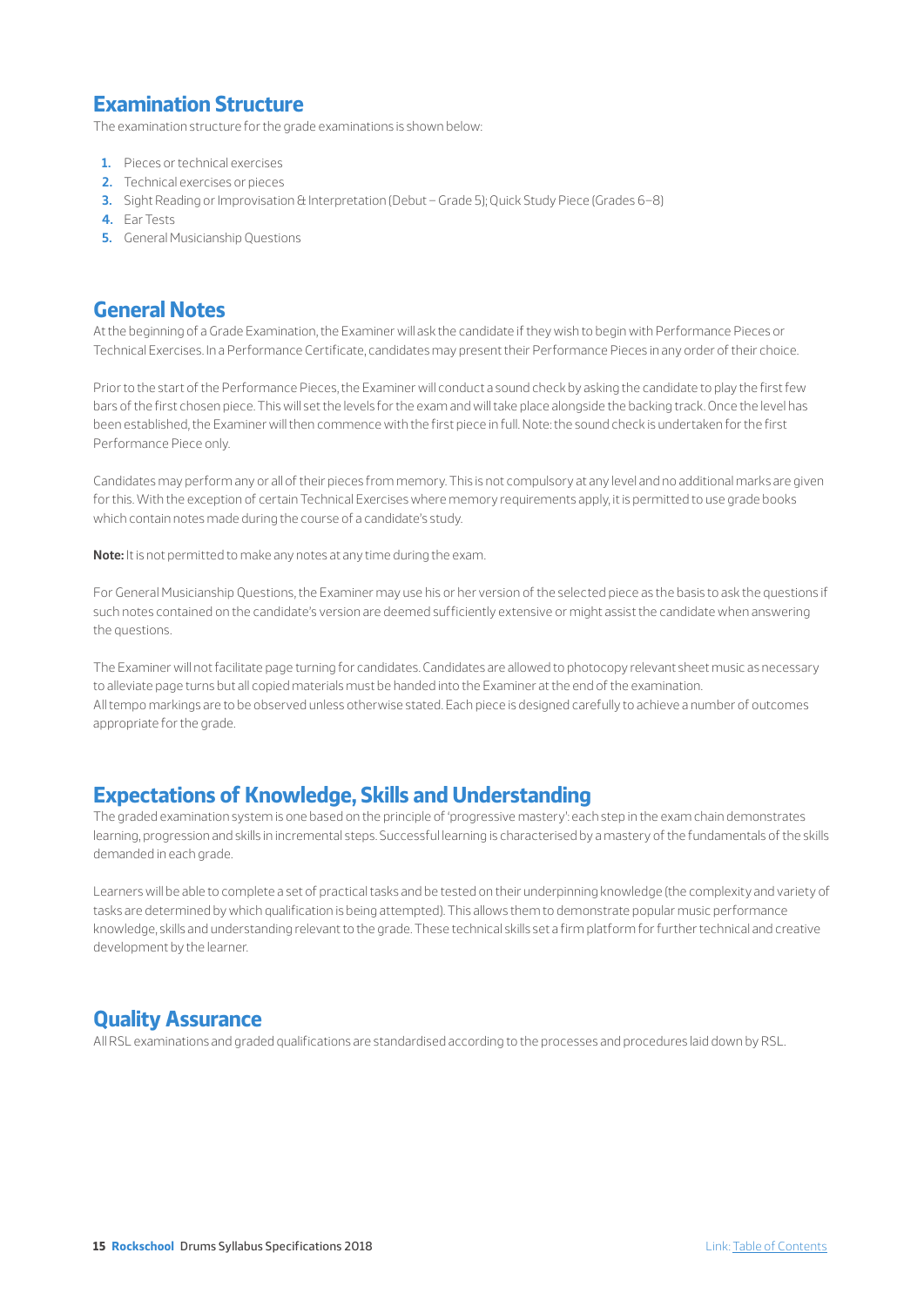## Examination Structure

The examination structure for the grade examinations is shown below:

1. Pieces or technical exercises
2. Technical exercises or pieces
3. Sight Reading or Improvisation & Interpretation (Debut – Grade 5); Quick Study Piece (Grades 6–8)
4. Ear Tests
5. General Musicianship Questions

## General Notes

At the beginning of a Grade Examination, the Examiner will ask the candidate if they wish to begin with Performance Pieces or Technical Exercises. In a Performance Certificate, candidates may present their Performance Pieces in any order of their choice.

Prior to the start of the Performance Pieces, the Examiner will conduct a sound check by asking the candidate to play the first few bars of the first chosen piece. This will set the levels for the exam and will take place alongside the backing track. Once the level has been established, the Examiner will then commence with the first piece in full. Note: the sound check is undertaken for the first Performance Piece only.

Candidates may perform any or all of their pieces from memory. This is not compulsory at any level and no additional marks are given for this. With the exception of certain Technical Exercises where memory requirements apply, it is permitted to use grade books which contain notes made during the course of a candidate's study.

**Note:** It is not permitted to make any notes at any time during the exam.

For General Musicianship Questions, the Examiner may use his or her version of the selected piece as the basis to ask the questions if such notes contained on the candidate's version are deemed sufficiently extensive or might assist the candidate when answering the questions.

The Examiner will not facilitate page turning for candidates. Candidates are allowed to photocopy relevant sheet music as necessary to alleviate page turns but all copied materials must be handed into the Examiner at the end of the examination.
All tempo markings are to be observed unless otherwise stated. Each piece is designed carefully to achieve a number of outcomes appropriate for the grade.

## Expectations of Knowledge, Skills and Understanding

The graded examination system is one based on the principle of 'progressive mastery': each step in the exam chain demonstrates learning, progression and skills in incremental steps. Successful learning is characterised by a mastery of the fundamentals of the skills demanded in each grade.

Learners will be able to complete a set of practical tasks and be tested on their underpinning knowledge (the complexity and variety of tasks are determined by which qualification is being attempted). This allows them to demonstrate popular music performance knowledge, skills and understanding relevant to the grade. These technical skills set a firm platform for further technical and creative development by the learner.

## Quality Assurance

All RSL examinations and graded qualifications are standardised according to the processes and procedures laid down by RSL.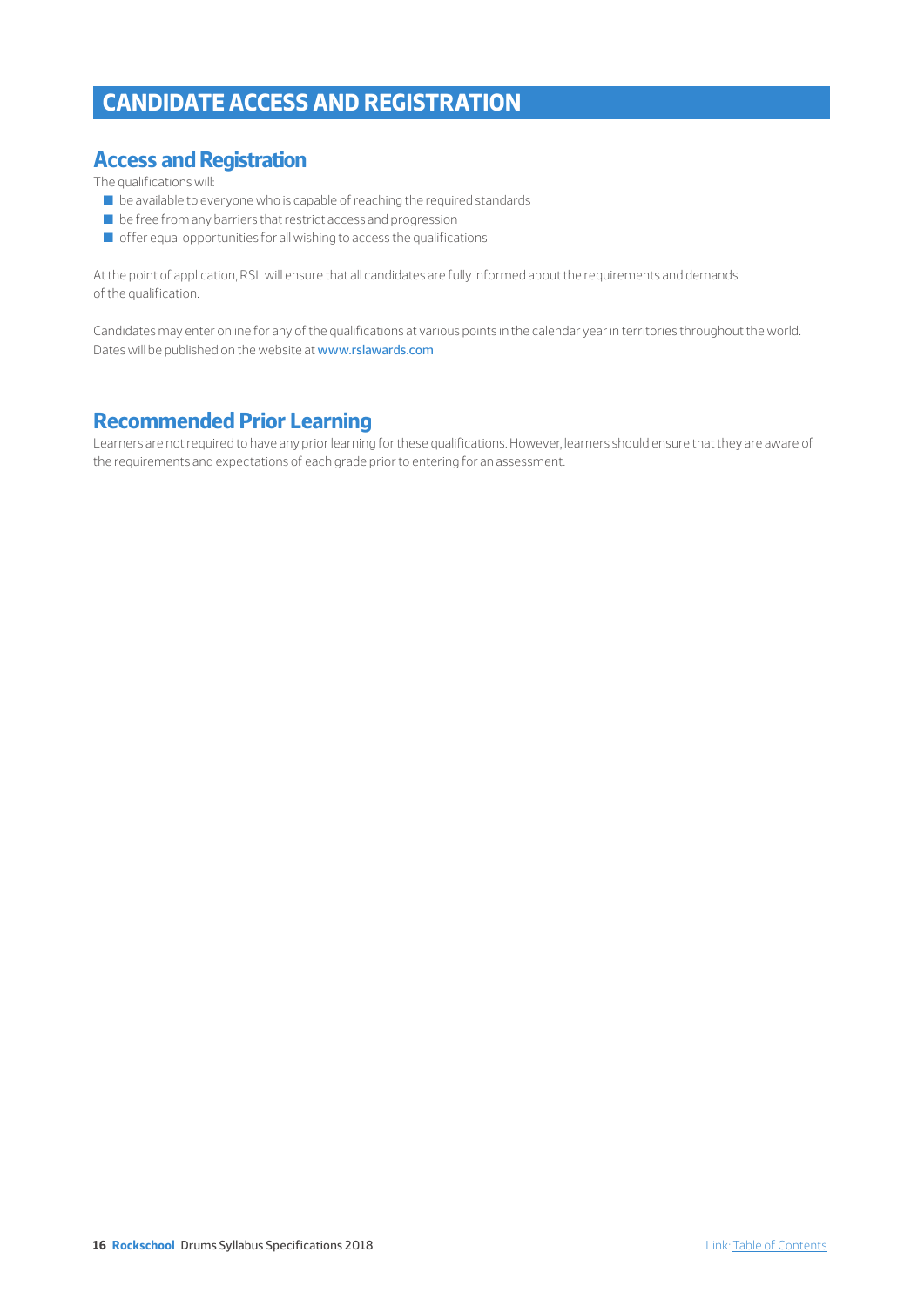# CANDIDATE ACCESS AND REGISTRATION

## Access and Registration

The qualifications will:

- be available to everyone who is capable of reaching the required standards
- be free from any barriers that restrict access and progression
- offer equal opportunities for all wishing to access the qualifications

At the point of application, RSL will ensure that all candidates are fully informed about the requirements and demands of the qualification.

Candidates may enter online for any of the qualifications at various points in the calendar year in territories throughout the world. Dates will be published on the website at www.rslawards.com

## Recommended Prior Learning

Learners are not required to have any prior learning for these qualifications. However, learners should ensure that they are aware of the requirements and expectations of each grade prior to entering for an assessment.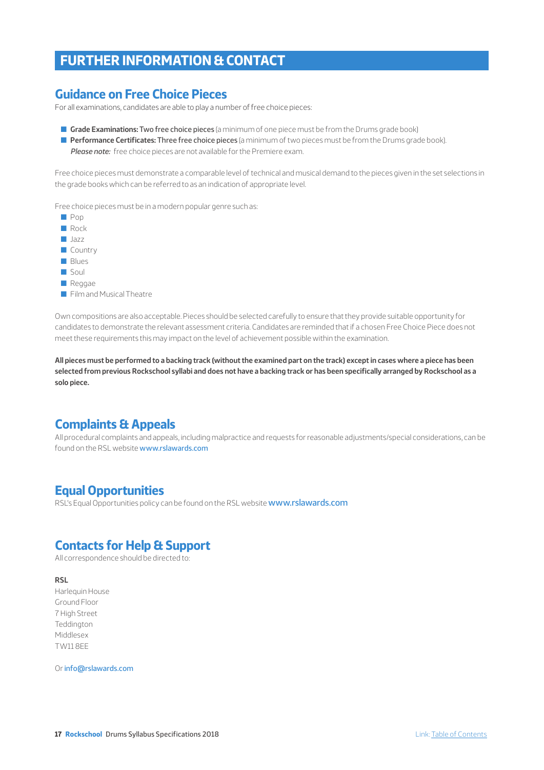# FURTHER INFORMATION & CONTACT

## Guidance on Free Choice Pieces

For all examinations, candidates are able to play a number of free choice pieces:

- **Grade Examinations: Two free choice pieces** (a minimum of one piece must be from the Drums grade book)
- **Performance Certificates: Three free choice pieces** (a minimum of two pieces must be from the Drums grade book).
  ***Please note:*** free choice pieces are not available for the Premiere exam.

Free choice pieces must demonstrate a comparable level of technical and musical demand to the pieces given in the set selections in the grade books which can be referred to as an indication of appropriate level.

Free choice pieces must be in a modern popular genre such as:

- Pop
- Rock
- Jazz
- Country
- Blues
- Soul
- Reggae
- Film and Musical Theatre

Own compositions are also acceptable. Pieces should be selected carefully to ensure that they provide suitable opportunity for candidates to demonstrate the relevant assessment criteria. Candidates are reminded that if a chosen Free Choice Piece does not meet these requirements this may impact on the level of achievement possible within the examination.

**All pieces must be performed to a backing track (without the examined part on the track) except in cases where a piece has been selected from previous Rockschool syllabi and does not have a backing track or has been specifically arranged by Rockschool as a solo piece.**

## Complaints & Appeals

All procedural complaints and appeals, including malpractice and requests for reasonable adjustments/special considerations, can be found on the RSL website www.rslawards.com

## Equal Opportunities

RSL's Equal Opportunities policy can be found on the RSL website www.rslawards.com

## Contacts for Help & Support

All correspondence should be directed to:

**RSL**
Harlequin House
Ground Floor
7 High Street
Teddington
Middlesex
TW11 8EE

Or info@rslawards.com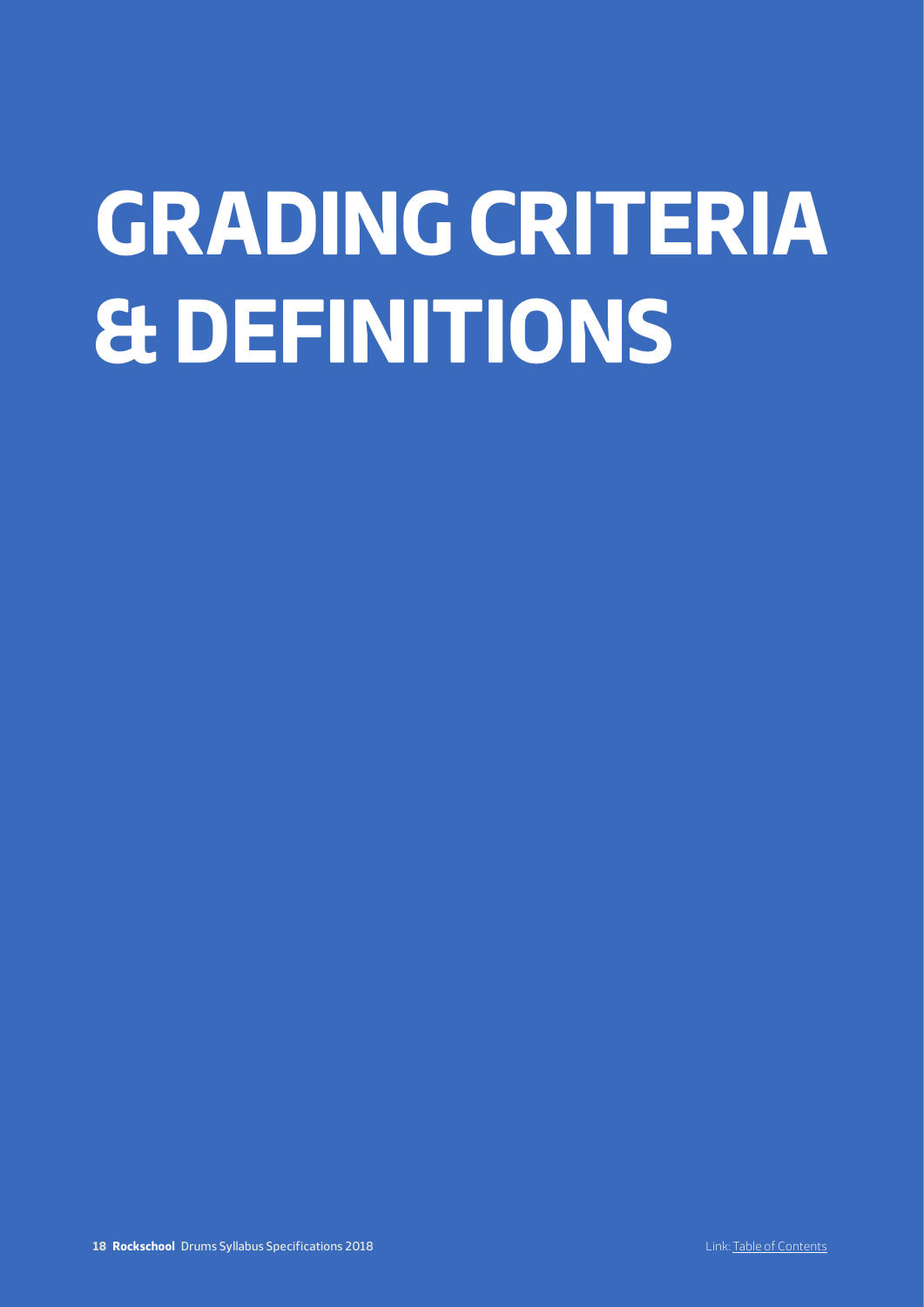# GRADING CRITERIA & DEFINITIONS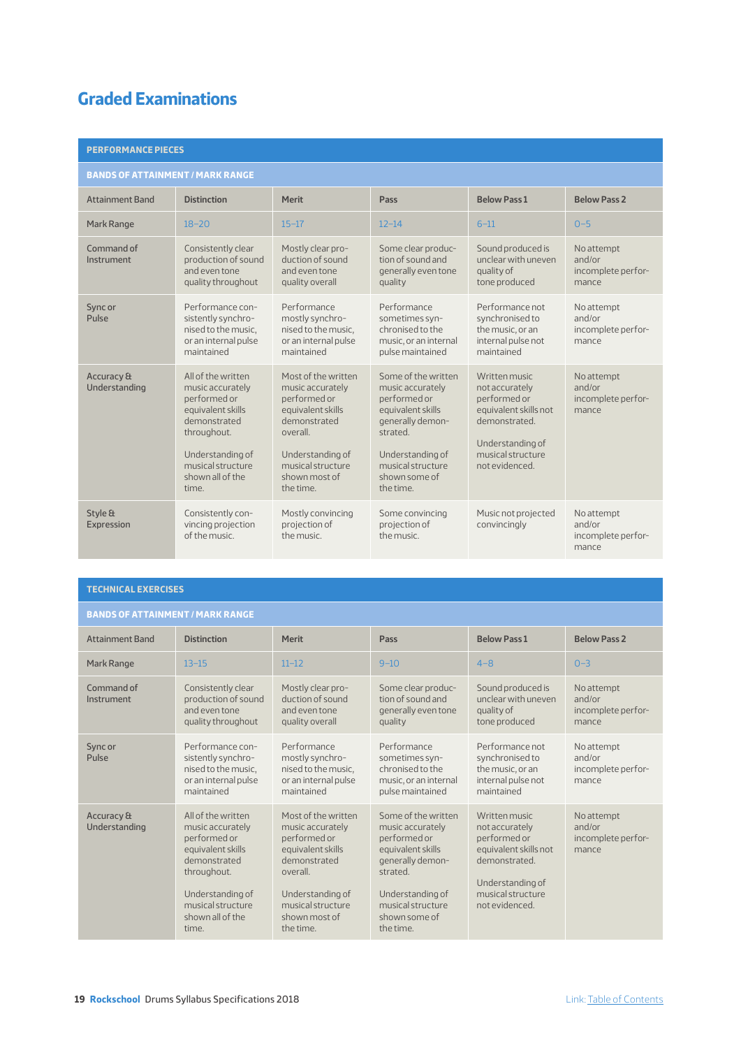## Graded Examinations

| PERFORMANCE PIECES | | | | | |
|---|---|---|---|---|---|
| **BANDS OF ATTAINMENT / MARK RANGE** | | | | | |
| Attainment Band | **Distinction** | **Merit** | **Pass** | **Below Pass 1** | **Below Pass 2** |
| Mark Range | 18–20 | 15–17 | 12–14 | 6–11 | 0–5 |
| Command of Instrument | Consistently clear production of sound and even tone quality throughout | Mostly clear production of sound and even tone quality overall | Some clear production of sound and generally even tone quality | Sound produced is unclear with uneven quality of tone produced | No attempt and/or incomplete performance |
| Sync or Pulse | Performance consistently synchronised to the music, or an internal pulse maintained | Performance mostly synchronised to the music, or an internal pulse maintained | Performance sometimes synchronised to the music, or an internal pulse maintained | Performance not synchronised to the music, or an internal pulse not maintained | No attempt and/or incomplete performance |
| Accuracy & Understanding | All of the written music accurately performed or equivalent skills demonstrated throughout. Understanding of musical structure shown all of the time. | Most of the written music accurately performed or equivalent skills demonstrated overall. Understanding of musical structure shown most of the time. | Some of the written music accurately performed or equivalent skills generally demonstrated. Understanding of musical structure shown some of the time. | Written music not accurately performed or equivalent skills not demonstrated. Understanding of musical structure not evidenced. | No attempt and/or incomplete performance |
| Style & Expression | Consistently convincing projection of the music. | Mostly convincing projection of the music. | Some convincing projection of the music. | Music not projected convincingly | No attempt and/or incomplete performance |

| TECHNICAL EXERCISES | | | | | |
|---|---|---|---|---|---|
| **BANDS OF ATTAINMENT / MARK RANGE** | | | | | |
| Attainment Band | **Distinction** | **Merit** | **Pass** | **Below Pass 1** | **Below Pass 2** |
| Mark Range | 13–15 | 11–12 | 9–10 | 4–8 | 0–3 |
| Command of Instrument | Consistently clear production of sound and even tone quality throughout | Mostly clear production of sound and even tone quality overall | Some clear production of sound and generally even tone quality | Sound produced is unclear with uneven quality of tone produced | No attempt and/or incomplete performance |
| Sync or Pulse | Performance consistently synchronised to the music, or an internal pulse maintained | Performance mostly synchronised to the music, or an internal pulse maintained | Performance sometimes synchronised to the music, or an internal pulse maintained | Performance not synchronised to the music, or an internal pulse not maintained | No attempt and/or incomplete performance |
| Accuracy & Understanding | All of the written music accurately performed or equivalent skills demonstrated throughout. Understanding of musical structure shown all of the time. | Most of the written music accurately performed or equivalent skills demonstrated overall. Understanding of musical structure shown most of the time. | Some of the written music accurately performed or equivalent skills generally demonstrated. Understanding of musical structure shown some of the time. | Written music not accurately performed or equivalent skills not demonstrated. Understanding of musical structure not evidenced. | No attempt and/or incomplete performance |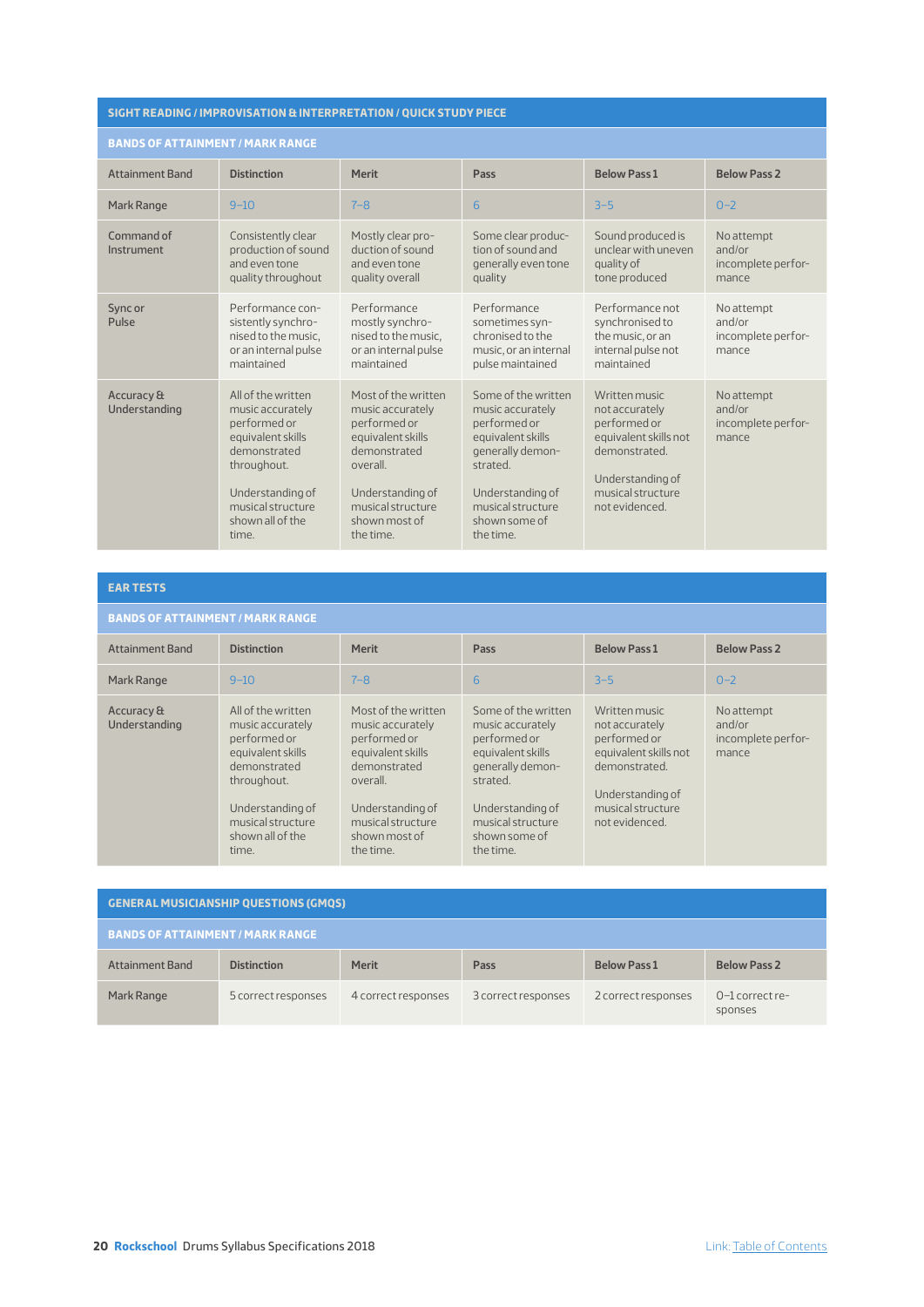## SIGHT READING / IMPROVISATION & INTERPRETATION / QUICK STUDY PIECE

### BANDS OF ATTAINMENT / MARK RANGE

| Attainment Band | Distinction | Merit | Pass | Below Pass 1 | Below Pass 2 |
|---|---|---|---|---|---|
| Mark Range | 9–10 | 7–8 | 6 | 3–5 | 0–2 |
| Command of Instrument | Consistently clear production of sound and even tone quality throughout | Mostly clear production of sound and even tone quality overall | Some clear production of sound and generally even tone quality | Sound produced is unclear with uneven quality of tone produced | No attempt and/or incomplete performance |
| Sync or Pulse | Performance consistently synchronised to the music, or an internal pulse maintained | Performance mostly synchronised to the music, or an internal pulse maintained | Performance sometimes synchronised to the music, or an internal pulse maintained | Performance not synchronised to the music, or an internal pulse not maintained | No attempt and/or incomplete performance |
| Accuracy & Understanding | All of the written music accurately performed or equivalent skills demonstrated throughout. Understanding of musical structure shown all of the time. | Most of the written music accurately performed or equivalent skills demonstrated overall. Understanding of musical structure shown most of the time. | Some of the written music accurately performed or equivalent skills generally demonstrated. Understanding of musical structure shown some of the time. | Written music not accurately performed or equivalent skills not demonstrated. Understanding of musical structure not evidenced. | No attempt and/or incomplete performance |

## EAR TESTS

### BANDS OF ATTAINMENT / MARK RANGE

| Attainment Band | Distinction | Merit | Pass | Below Pass 1 | Below Pass 2 |
|---|---|---|---|---|---|
| Mark Range | 9–10 | 7–8 | 6 | 3–5 | 0–2 |
| Accuracy & Understanding | All of the written music accurately performed or equivalent skills demonstrated throughout. Understanding of musical structure shown all of the time. | Most of the written music accurately performed or equivalent skills demonstrated overall. Understanding of musical structure shown most of the time. | Some of the written music accurately performed or equivalent skills generally demonstrated. Understanding of musical structure shown some of the time. | Written music not accurately performed or equivalent skills not demonstrated. Understanding of musical structure not evidenced. | No attempt and/or incomplete performance |

## GENERAL MUSICIANSHIP QUESTIONS (GMQS)

### BANDS OF ATTAINMENT / MARK RANGE

| Attainment Band | Distinction | Merit | Pass | Below Pass 1 | Below Pass 2 |
|---|---|---|---|---|---|
| Mark Range | 5 correct responses | 4 correct responses | 3 correct responses | 2 correct responses | 0–1 correct responses |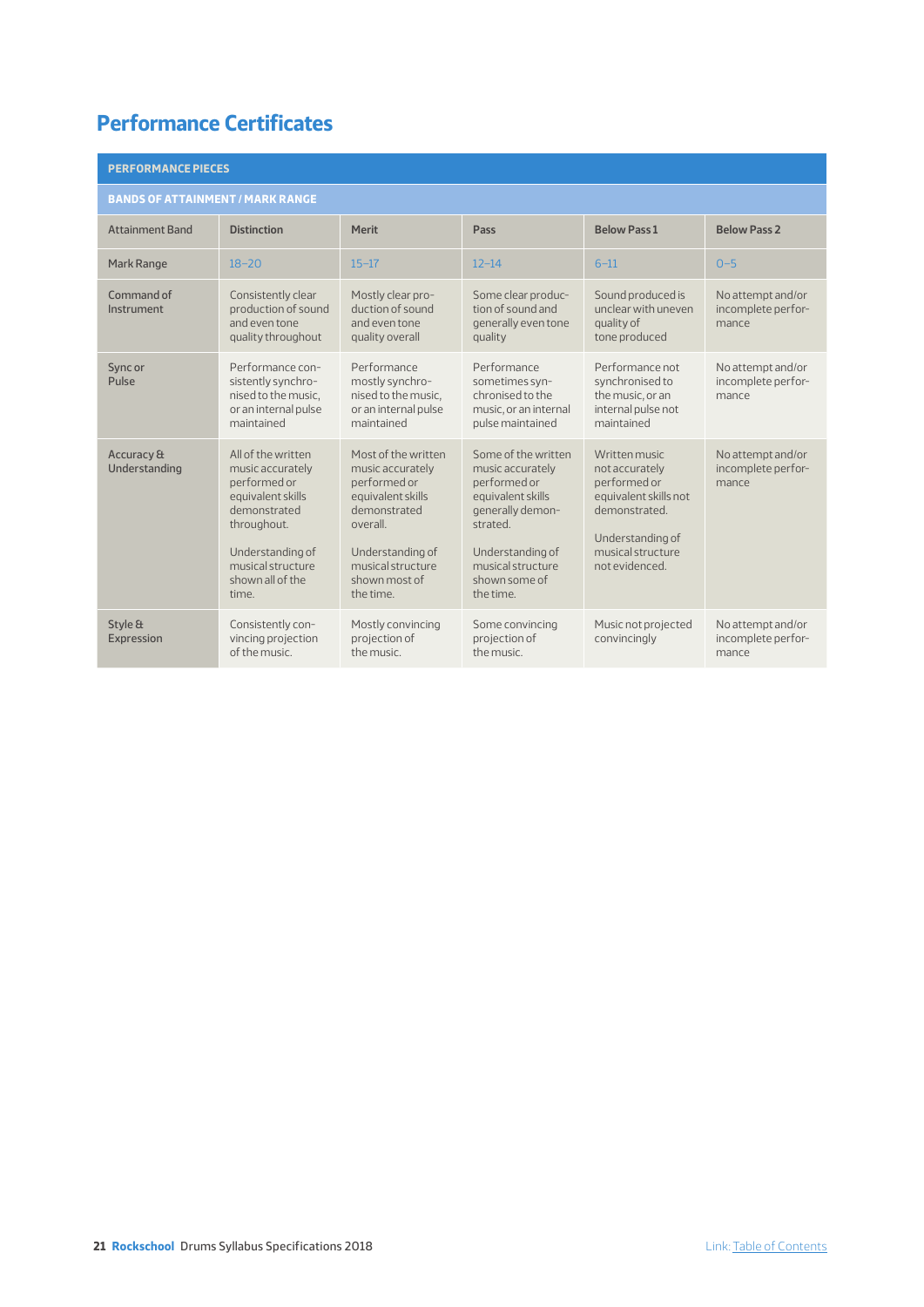# Performance Certificates

| PERFORMANCE PIECES | | | | | |
|---|---|---|---|---|---|
| **BANDS OF ATTAINMENT / MARK RANGE** | | | | | |
| Attainment Band | **Distinction** | **Merit** | **Pass** | **Below Pass 1** | **Below Pass 2** |
| Mark Range | 18–20 | 15–17 | 12–14 | 6–11 | 0–5 |
| Command of Instrument | Consistently clear production of sound and even tone quality throughout | Mostly clear production of sound and even tone quality overall | Some clear production of sound and generally even tone quality | Sound produced is unclear with uneven quality of tone produced | No attempt and/or incomplete performance |
| Sync or Pulse | Performance consistently synchronised to the music, or an internal pulse maintained | Performance mostly synchronised to the music, or an internal pulse maintained | Performance sometimes synchronised to the music, or an internal pulse maintained | Performance not synchronised to the music, or an internal pulse not maintained | No attempt and/or incomplete performance |
| Accuracy & Understanding | All of the written music accurately performed or equivalent skills demonstrated throughout.<br><br>Understanding of musical structure shown all of the time. | Most of the written music accurately performed or equivalent skills demonstrated overall.<br><br>Understanding of musical structure shown most of the time. | Some of the written music accurately performed or equivalent skills generally demonstrated.<br><br>Understanding of musical structure shown some of the time. | Written music not accurately performed or equivalent skills not demonstrated.<br><br>Understanding of musical structure not evidenced. | No attempt and/or incomplete performance |
| Style & Expression | Consistently convincing projection of the music. | Mostly convincing projection of the music. | Some convincing projection of the music. | Music not projected convincingly | No attempt and/or incomplete performance |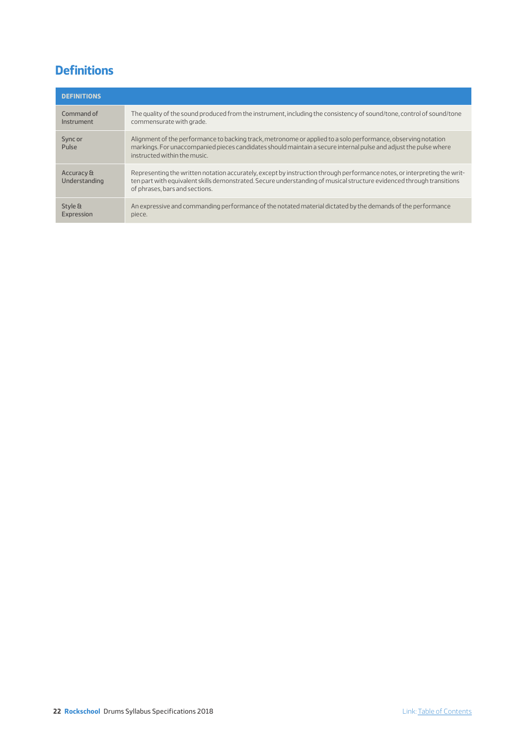# Definitions

| DEFINITIONS | |
|---|---|
| Command of Instrument | The quality of the sound produced from the instrument, including the consistency of sound/tone, control of sound/tone commensurate with grade. |
| Sync or Pulse | Alignment of the performance to backing track, metronome or applied to a solo performance, observing notation markings. For unaccompanied pieces candidates should maintain a secure internal pulse and adjust the pulse where instructed within the music. |
| Accuracy & Understanding | Representing the written notation accurately, except by instruction through performance notes, or interpreting the written part with equivalent skills demonstrated. Secure understanding of musical structure evidenced through transitions of phrases, bars and sections. |
| Style & Expression | An expressive and commanding performance of the notated material dictated by the demands of the performance piece. |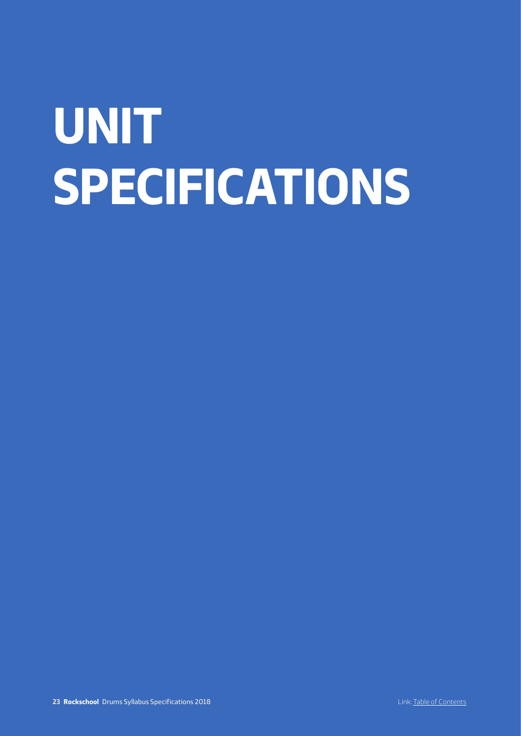# UNIT SPECIFICATIONS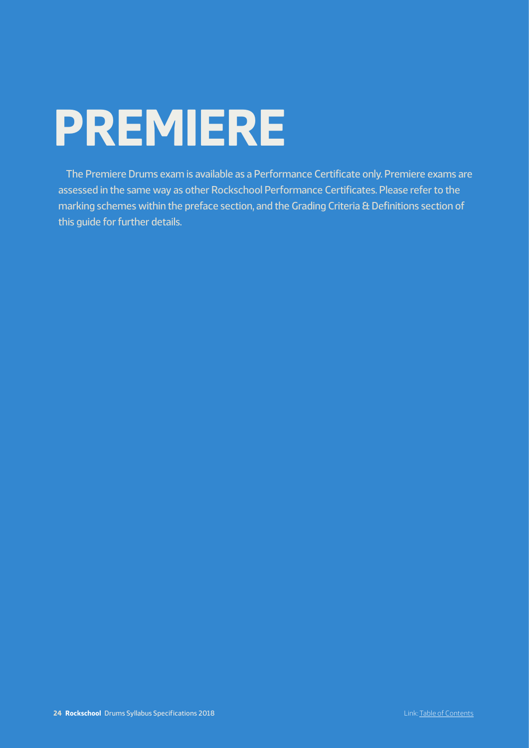# PREMIERE

The Premiere Drums exam is available as a Performance Certificate only. Premiere exams are assessed in the same way as other Rockschool Performance Certificates. Please refer to the marking schemes within the preface section, and the Grading Criteria & Definitions section of this guide for further details.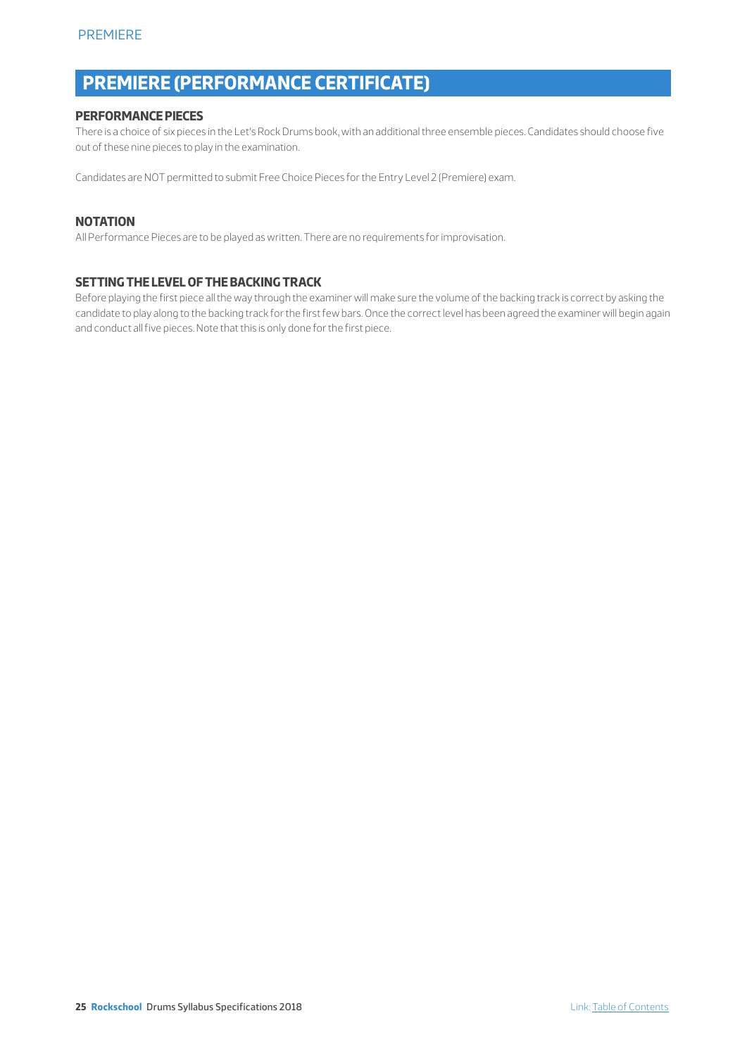# PREMIERE (PERFORMANCE CERTIFICATE)

### PERFORMANCE PIECES

There is a choice of six pieces in the Let's Rock Drums book, with an additional three ensemble pieces. Candidates should choose five out of these nine pieces to play in the examination.

Candidates are NOT permitted to submit Free Choice Pieces for the Entry Level 2 (Premiere) exam.

### NOTATION

All Performance Pieces are to be played as written. There are no requirements for improvisation.

### SETTING THE LEVEL OF THE BACKING TRACK

Before playing the first piece all the way through the examiner will make sure the volume of the backing track is correct by asking the candidate to play along to the backing track for the first few bars. Once the correct level has been agreed the examiner will begin again and conduct all five pieces. Note that this is only done for the first piece.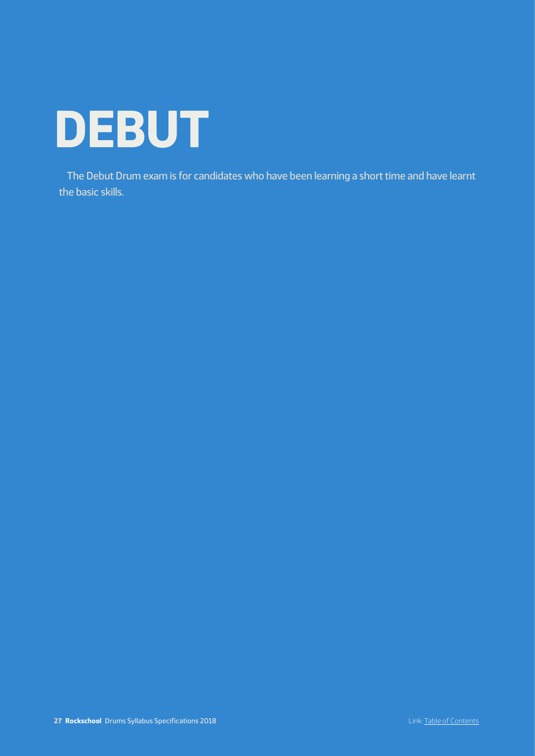# DEBUT

The Debut Drum exam is for candidates who have been learning a short time and have learnt the basic skills.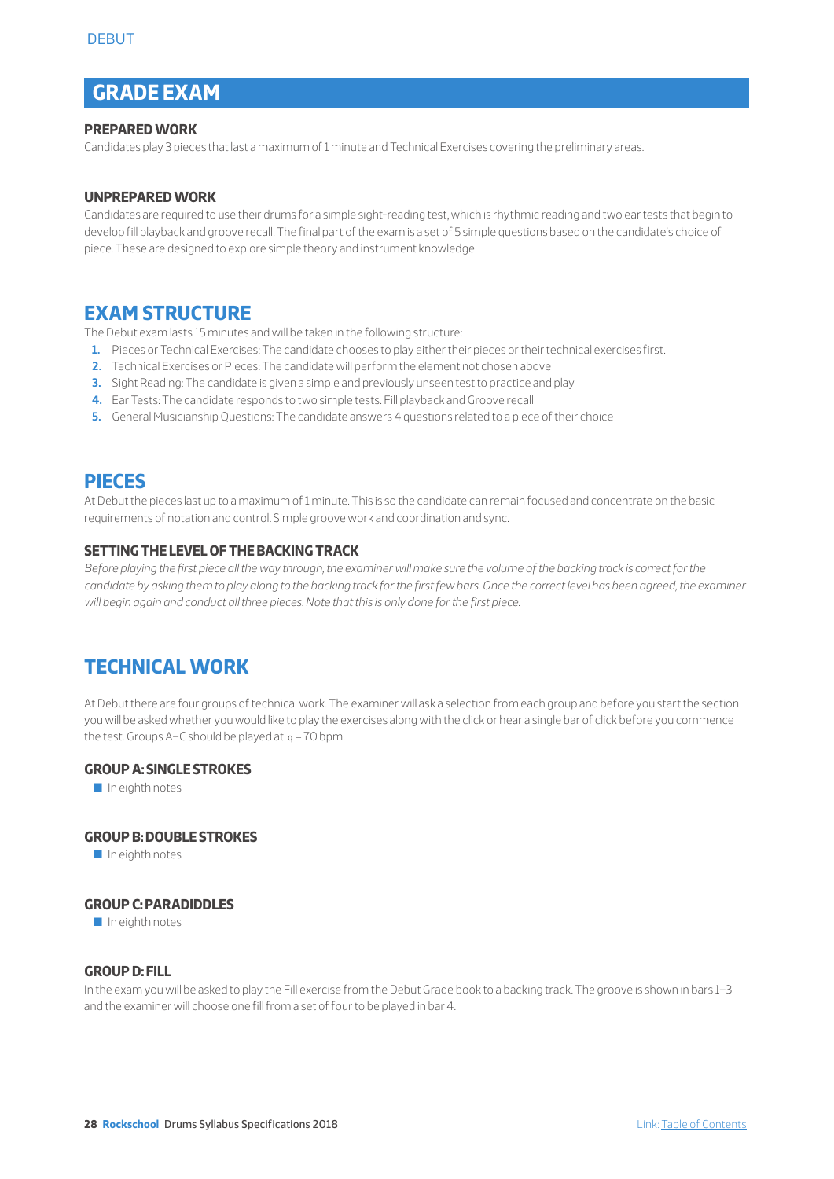DEBUT

## GRADE EXAM

### PREPARED WORK

Candidates play 3 pieces that last a maximum of 1 minute and Technical Exercises covering the preliminary areas.

### UNPREPARED WORK

Candidates are required to use their drums for a simple sight-reading test, which is rhythmic reading and two ear tests that begin to develop fill playback and groove recall. The final part of the exam is a set of 5 simple questions based on the candidate's choice of piece. These are designed to explore simple theory and instrument knowledge

## EXAM STRUCTURE

The Debut exam lasts 15 minutes and will be taken in the following structure:

1. Pieces or Technical Exercises: The candidate chooses to play either their pieces or their technical exercises first.
2. Technical Exercises or Pieces: The candidate will perform the element not chosen above
3. Sight Reading: The candidate is given a simple and previously unseen test to practice and play
4. Ear Tests: The candidate responds to two simple tests. Fill playback and Groove recall
5. General Musicianship Questions: The candidate answers 4 questions related to a piece of their choice

## PIECES

At Debut the pieces last up to a maximum of 1 minute. This is so the candidate can remain focused and concentrate on the basic requirements of notation and control. Simple groove work and coordination and sync.

### SETTING THE LEVEL OF THE BACKING TRACK

*Before playing the first piece all the way through, the examiner will make sure the volume of the backing track is correct for the candidate by asking them to play along to the backing track for the first few bars. Once the correct level has been agreed, the examiner will begin again and conduct all three pieces. Note that this is only done for the first piece.*

## TECHNICAL WORK

At Debut there are four groups of technical work. The examiner will ask a selection from each group and before you start the section you will be asked whether you would like to play the exercises along with the click or hear a single bar of click before you commence the test. Groups A–C should be played at ♩ = 70 bpm.

### GROUP A: SINGLE STROKES

- In eighth notes

### GROUP B: DOUBLE STROKES

- In eighth notes

### GROUP C: PARADIDDLES

- In eighth notes

### GROUP D: FILL

In the exam you will be asked to play the Fill exercise from the Debut Grade book to a backing track. The groove is shown in bars 1–3 and the examiner will choose one fill from a set of four to be played in bar 4.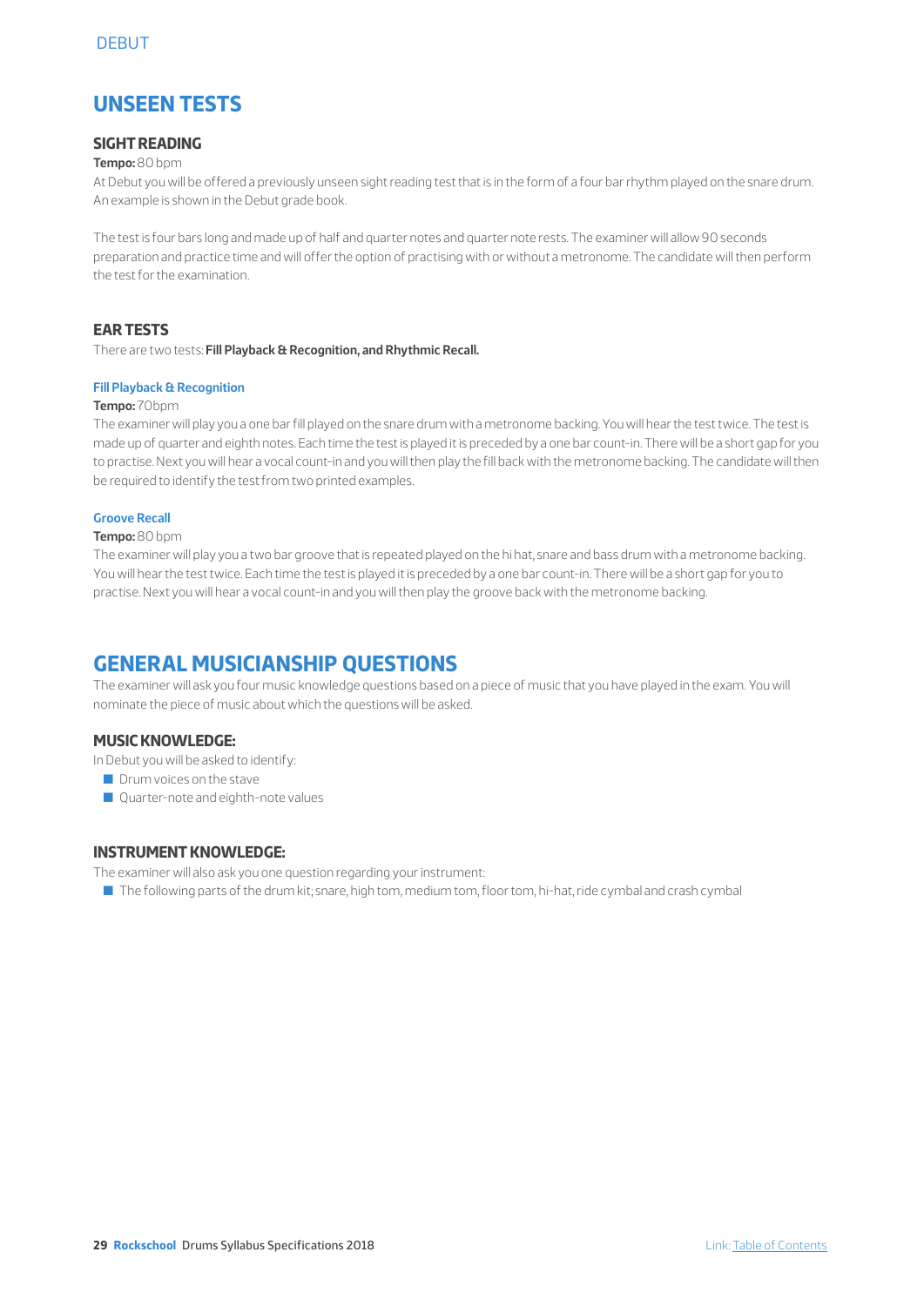DEBUT

# UNSEEN TESTS

## SIGHT READING

**Tempo:** 80 bpm

At Debut you will be offered a previously unseen sight reading test that is in the form of a four bar rhythm played on the snare drum. An example is shown in the Debut grade book.

The test is four bars long and made up of half and quarter notes and quarter note rests. The examiner will allow 90 seconds preparation and practice time and will offer the option of practising with or without a metronome. The candidate will then perform the test for the examination.

## EAR TESTS

There are two tests: **Fill Playback & Recognition, and Rhythmic Recall.**

### Fill Playback & Recognition

**Tempo:** 70bpm

The examiner will play you a one bar fill played on the snare drum with a metronome backing. You will hear the test twice. The test is made up of quarter and eighth notes. Each time the test is played it is preceded by a one bar count-in. There will be a short gap for you to practise. Next you will hear a vocal count-in and you will then play the fill back with the metronome backing. The candidate will then be required to identify the test from two printed examples.

### Groove Recall

**Tempo:** 80 bpm

The examiner will play you a two bar groove that is repeated played on the hi hat, snare and bass drum with a metronome backing. You will hear the test twice. Each time the test is played it is preceded by a one bar count-in. There will be a short gap for you to practise. Next you will hear a vocal count-in and you will then play the groove back with the metronome backing.

# GENERAL MUSICIANSHIP QUESTIONS

The examiner will ask you four music knowledge questions based on a piece of music that you have played in the exam. You will nominate the piece of music about which the questions will be asked.

## MUSIC KNOWLEDGE:

In Debut you will be asked to identify:

- Drum voices on the stave
- Quarter-note and eighth-note values

## INSTRUMENT KNOWLEDGE:

The examiner will also ask you one question regarding your instrument:

- The following parts of the drum kit; snare, high tom, medium tom, floor tom, hi-hat, ride cymbal and crash cymbal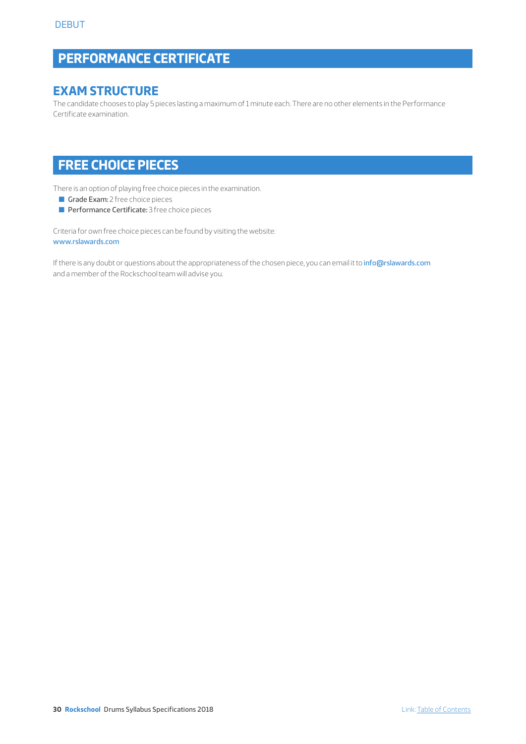## PERFORMANCE CERTIFICATE

### EXAM STRUCTURE

The candidate chooses to play 5 pieces lasting a maximum of 1 minute each. There are no other elements in the Performance Certificate examination.

## FREE CHOICE PIECES

There is an option of playing free choice pieces in the examination.

- **Grade Exam:** 2 free choice pieces
- **Performance Certificate:** 3 free choice pieces

Criteria for own free choice pieces can be found by visiting the website:
www.rslawards.com

If there is any doubt or questions about the appropriateness of the chosen piece, you can email it to info@rslawards.com and a member of the Rockschool team will advise you.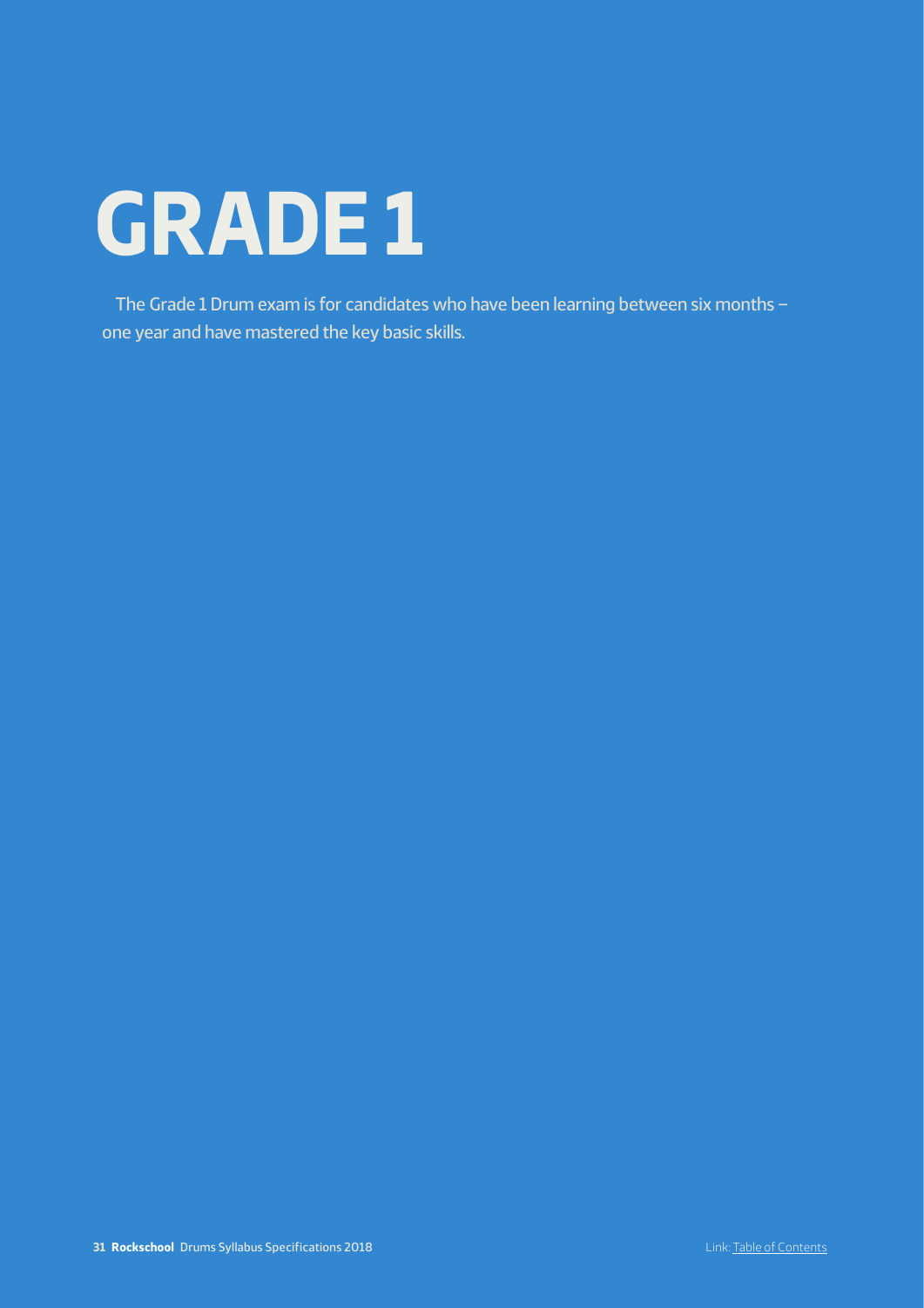# GRADE 1

The Grade 1 Drum exam is for candidates who have been learning between six months – one year and have mastered the key basic skills.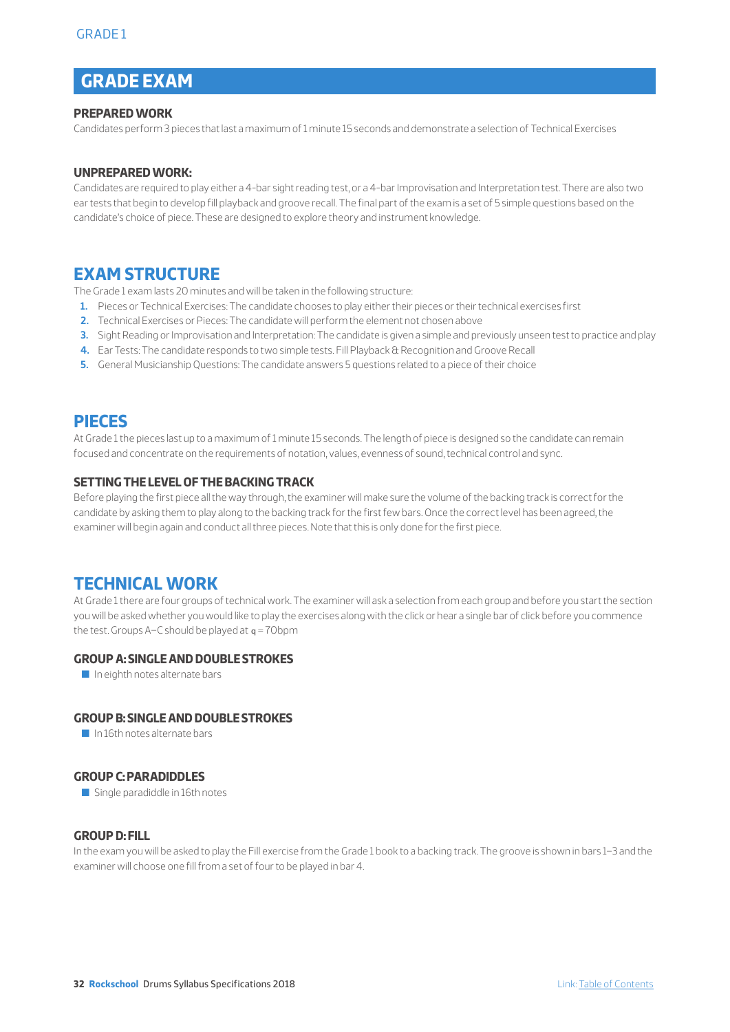GRADE 1

# GRADE EXAM

### PREPARED WORK

Candidates perform 3 pieces that last a maximum of 1 minute 15 seconds and demonstrate a selection of Technical Exercises

### UNPREPARED WORK:

Candidates are required to play either a 4-bar sight reading test, or a 4-bar Improvisation and Interpretation test. There are also two ear tests that begin to develop fill playback and groove recall. The final part of the exam is a set of 5 simple questions based on the candidate's choice of piece. These are designed to explore theory and instrument knowledge.

## EXAM STRUCTURE

The Grade 1 exam lasts 20 minutes and will be taken in the following structure:

1. Pieces or Technical Exercises: The candidate chooses to play either their pieces or their technical exercises first
2. Technical Exercises or Pieces: The candidate will perform the element not chosen above
3. Sight Reading or Improvisation and Interpretation: The candidate is given a simple and previously unseen test to practice and play
4. Ear Tests: The candidate responds to two simple tests. Fill Playback & Recognition and Groove Recall
5. General Musicianship Questions: The candidate answers 5 questions related to a piece of their choice

## PIECES

At Grade 1 the pieces last up to a maximum of 1 minute 15 seconds. The length of piece is designed so the candidate can remain focused and concentrate on the requirements of notation, values, evenness of sound, technical control and sync.

### SETTING THE LEVEL OF THE BACKING TRACK

Before playing the first piece all the way through, the examiner will make sure the volume of the backing track is correct for the candidate by asking them to play along to the backing track for the first few bars. Once the correct level has been agreed, the examiner will begin again and conduct all three pieces. Note that this is only done for the first piece.

## TECHNICAL WORK

At Grade 1 there are four groups of technical work. The examiner will ask a selection from each group and before you start the section you will be asked whether you would like to play the exercises along with the click or hear a single bar of click before you commence the test. Groups A–C should be played at ♩ = 70bpm

### GROUP A: SINGLE AND DOUBLE STROKES

- In eighth notes alternate bars

### GROUP B: SINGLE AND DOUBLE STROKES

- In 16th notes alternate bars

### GROUP C: PARADIDDLES

- Single paradiddle in 16th notes

### GROUP D: FILL

In the exam you will be asked to play the Fill exercise from the Grade 1 book to a backing track. The groove is shown in bars 1–3 and the examiner will choose one fill from a set of four to be played in bar 4.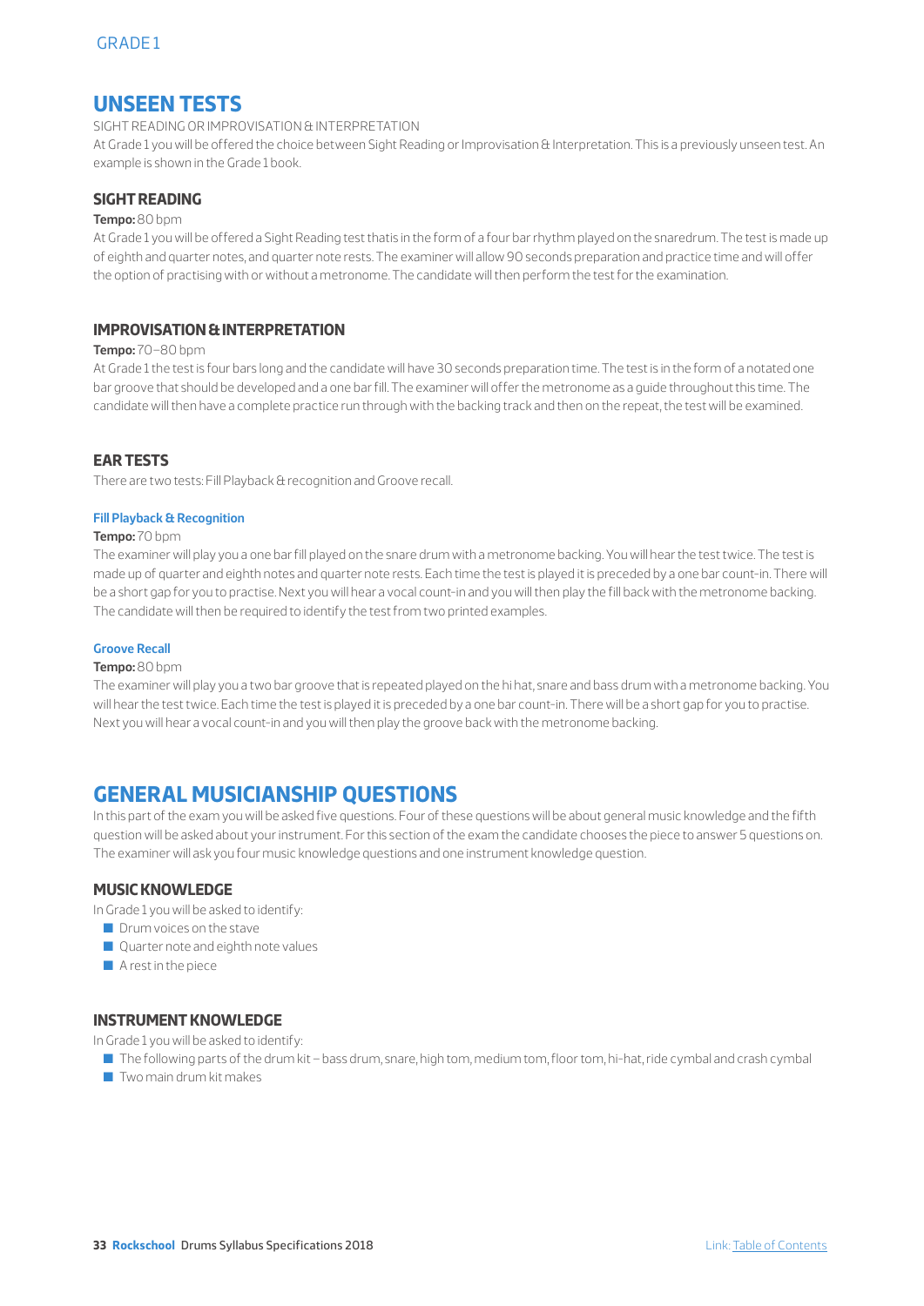GRADE 1

## UNSEEN TESTS

SIGHT READING OR IMPROVISATION & INTERPRETATION

At Grade 1 you will be offered the choice between Sight Reading or Improvisation & Interpretation. This is a previously unseen test. An example is shown in the Grade 1 book.

### SIGHT READING

**Tempo:** 80 bpm

At Grade 1 you will be offered a Sight Reading test thatis in the form of a four bar rhythm played on the snaredrum. The test is made up of eighth and quarter notes, and quarter note rests. The examiner will allow 90 seconds preparation and practice time and will offer the option of practising with or without a metronome. The candidate will then perform the test for the examination.

### IMPROVISATION & INTERPRETATION

**Tempo:** 70–80 bpm

At Grade 1 the test is four bars long and the candidate will have 30 seconds preparation time. The test is in the form of a notated one bar groove that should be developed and a one bar fill. The examiner will offer the metronome as a guide throughout this time. The candidate will then have a complete practice run through with the backing track and then on the repeat, the test will be examined.

### EAR TESTS

There are two tests: Fill Playback & recognition and Groove recall.

#### Fill Playback & Recognition

**Tempo:** 70 bpm

The examiner will play you a one bar fill played on the snare drum with a metronome backing. You will hear the test twice. The test is made up of quarter and eighth notes and quarter note rests. Each time the test is played it is preceded by a one bar count-in. There will be a short gap for you to practise. Next you will hear a vocal count-in and you will then play the fill back with the metronome backing. The candidate will then be required to identify the test from two printed examples.

#### Groove Recall

**Tempo:** 80 bpm

The examiner will play you a two bar groove that is repeated played on the hi hat, snare and bass drum with a metronome backing. You will hear the test twice. Each time the test is played it is preceded by a one bar count-in. There will be a short gap for you to practise. Next you will hear a vocal count-in and you will then play the groove back with the metronome backing.

## GENERAL MUSICIANSHIP QUESTIONS

In this part of the exam you will be asked five questions. Four of these questions will be about general music knowledge and the fifth question will be asked about your instrument. For this section of the exam the candidate chooses the piece to answer 5 questions on. The examiner will ask you four music knowledge questions and one instrument knowledge question.

### MUSIC KNOWLEDGE

In Grade 1 you will be asked to identify:

- Drum voices on the stave
- Quarter note and eighth note values
- A rest in the piece

### INSTRUMENT KNOWLEDGE

In Grade 1 you will be asked to identify:

- The following parts of the drum kit – bass drum, snare, high tom, medium tom, floor tom, hi-hat, ride cymbal and crash cymbal
- Two main drum kit makes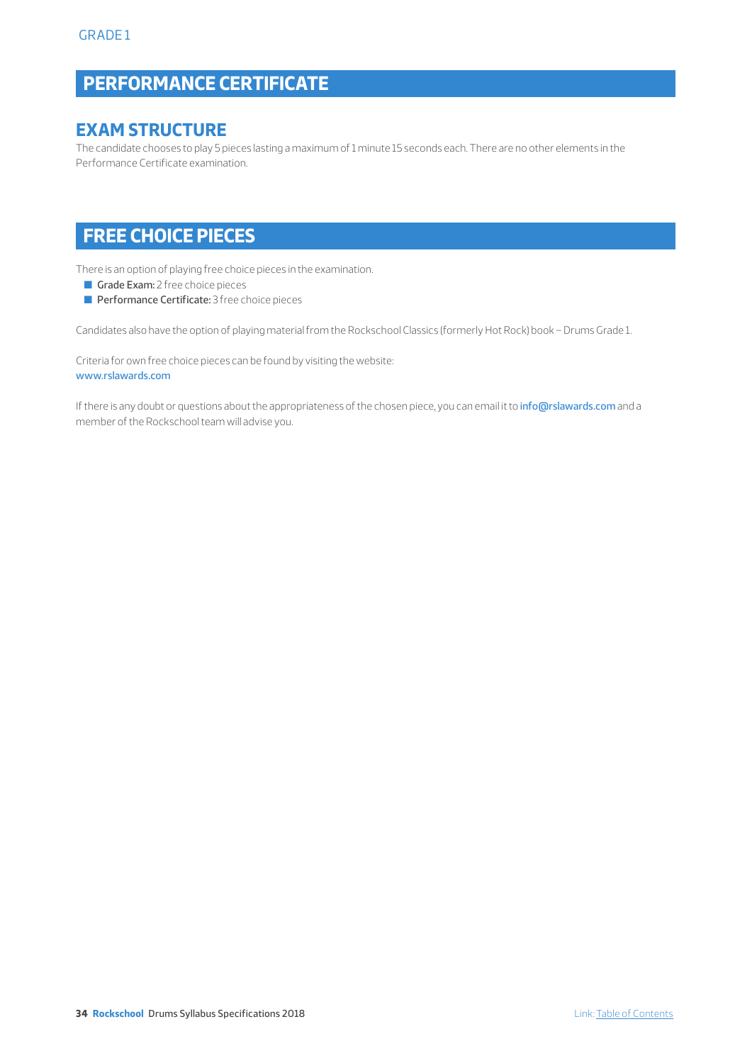## PERFORMANCE CERTIFICATE

### EXAM STRUCTURE

The candidate chooses to play 5 pieces lasting a maximum of 1 minute 15 seconds each. There are no other elements in the Performance Certificate examination.

## FREE CHOICE PIECES

There is an option of playing free choice pieces in the examination.

- **Grade Exam:** 2 free choice pieces
- **Performance Certificate:** 3 free choice pieces

Candidates also have the option of playing material from the Rockschool Classics (formerly Hot Rock) book – Drums Grade 1.

Criteria for own free choice pieces can be found by visiting the website:
www.rslawards.com

If there is any doubt or questions about the appropriateness of the chosen piece, you can email it to info@rslawards.com and a member of the Rockschool team will advise you.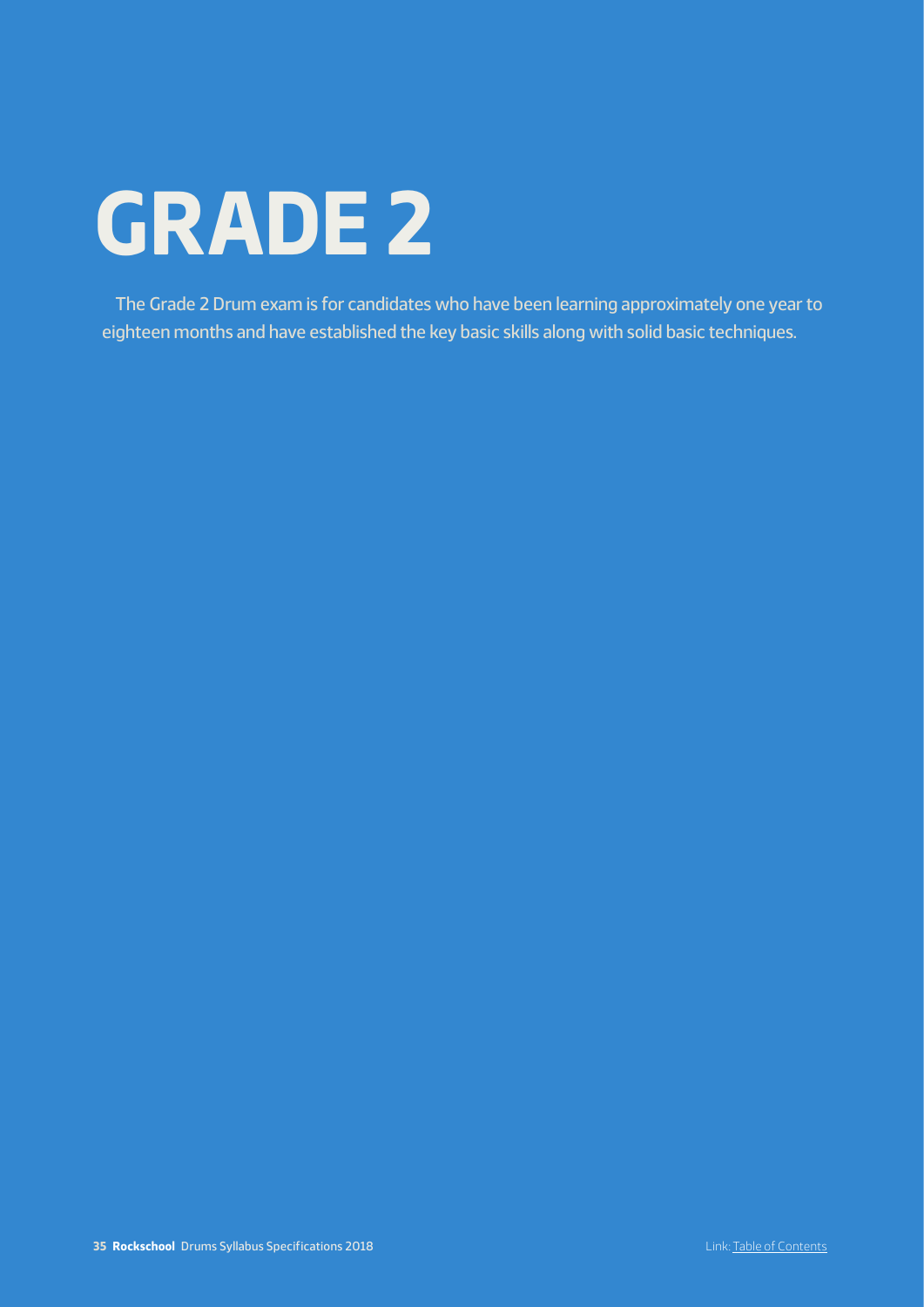# GRADE 2

The Grade 2 Drum exam is for candidates who have been learning approximately one year to eighteen months and have established the key basic skills along with solid basic techniques.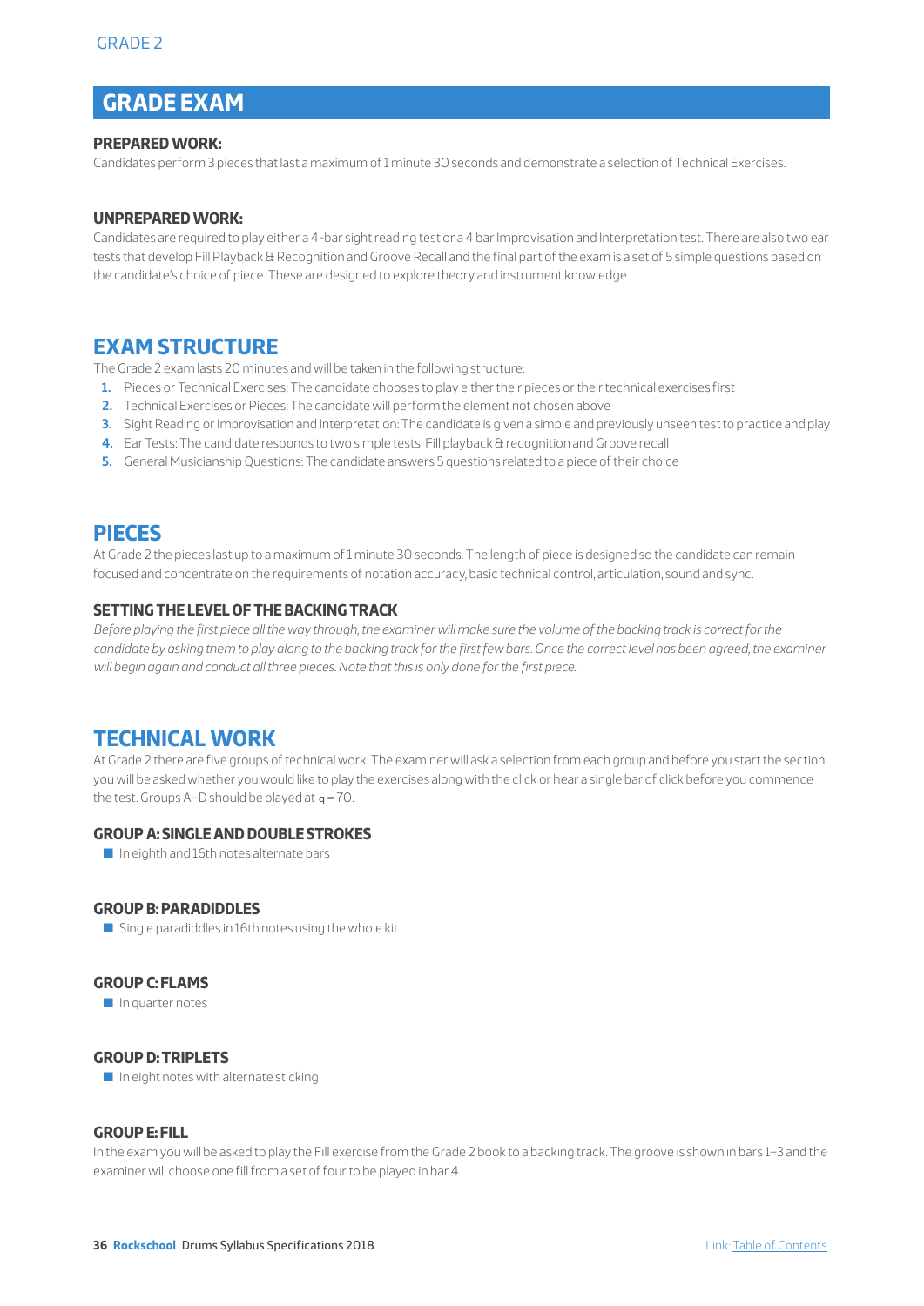# GRADE EXAM

**PREPARED WORK:**
Candidates perform 3 pieces that last a maximum of 1 minute 30 seconds and demonstrate a selection of Technical Exercises.

**UNPREPARED WORK:**
Candidates are required to play either a 4-bar sight reading test or a 4 bar Improvisation and Interpretation test. There are also two ear tests that develop Fill Playback & Recognition and Groove Recall and the final part of the exam is a set of 5 simple questions based on the candidate's choice of piece. These are designed to explore theory and instrument knowledge.

## EXAM STRUCTURE

The Grade 2 exam lasts 20 minutes and will be taken in the following structure:

1. Pieces or Technical Exercises: The candidate chooses to play either their pieces or their technical exercises first
2. Technical Exercises or Pieces: The candidate will perform the element not chosen above
3. Sight Reading or Improvisation and Interpretation: The candidate is given a simple and previously unseen test to practice and play
4. Ear Tests: The candidate responds to two simple tests. Fill playback & recognition and Groove recall
5. General Musicianship Questions: The candidate answers 5 questions related to a piece of their choice

## PIECES

At Grade 2 the pieces last up to a maximum of 1 minute 30 seconds. The length of piece is designed so the candidate can remain focused and concentrate on the requirements of notation accuracy, basic technical control, articulation, sound and sync.

### SETTING THE LEVEL OF THE BACKING TRACK

*Before playing the first piece all the way through, the examiner will make sure the volume of the backing track is correct for the candidate by asking them to play along to the backing track for the first few bars. Once the correct level has been agreed, the examiner will begin again and conduct all three pieces. Note that this is only done for the first piece.*

## TECHNICAL WORK

At Grade 2 there are five groups of technical work. The examiner will ask a selection from each group and before you start the section you will be asked whether you would like to play the exercises along with the click or hear a single bar of click before you commence the test. Groups A–D should be played at ♩ = 70.

### GROUP A: SINGLE AND DOUBLE STROKES

- In eighth and 16th notes alternate bars

### GROUP B: PARADIDDLES

- Single paradiddles in 16th notes using the whole kit

### GROUP C: FLAMS

- In quarter notes

### GROUP D: TRIPLETS

- In eight notes with alternate sticking

### GROUP E: FILL

In the exam you will be asked to play the Fill exercise from the Grade 2 book to a backing track. The groove is shown in bars 1–3 and the examiner will choose one fill from a set of four to be played in bar 4.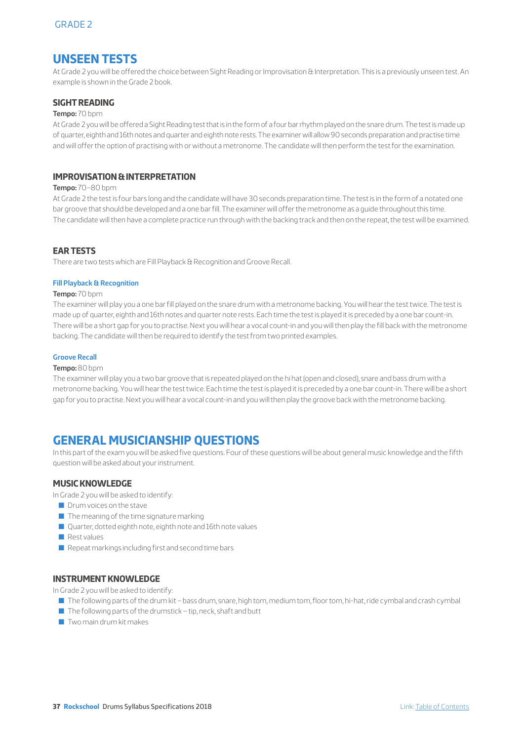# UNSEEN TESTS

At Grade 2 you will be offered the choice between Sight Reading or Improvisation & Interpretation. This is a previously unseen test. An example is shown in the Grade 2 book.

### SIGHT READING

**Tempo:** 70 bpm

At Grade 2 you will be offered a Sight Reading test that is in the form of a four bar rhythm played on the snare drum. The test is made up of quarter, eighth and 16th notes and quarter and eighth note rests. The examiner will allow 90 seconds preparation and practise time and will offer the option of practising with or without a metronome. The candidate will then perform the test for the examination.

### IMPROVISATION & INTERPRETATION

**Tempo:** 70–80 bpm

At Grade 2 the test is four bars long and the candidate will have 30 seconds preparation time. The test is in the form of a notated one bar groove that should be developed and a one bar fill. The examiner will offer the metronome as a guide throughout this time. The candidate will then have a complete practice run through with the backing track and then on the repeat, the test will be examined.

### EAR TESTS

There are two tests which are Fill Playback & Recognition and Groove Recall.

#### Fill Playback & Recognition

**Tempo:** 70 bpm

The examiner will play you a one bar fill played on the snare drum with a metronome backing. You will hear the test twice. The test is made up of quarter, eighth and 16th notes and quarter note rests. Each time the test is played it is preceded by a one bar count-in. There will be a short gap for you to practise. Next you will hear a vocal count-in and you will then play the fill back with the metronome backing. The candidate will then be required to identify the test from two printed examples.

#### Groove Recall

**Tempo:** 80 bpm

The examiner will play you a two bar groove that is repeated played on the hi hat (open and closed), snare and bass drum with a metronome backing. You will hear the test twice. Each time the test is played it is preceded by a one bar count-in. There will be a short gap for you to practise. Next you will hear a vocal count-in and you will then play the groove back with the metronome backing.

# GENERAL MUSICIANSHIP QUESTIONS

In this part of the exam you will be asked five questions. Four of these questions will be about general music knowledge and the fifth question will be asked about your instrument.

### MUSIC KNOWLEDGE

In Grade 2 you will be asked to identify:

- Drum voices on the stave
- The meaning of the time signature marking
- Quarter, dotted eighth note, eighth note and 16th note values
- Rest values
- Repeat markings including first and second time bars

### INSTRUMENT KNOWLEDGE

In Grade 2 you will be asked to identify:

- The following parts of the drum kit – bass drum, snare, high tom, medium tom, floor tom, hi-hat, ride cymbal and crash cymbal
- The following parts of the drumstick – tip, neck, shaft and butt
- Two main drum kit makes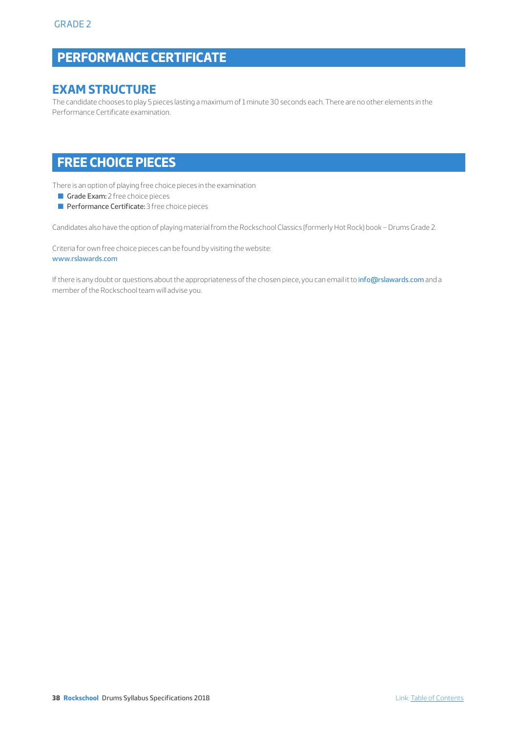GRADE 2

## PERFORMANCE CERTIFICATE

### EXAM STRUCTURE

The candidate chooses to play 5 pieces lasting a maximum of 1 minute 30 seconds each. There are no other elements in the Performance Certificate examination.

## FREE CHOICE PIECES

There is an option of playing free choice pieces in the examination

- **Grade Exam:** 2 free choice pieces
- **Performance Certificate:** 3 free choice pieces

Candidates also have the option of playing material from the Rockschool Classics (formerly Hot Rock) book – Drums Grade 2.

Criteria for own free choice pieces can be found by visiting the website:
www.rslawards.com

If there is any doubt or questions about the appropriateness of the chosen piece, you can email it to info@rslawards.com and a member of the Rockschool team will advise you.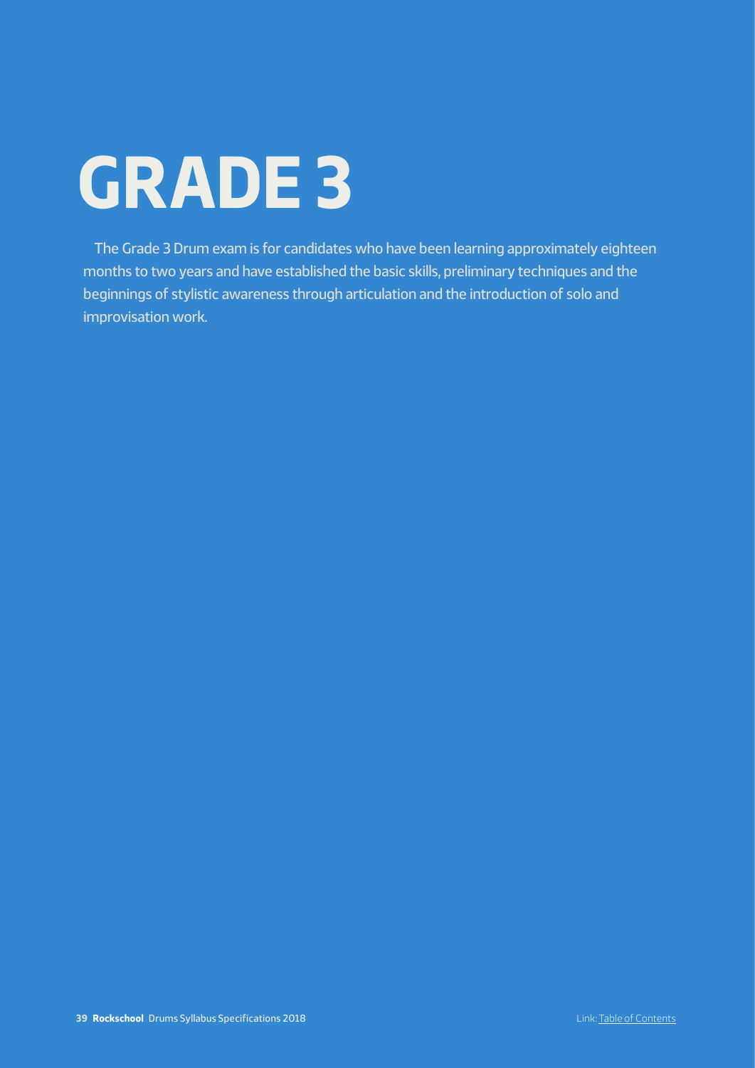# GRADE 3

The Grade 3 Drum exam is for candidates who have been learning approximately eighteen months to two years and have established the basic skills, preliminary techniques and the beginnings of stylistic awareness through articulation and the introduction of solo and improvisation work.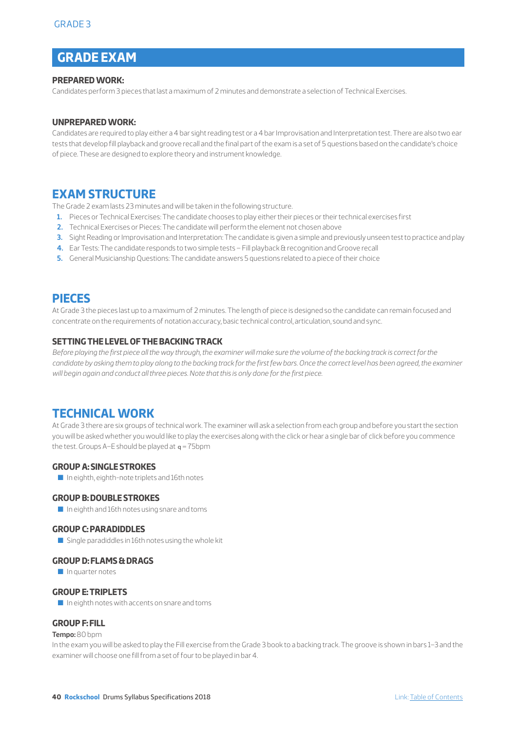# GRADE EXAM

### PREPARED WORK:

Candidates perform 3 pieces that last a maximum of 2 minutes and demonstrate a selection of Technical Exercises.

### UNPREPARED WORK:

Candidates are required to play either a 4 bar sight reading test or a 4 bar Improvisation and Interpretation test. There are also two ear tests that develop fill playback and groove recall and the final part of the exam is a set of 5 questions based on the candidate's choice of piece. These are designed to explore theory and instrument knowledge.

## EXAM STRUCTURE

The Grade 2 exam lasts 23 minutes and will be taken in the following structure.

1. Pieces or Technical Exercises: The candidate chooses to play either their pieces or their technical exercises first
2. Technical Exercises or Pieces: The candidate will perform the element not chosen above
3. Sight Reading or Improvisation and Interpretation: The candidate is given a simple and previously unseen test to practice and play
4. Ear Tests: The candidate responds to two simple tests – Fill playback & recognition and Groove recall
5. General Musicianship Questions: The candidate answers 5 questions related to a piece of their choice

## PIECES

At Grade 3 the pieces last up to a maximum of 2 minutes. The length of piece is designed so the candidate can remain focused and concentrate on the requirements of notation accuracy, basic technical control, articulation, sound and sync.

### SETTING THE LEVEL OF THE BACKING TRACK

*Before playing the first piece all the way through, the examiner will make sure the volume of the backing track is correct for the candidate by asking them to play along to the backing track for the first few bars. Once the correct level has been agreed, the examiner will begin again and conduct all three pieces. Note that this is only done for the first piece.*

## TECHNICAL WORK

At Grade 3 there are six groups of technical work. The examiner will ask a selection from each group and before you start the section you will be asked whether you would like to play the exercises along with the click or hear a single bar of click before you commence the test. Groups A–E should be played at ♩ = 75bpm

### GROUP A: SINGLE STROKES

- In eighth, eighth-note triplets and 16th notes

### GROUP B: DOUBLE STROKES

- In eighth and 16th notes using snare and toms

### GROUP C: PARADIDDLES

- Single paradiddles in 16th notes using the whole kit

### GROUP D: FLAMS & DRAGS

- In quarter notes

### GROUP E: TRIPLETS

- In eighth notes with accents on snare and toms

### GROUP F: FILL

**Tempo:** 80 bpm

In the exam you will be asked to play the Fill exercise from the Grade 3 book to a backing track. The groove is shown in bars 1–3 and the examiner will choose one fill from a set of four to be played in bar 4.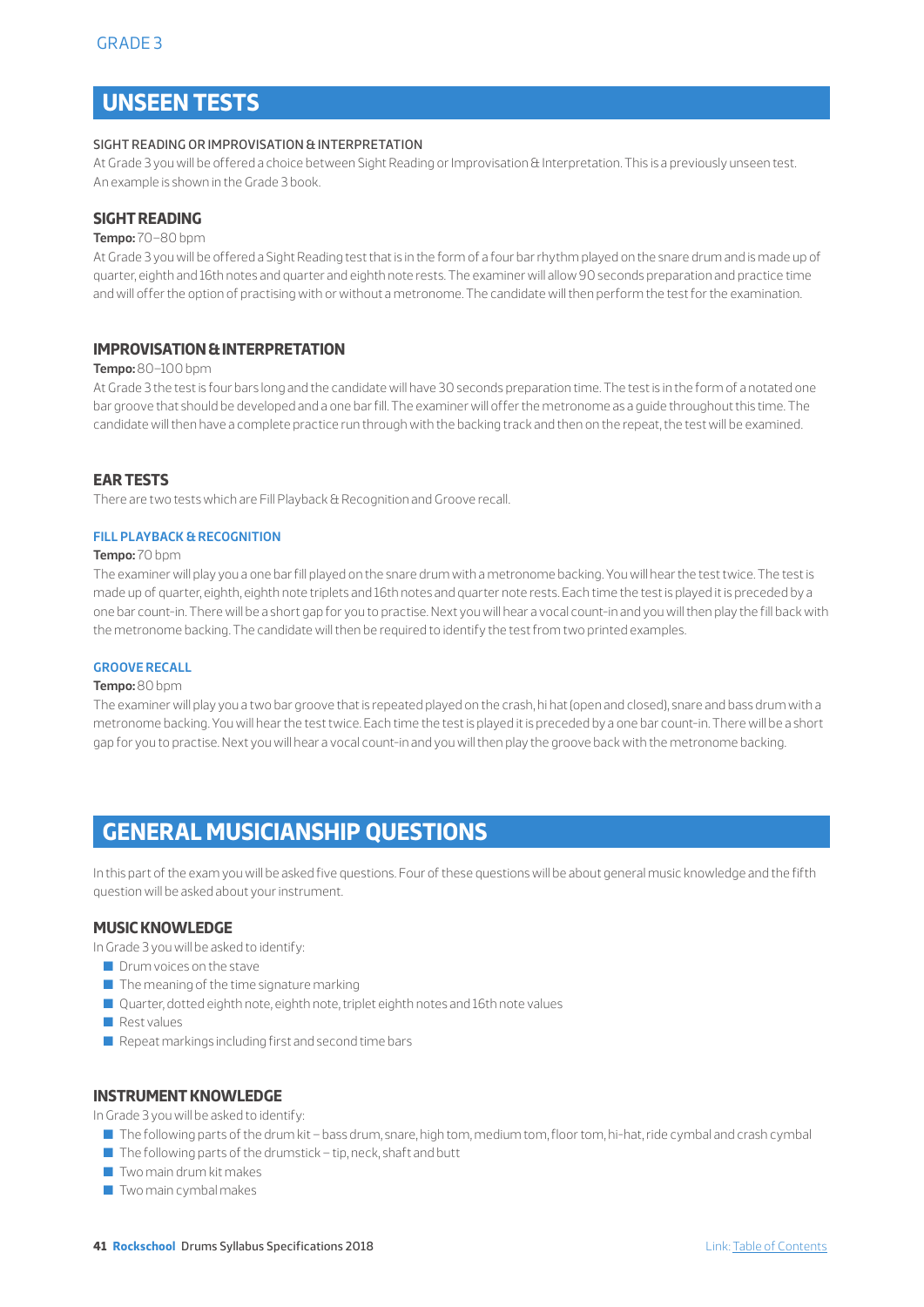GRADE 3

## UNSEEN TESTS

SIGHT READING OR IMPROVISATION & INTERPRETATION

At Grade 3 you will be offered a choice between Sight Reading or Improvisation & Interpretation. This is a previously unseen test. An example is shown in the Grade 3 book.

### SIGHT READING

**Tempo:** 70–80 bpm

At Grade 3 you will be offered a Sight Reading test that is in the form of a four bar rhythm played on the snare drum and is made up of quarter, eighth and 16th notes and quarter and eighth note rests. The examiner will allow 90 seconds preparation and practice time and will offer the option of practising with or without a metronome. The candidate will then perform the test for the examination.

### IMPROVISATION & INTERPRETATION

**Tempo:** 80–100 bpm

At Grade 3 the test is four bars long and the candidate will have 30 seconds preparation time. The test is in the form of a notated one bar groove that should be developed and a one bar fill. The examiner will offer the metronome as a guide throughout this time. The candidate will then have a complete practice run through with the backing track and then on the repeat, the test will be examined.

### EAR TESTS

There are two tests which are Fill Playback & Recognition and Groove recall.

#### FILL PLAYBACK & RECOGNITION

**Tempo:** 70 bpm

The examiner will play you a one bar fill played on the snare drum with a metronome backing. You will hear the test twice. The test is made up of quarter, eighth, eighth note triplets and 16th notes and quarter note rests. Each time the test is played it is preceded by a one bar count-in. There will be a short gap for you to practise. Next you will hear a vocal count-in and you will then play the fill back with the metronome backing. The candidate will then be required to identify the test from two printed examples.

#### GROOVE RECALL

**Tempo:** 80 bpm

The examiner will play you a two bar groove that is repeated played on the crash, hi hat (open and closed), snare and bass drum with a metronome backing. You will hear the test twice. Each time the test is played it is preceded by a one bar count-in. There will be a short gap for you to practise. Next you will hear a vocal count-in and you will then play the groove back with the metronome backing.

## GENERAL MUSICIANSHIP QUESTIONS

In this part of the exam you will be asked five questions. Four of these questions will be about general music knowledge and the fifth question will be asked about your instrument.

### MUSIC KNOWLEDGE

In Grade 3 you will be asked to identify:

- Drum voices on the stave
- The meaning of the time signature marking
- Quarter, dotted eighth note, eighth note, triplet eighth notes and 16th note values
- Rest values
- Repeat markings including first and second time bars

### INSTRUMENT KNOWLEDGE

In Grade 3 you will be asked to identify:

- The following parts of the drum kit – bass drum, snare, high tom, medium tom, floor tom, hi-hat, ride cymbal and crash cymbal
- The following parts of the drumstick – tip, neck, shaft and butt
- Two main drum kit makes
- Two main cymbal makes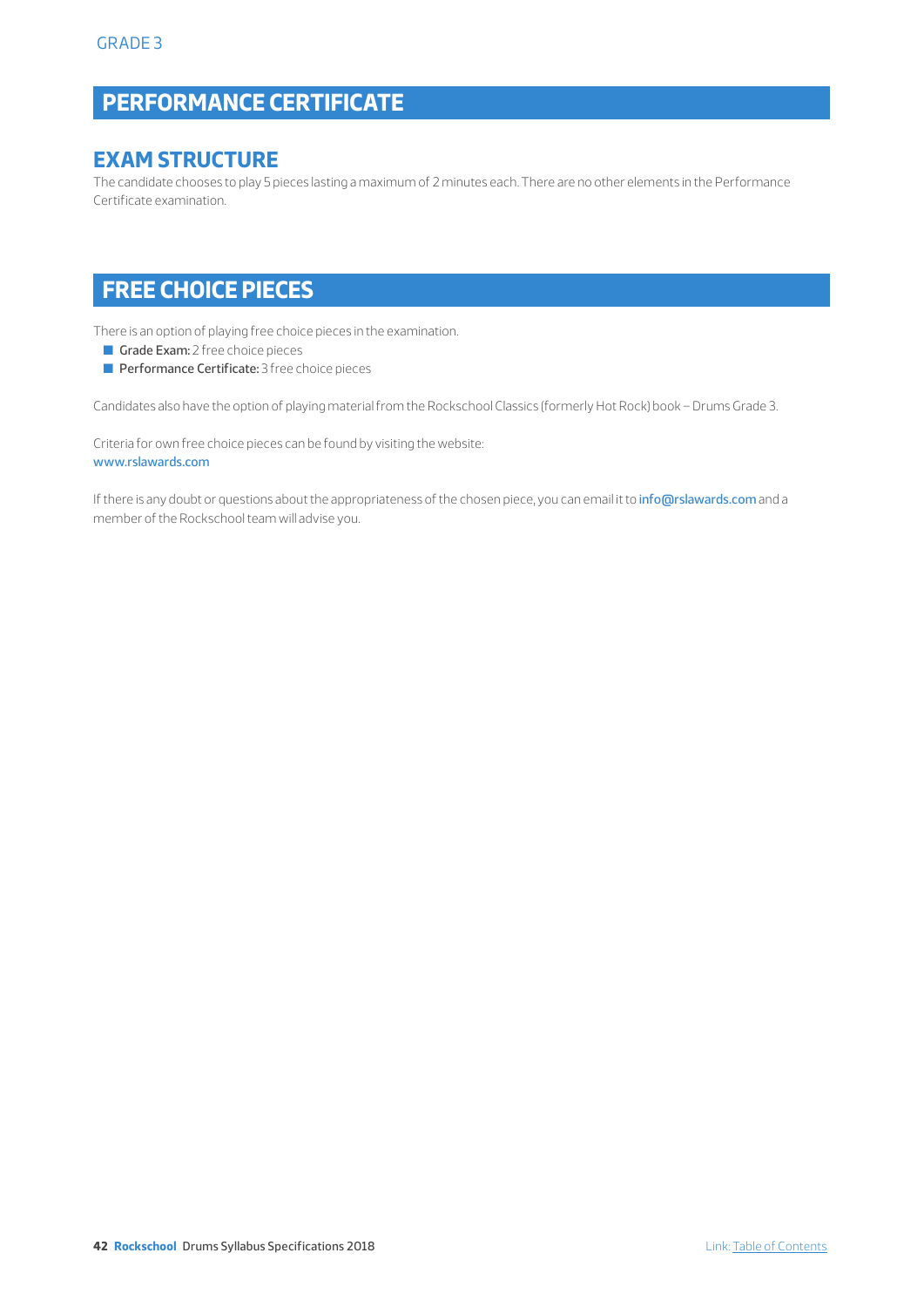## PERFORMANCE CERTIFICATE

### EXAM STRUCTURE

The candidate chooses to play 5 pieces lasting a maximum of 2 minutes each. There are no other elements in the Performance Certificate examination.

## FREE CHOICE PIECES

There is an option of playing free choice pieces in the examination.

- **Grade Exam:** 2 free choice pieces
- **Performance Certificate:** 3 free choice pieces

Candidates also have the option of playing material from the Rockschool Classics (formerly Hot Rock) book – Drums Grade 3.

Criteria for own free choice pieces can be found by visiting the website:
www.rslawards.com

If there is any doubt or questions about the appropriateness of the chosen piece, you can email it to info@rslawards.com and a member of the Rockschool team will advise you.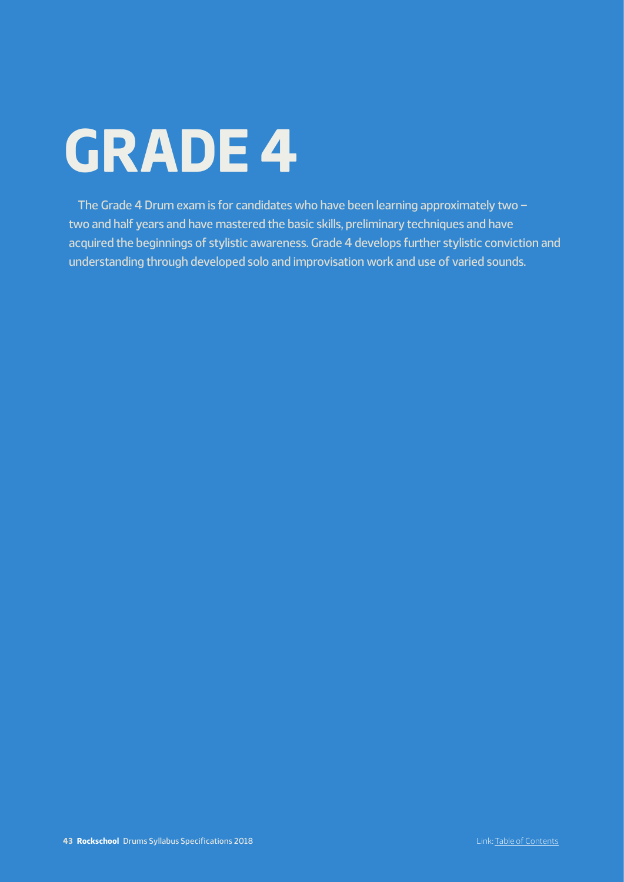# GRADE 4

The Grade 4 Drum exam is for candidates who have been learning approximately two – two and half years and have mastered the basic skills, preliminary techniques and have acquired the beginnings of stylistic awareness. Grade 4 develops further stylistic conviction and understanding through developed solo and improvisation work and use of varied sounds.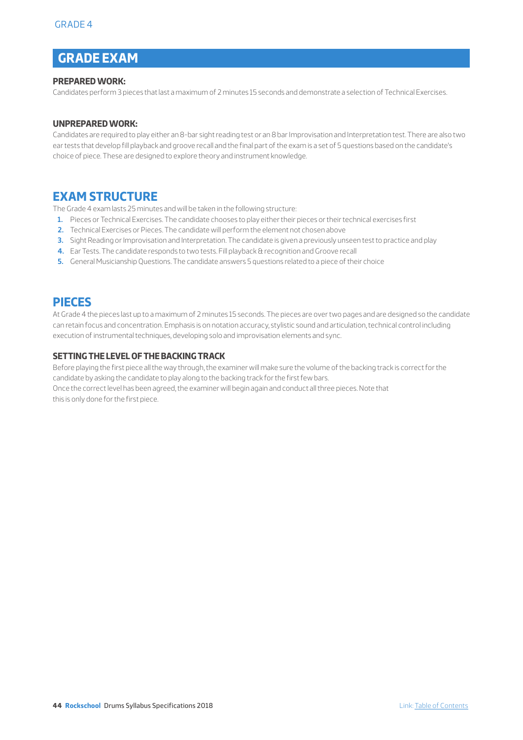GRADE 4

# GRADE EXAM

**PREPARED WORK:**

Candidates perform 3 pieces that last a maximum of 2 minutes 15 seconds and demonstrate a selection of Technical Exercises.

**UNPREPARED WORK:**

Candidates are required to play either an 8-bar sight reading test or an 8 bar Improvisation and Interpretation test. There are also two ear tests that develop fill playback and groove recall and the final part of the exam is a set of 5 questions based on the candidate's choice of piece. These are designed to explore theory and instrument knowledge.

## EXAM STRUCTURE

The Grade 4 exam lasts 25 minutes and will be taken in the following structure:

1. Pieces or Technical Exercises. The candidate chooses to play either their pieces or their technical exercises first
2. Technical Exercises or Pieces. The candidate will perform the element not chosen above
3. Sight Reading or Improvisation and Interpretation. The candidate is given a previously unseen test to practice and play
4. Ear Tests. The candidate responds to two tests. Fill playback & recognition and Groove recall
5. General Musicianship Questions. The candidate answers 5 questions related to a piece of their choice

## PIECES

At Grade 4 the pieces last up to a maximum of 2 minutes 15 seconds. The pieces are over two pages and are designed so the candidate can retain focus and concentration. Emphasis is on notation accuracy, stylistic sound and articulation, technical control including execution of instrumental techniques, developing solo and improvisation elements and sync.

### SETTING THE LEVEL OF THE BACKING TRACK

Before playing the first piece all the way through, the examiner will make sure the volume of the backing track is correct for the candidate by asking the candidate to play along to the backing track for the first few bars.
Once the correct level has been agreed, the examiner will begin again and conduct all three pieces. Note that this is only done for the first piece.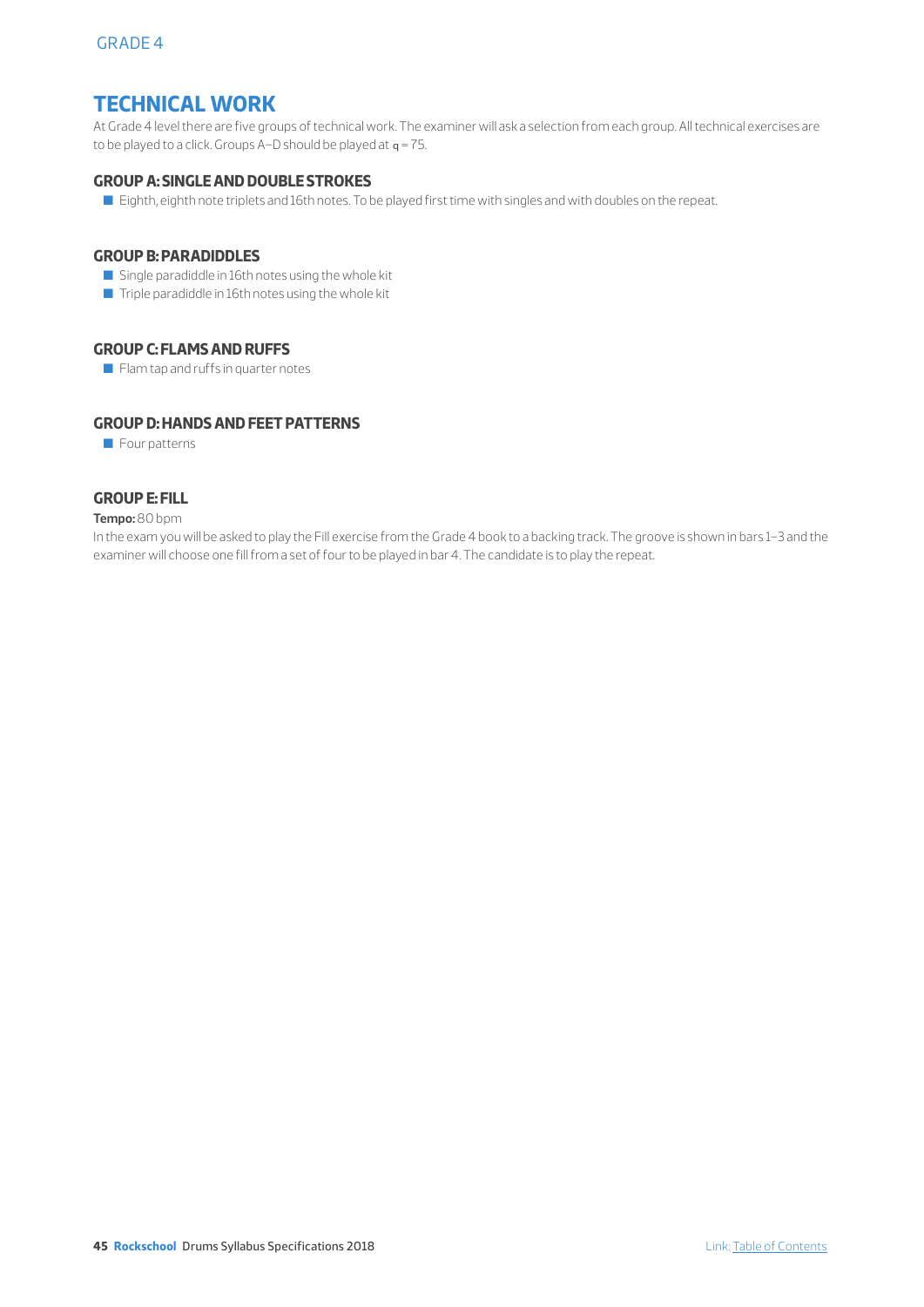## TECHNICAL WORK

At Grade 4 level there are five groups of technical work. The examiner will ask a selection from each group. All technical exercises are to be played to a click. Groups A–D should be played at ♩= 75.

### GROUP A: SINGLE AND DOUBLE STROKES

- Eighth, eighth note triplets and 16th notes. To be played first time with singles and with doubles on the repeat.

### GROUP B: PARADIDDLES

- Single paradiddle in 16th notes using the whole kit
- Triple paradiddle in 16th notes using the whole kit

### GROUP C: FLAMS AND RUFFS

- Flam tap and ruffs in quarter notes

### GROUP D: HANDS AND FEET PATTERNS

- Four patterns

### GROUP E: FILL

**Tempo:** 80 bpm

In the exam you will be asked to play the Fill exercise from the Grade 4 book to a backing track. The groove is shown in bars 1–3 and the examiner will choose one fill from a set of four to be played in bar 4. The candidate is to play the repeat.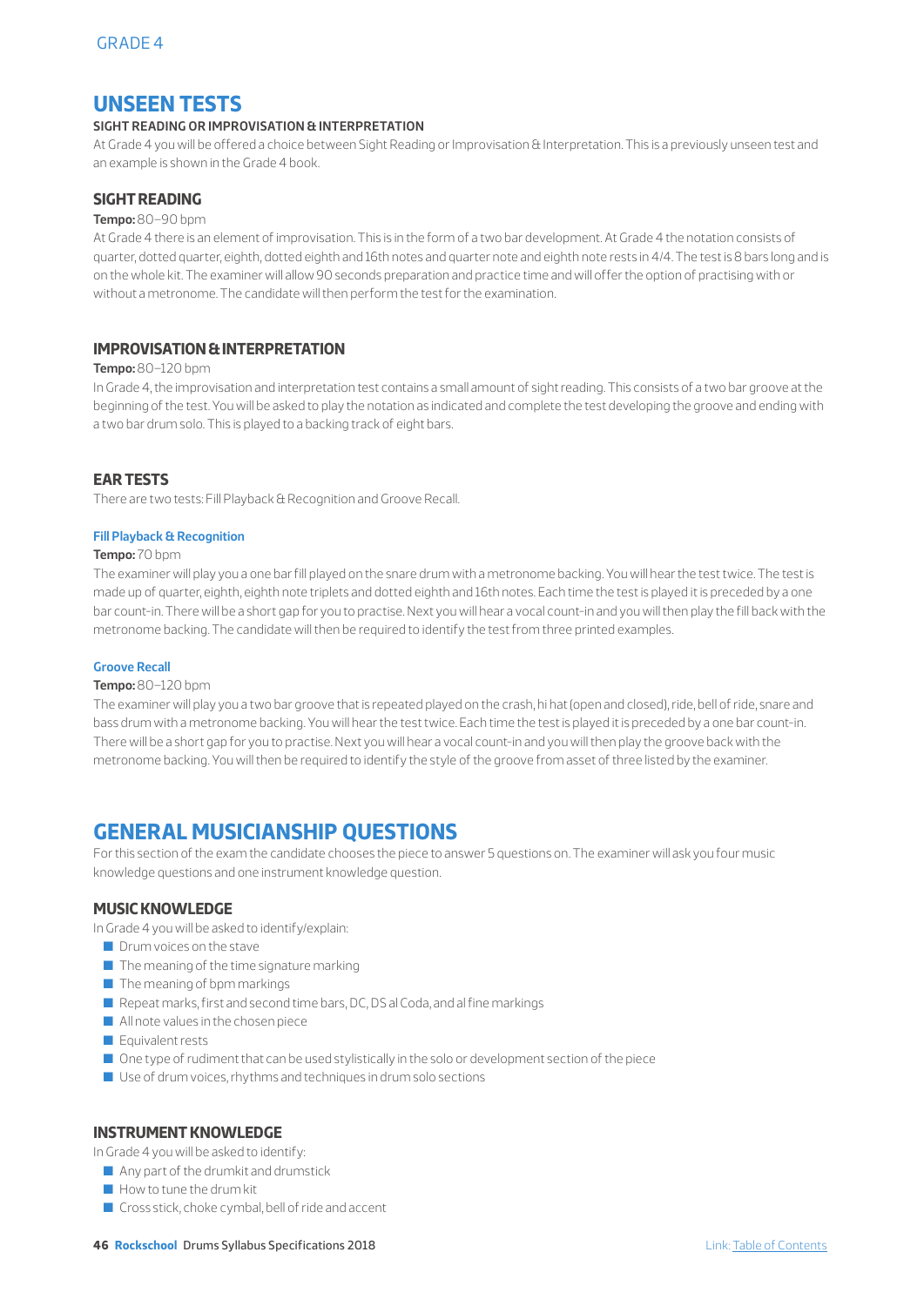## UNSEEN TESTS

**SIGHT READING OR IMPROVISATION & INTERPRETATION**

At Grade 4 you will be offered a choice between Sight Reading or Improvisation & Interpretation. This is a previously unseen test and an example is shown in the Grade 4 book.

### SIGHT READING

**Tempo:** 80–90 bpm

At Grade 4 there is an element of improvisation. This is in the form of a two bar development. At Grade 4 the notation consists of quarter, dotted quarter, eighth, dotted eighth and 16th notes and quarter note and eighth note rests in 4/4. The test is 8 bars long and is on the whole kit. The examiner will allow 90 seconds preparation and practice time and will offer the option of practising with or without a metronome. The candidate will then perform the test for the examination.

### IMPROVISATION & INTERPRETATION

**Tempo:** 80–120 bpm

In Grade 4, the improvisation and interpretation test contains a small amount of sight reading. This consists of a two bar groove at the beginning of the test. You will be asked to play the notation as indicated and complete the test developing the groove and ending with a two bar drum solo. This is played to a backing track of eight bars.

### EAR TESTS

There are two tests: Fill Playback & Recognition and Groove Recall.

#### Fill Playback & Recognition

**Tempo:** 70 bpm

The examiner will play you a one bar fill played on the snare drum with a metronome backing. You will hear the test twice. The test is made up of quarter, eighth, eighth note triplets and dotted eighth and 16th notes. Each time the test is played it is preceded by a one bar count-in. There will be a short gap for you to practise. Next you will hear a vocal count-in and you will then play the fill back with the metronome backing. The candidate will then be required to identify the test from three printed examples.

#### Groove Recall

**Tempo:** 80–120 bpm

The examiner will play you a two bar groove that is repeated played on the crash, hi hat (open and closed), ride, bell of ride, snare and bass drum with a metronome backing. You will hear the test twice. Each time the test is played it is preceded by a one bar count-in. There will be a short gap for you to practise. Next you will hear a vocal count-in and you will then play the groove back with the metronome backing. You will then be required to identify the style of the groove from asset of three listed by the examiner.

## GENERAL MUSICIANSHIP QUESTIONS

For this section of the exam the candidate chooses the piece to answer 5 questions on. The examiner will ask you four music knowledge questions and one instrument knowledge question.

### MUSIC KNOWLEDGE

In Grade 4 you will be asked to identify/explain:

- Drum voices on the stave
- The meaning of the time signature marking
- The meaning of bpm markings
- Repeat marks, first and second time bars, DC, DS al Coda, and al fine markings
- All note values in the chosen piece
- Equivalent rests
- One type of rudiment that can be used stylistically in the solo or development section of the piece
- Use of drum voices, rhythms and techniques in drum solo sections

### INSTRUMENT KNOWLEDGE

In Grade 4 you will be asked to identify:

- Any part of the drumkit and drumstick
- How to tune the drum kit
- Cross stick, choke cymbal, bell of ride and accent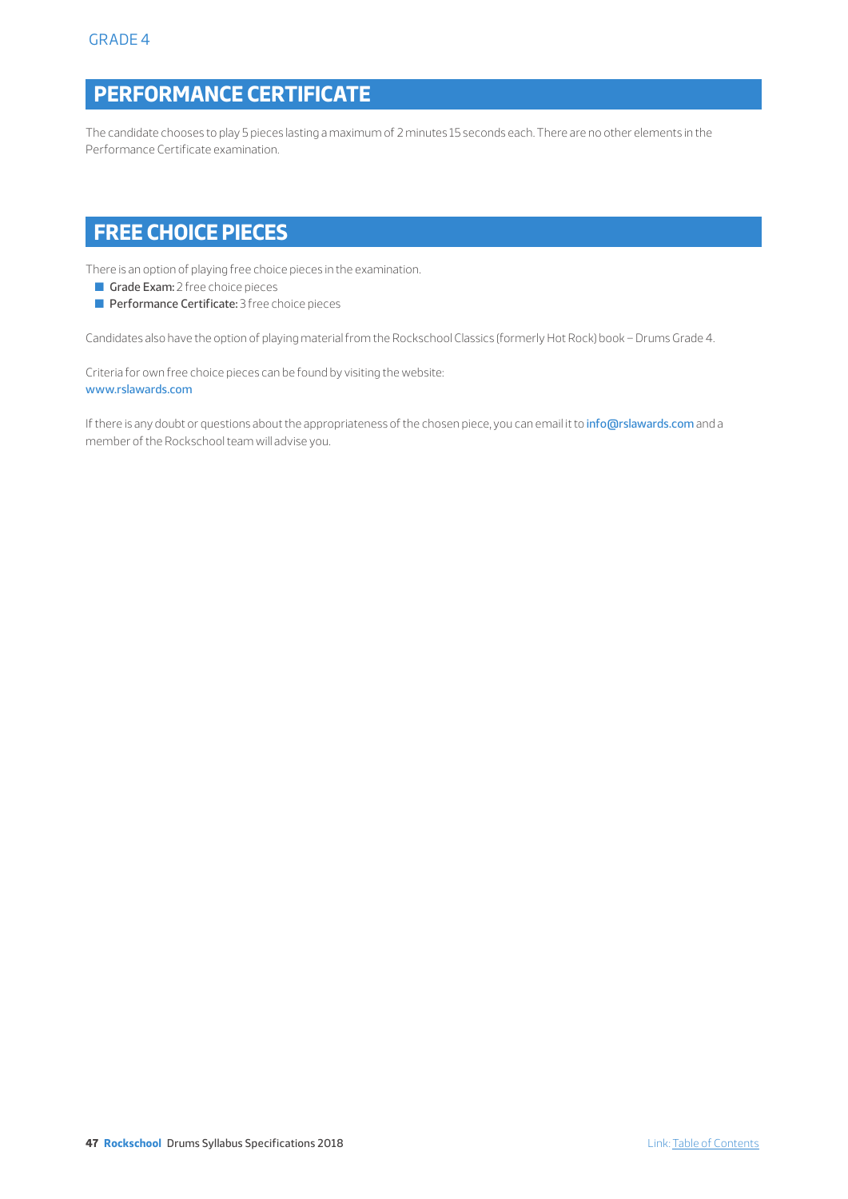## PERFORMANCE CERTIFICATE

The candidate chooses to play 5 pieces lasting a maximum of 2 minutes 15 seconds each. There are no other elements in the Performance Certificate examination.

## FREE CHOICE PIECES

There is an option of playing free choice pieces in the examination.

- **Grade Exam:** 2 free choice pieces
- **Performance Certificate:** 3 free choice pieces

Candidates also have the option of playing material from the Rockschool Classics (formerly Hot Rock) book – Drums Grade 4.

Criteria for own free choice pieces can be found by visiting the website:
www.rslawards.com

If there is any doubt or questions about the appropriateness of the chosen piece, you can email it to info@rslawards.com and a member of the Rockschool team will advise you.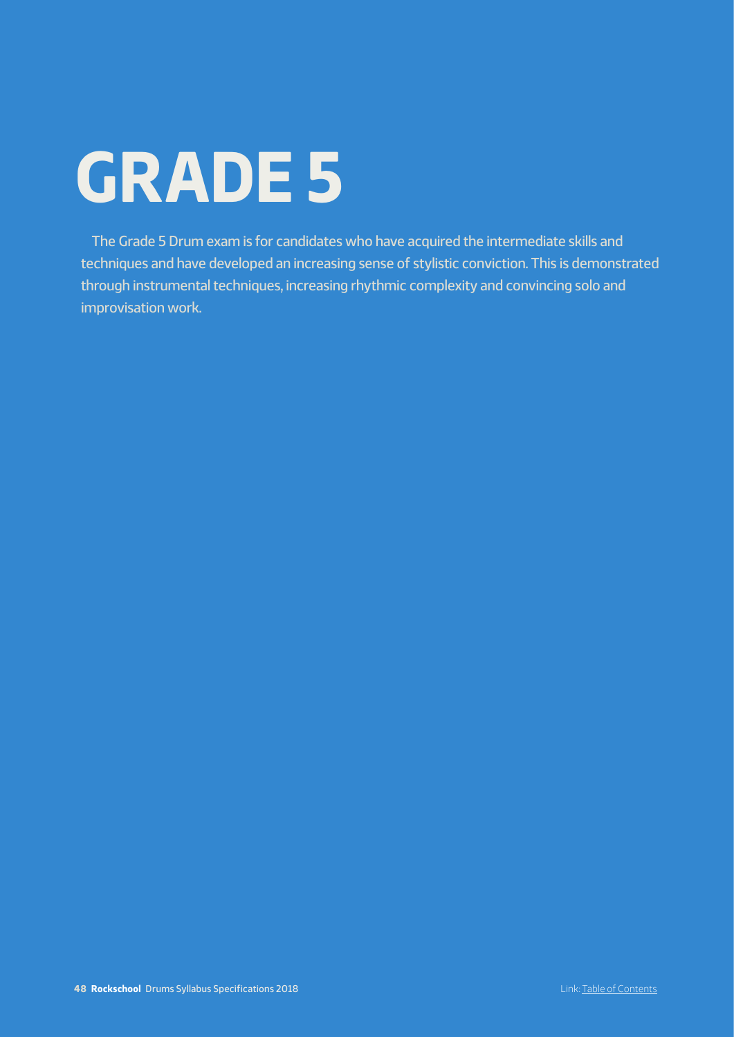# GRADE 5

The Grade 5 Drum exam is for candidates who have acquired the intermediate skills and techniques and have developed an increasing sense of stylistic conviction. This is demonstrated through instrumental techniques, increasing rhythmic complexity and convincing solo and improvisation work.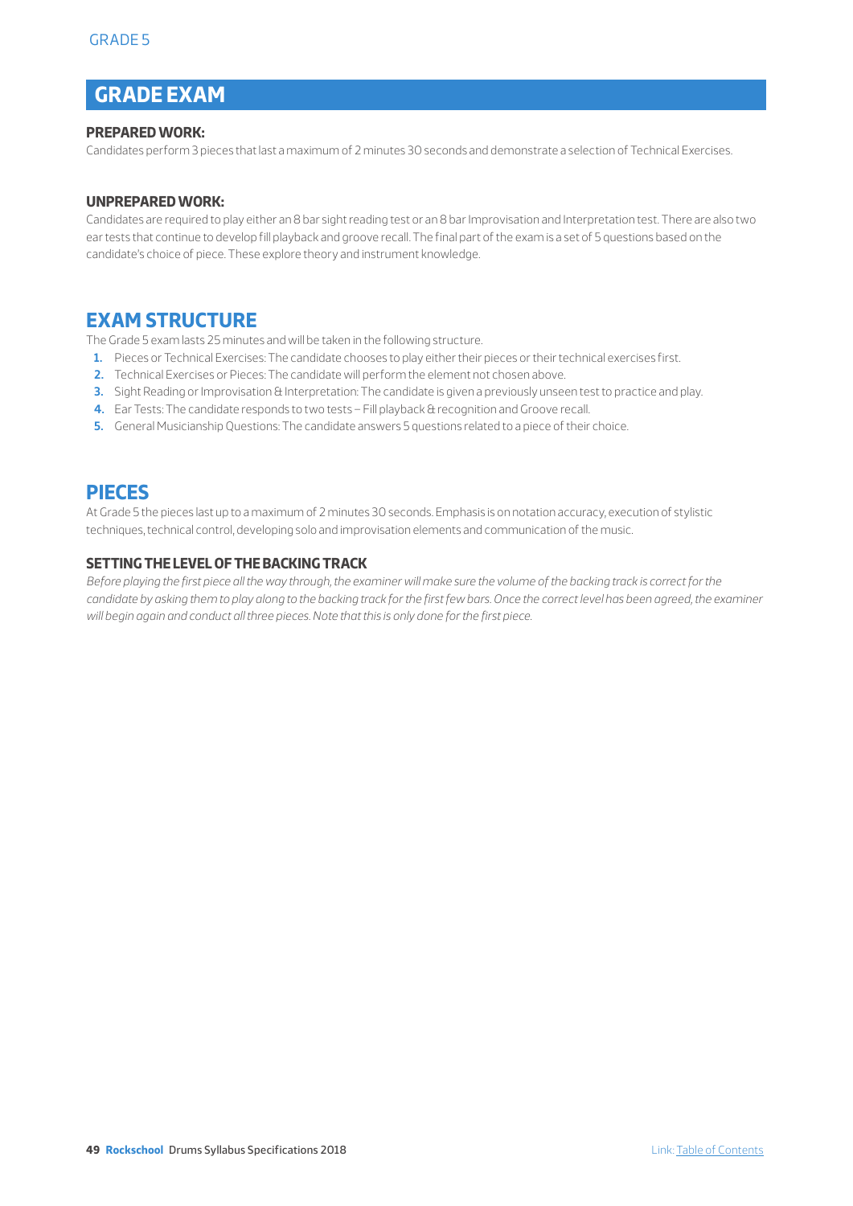## GRADE EXAM

**PREPARED WORK:**

Candidates perform 3 pieces that last a maximum of 2 minutes 30 seconds and demonstrate a selection of Technical Exercises.

**UNPREPARED WORK:**

Candidates are required to play either an 8 bar sight reading test or an 8 bar Improvisation and Interpretation test. There are also two ear tests that continue to develop fill playback and groove recall. The final part of the exam is a set of 5 questions based on the candidate's choice of piece. These explore theory and instrument knowledge.

## EXAM STRUCTURE

The Grade 5 exam lasts 25 minutes and will be taken in the following structure.

1. Pieces or Technical Exercises: The candidate chooses to play either their pieces or their technical exercises first.
2. Technical Exercises or Pieces: The candidate will perform the element not chosen above.
3. Sight Reading or Improvisation & Interpretation: The candidate is given a previously unseen test to practice and play.
4. Ear Tests: The candidate responds to two tests – Fill playback & recognition and Groove recall.
5. General Musicianship Questions: The candidate answers 5 questions related to a piece of their choice.

## PIECES

At Grade 5 the pieces last up to a maximum of 2 minutes 30 seconds. Emphasis is on notation accuracy, execution of stylistic techniques, technical control, developing solo and improvisation elements and communication of the music.

### SETTING THE LEVEL OF THE BACKING TRACK

*Before playing the first piece all the way through, the examiner will make sure the volume of the backing track is correct for the candidate by asking them to play along to the backing track for the first few bars. Once the correct level has been agreed, the examiner will begin again and conduct all three pieces. Note that this is only done for the first piece.*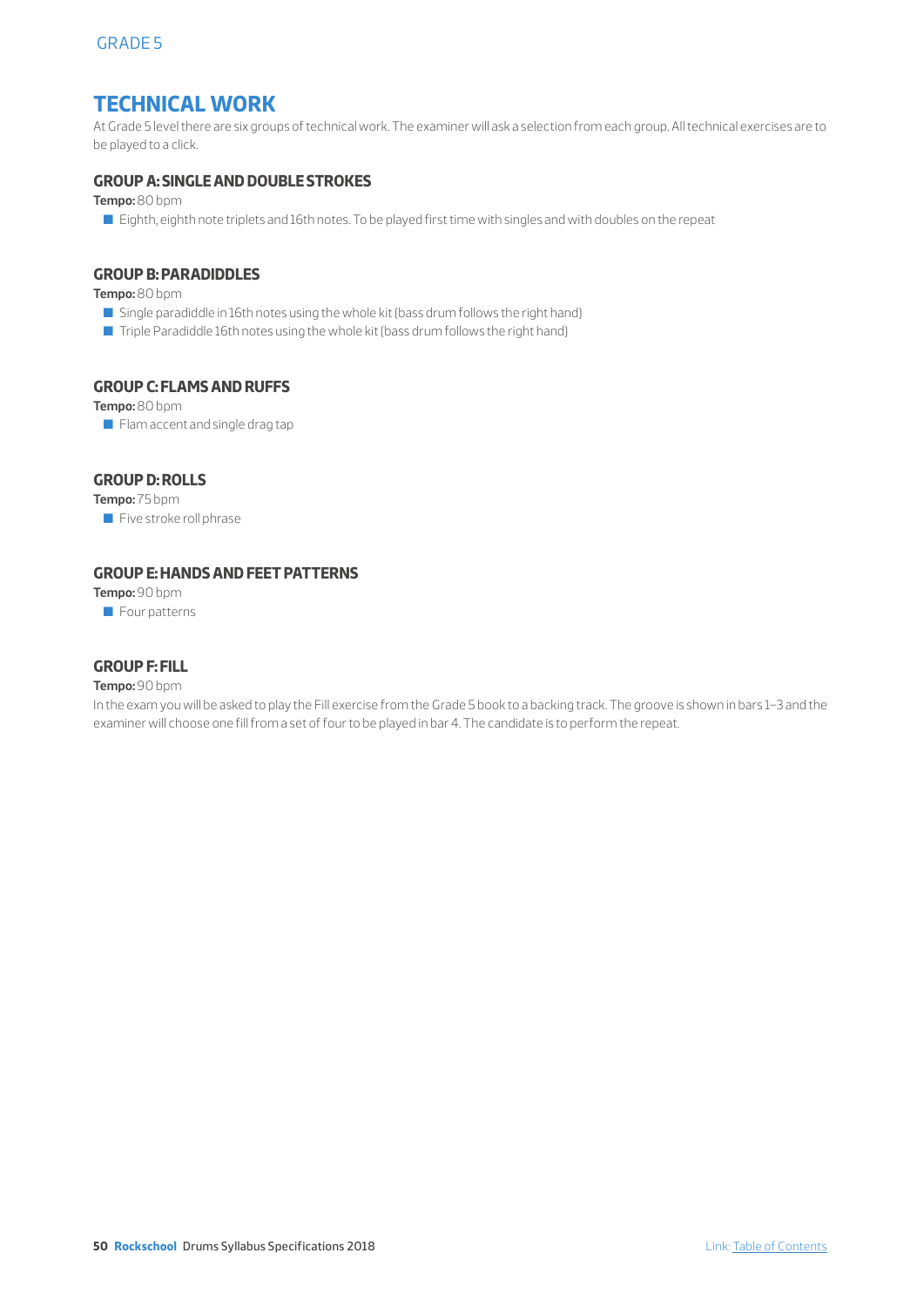## TECHNICAL WORK

At Grade 5 level there are six groups of technical work. The examiner will ask a selection from each group. All technical exercises are to be played to a click.

### GROUP A: SINGLE AND DOUBLE STROKES

**Tempo:** 80 bpm

- Eighth, eighth note triplets and 16th notes. To be played first time with singles and with doubles on the repeat

### GROUP B: PARADIDDLES

**Tempo:** 80 bpm

- Single paradiddle in 16th notes using the whole kit (bass drum follows the right hand)
- Triple Paradiddle 16th notes using the whole kit (bass drum follows the right hand)

### GROUP C: FLAMS AND RUFFS

**Tempo:** 80 bpm

- Flam accent and single drag tap

### GROUP D: ROLLS

**Tempo:** 75 bpm

- Five stroke roll phrase

### GROUP E: HANDS AND FEET PATTERNS

**Tempo:** 90 bpm

- Four patterns

### GROUP F: FILL

**Tempo:** 90 bpm

In the exam you will be asked to play the Fill exercise from the Grade 5 book to a backing track. The groove is shown in bars 1–3 and the examiner will choose one fill from a set of four to be played in bar 4. The candidate is to perform the repeat.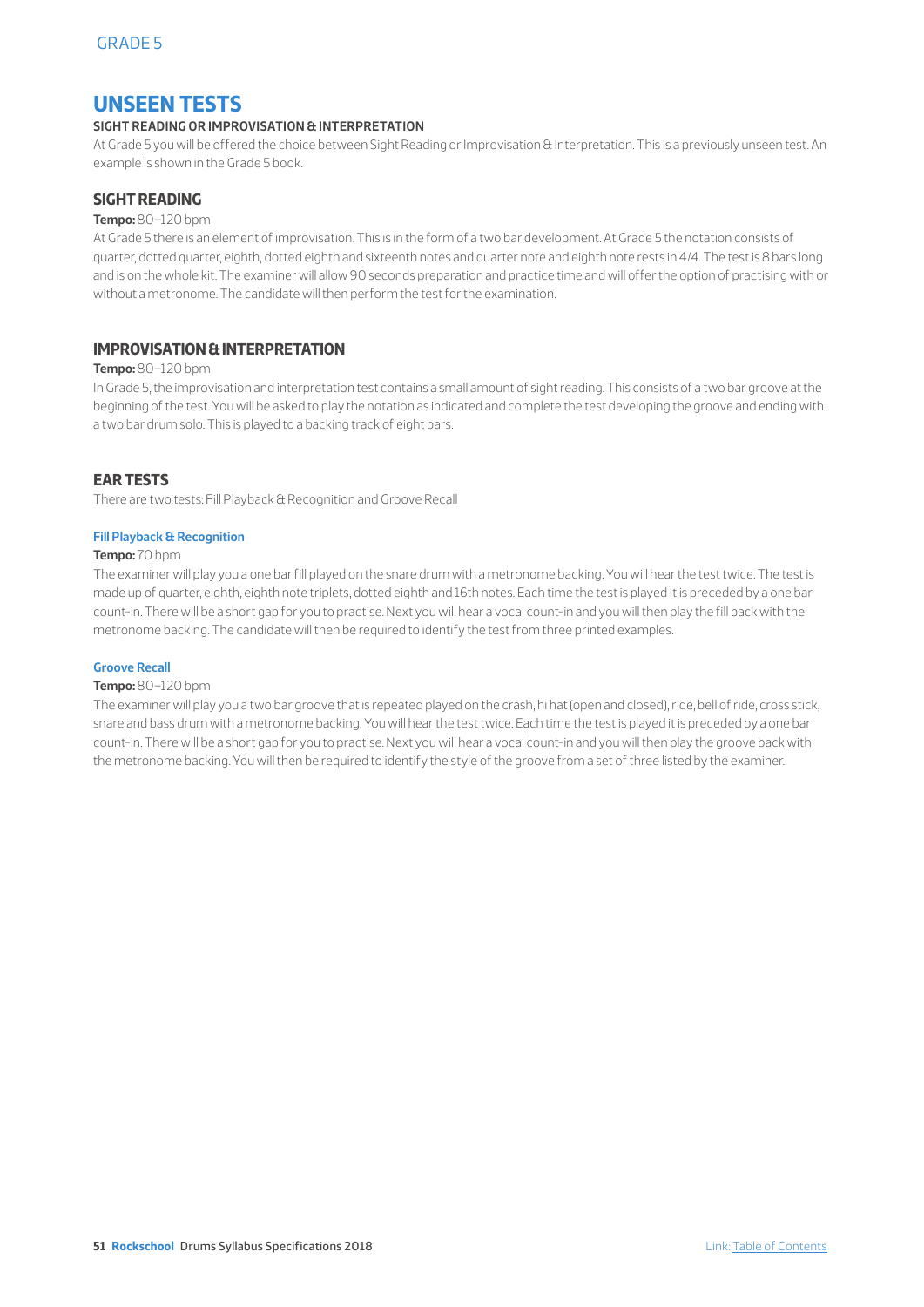## UNSEEN TESTS

**SIGHT READING OR IMPROVISATION & INTERPRETATION**

At Grade 5 you will be offered the choice between Sight Reading or Improvisation & Interpretation. This is a previously unseen test. An example is shown in the Grade 5 book.

### SIGHT READING

**Tempo:** 80–120 bpm

At Grade 5 there is an element of improvisation. This is in the form of a two bar development. At Grade 5 the notation consists of quarter, dotted quarter, eighth, dotted eighth and sixteenth notes and quarter note and eighth note rests in 4/4. The test is 8 bars long and is on the whole kit. The examiner will allow 90 seconds preparation and practice time and will offer the option of practising with or without a metronome. The candidate will then perform the test for the examination.

### IMPROVISATION & INTERPRETATION

**Tempo:** 80–120 bpm

In Grade 5, the improvisation and interpretation test contains a small amount of sight reading. This consists of a two bar groove at the beginning of the test. You will be asked to play the notation as indicated and complete the test developing the groove and ending with a two bar drum solo. This is played to a backing track of eight bars.

### EAR TESTS

There are two tests: Fill Playback & Recognition and Groove Recall

#### Fill Playback & Recognition

**Tempo:** 70 bpm

The examiner will play you a one bar fill played on the snare drum with a metronome backing. You will hear the test twice. The test is made up of quarter, eighth, eighth note triplets, dotted eighth and 16th notes. Each time the test is played it is preceded by a one bar count-in. There will be a short gap for you to practise. Next you will hear a vocal count-in and you will then play the fill back with the metronome backing. The candidate will then be required to identify the test from three printed examples.

#### Groove Recall

**Tempo:** 80–120 bpm

The examiner will play you a two bar groove that is repeated played on the crash, hi hat (open and closed), ride, bell of ride, cross stick, snare and bass drum with a metronome backing. You will hear the test twice. Each time the test is played it is preceded by a one bar count-in. There will be a short gap for you to practise. Next you will hear a vocal count-in and you will then play the groove back with the metronome backing. You will then be required to identify the style of the groove from a set of three listed by the examiner.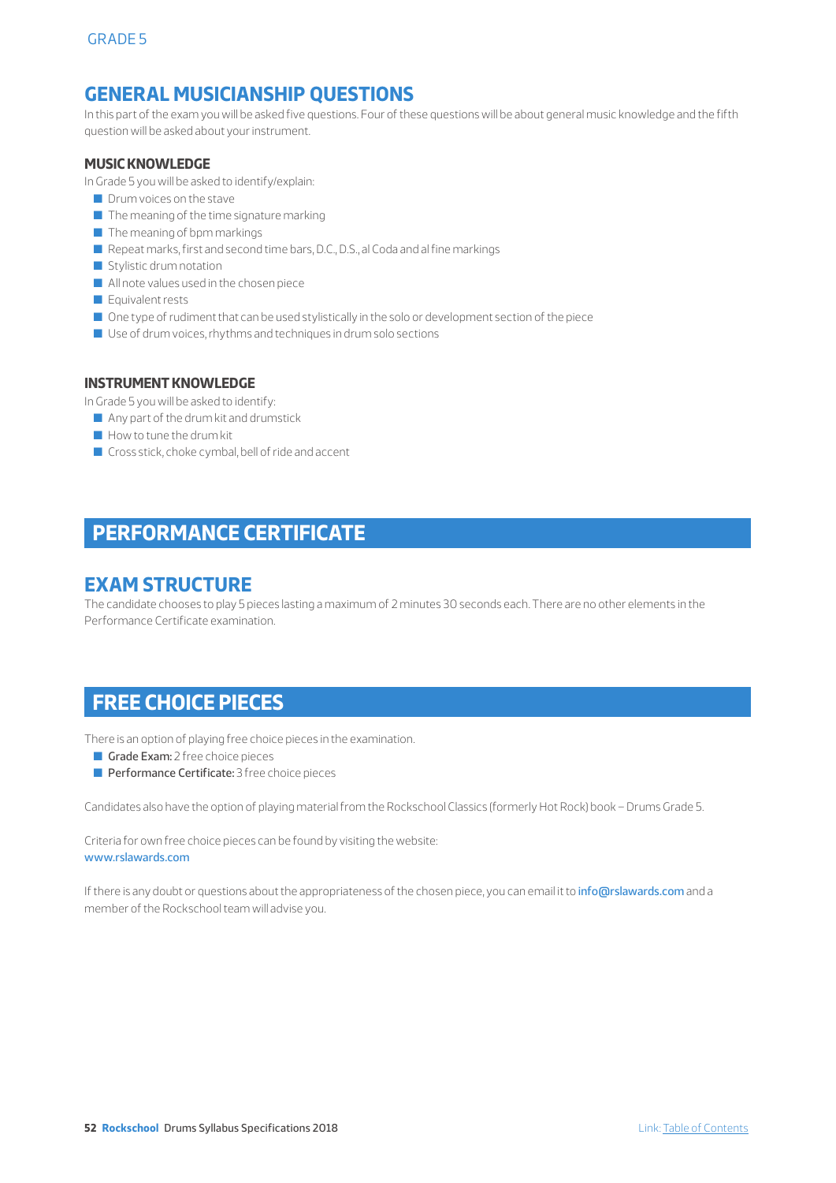GRADE 5

## GENERAL MUSICIANSHIP QUESTIONS

In this part of the exam you will be asked five questions. Four of these questions will be about general music knowledge and the fifth question will be asked about your instrument.

### MUSIC KNOWLEDGE

In Grade 5 you will be asked to identify/explain:

- Drum voices on the stave
- The meaning of the time signature marking
- The meaning of bpm markings
- Repeat marks, first and second time bars, D.C., D.S., al Coda and al fine markings
- Stylistic drum notation
- All note values used in the chosen piece
- Equivalent rests
- One type of rudiment that can be used stylistically in the solo or development section of the piece
- Use of drum voices, rhythms and techniques in drum solo sections

### INSTRUMENT KNOWLEDGE

In Grade 5 you will be asked to identify:

- Any part of the drum kit and drumstick
- How to tune the drum kit
- Cross stick, choke cymbal, bell of ride and accent

# PERFORMANCE CERTIFICATE

## EXAM STRUCTURE

The candidate chooses to play 5 pieces lasting a maximum of 2 minutes 30 seconds each. There are no other elements in the Performance Certificate examination.

# FREE CHOICE PIECES

There is an option of playing free choice pieces in the examination.

- **Grade Exam:** 2 free choice pieces
- **Performance Certificate:** 3 free choice pieces

Candidates also have the option of playing material from the Rockschool Classics (formerly Hot Rock) book – Drums Grade 5.

Criteria for own free choice pieces can be found by visiting the website:
www.rslawards.com

If there is any doubt or questions about the appropriateness of the chosen piece, you can email it to info@rslawards.com and a member of the Rockschool team will advise you.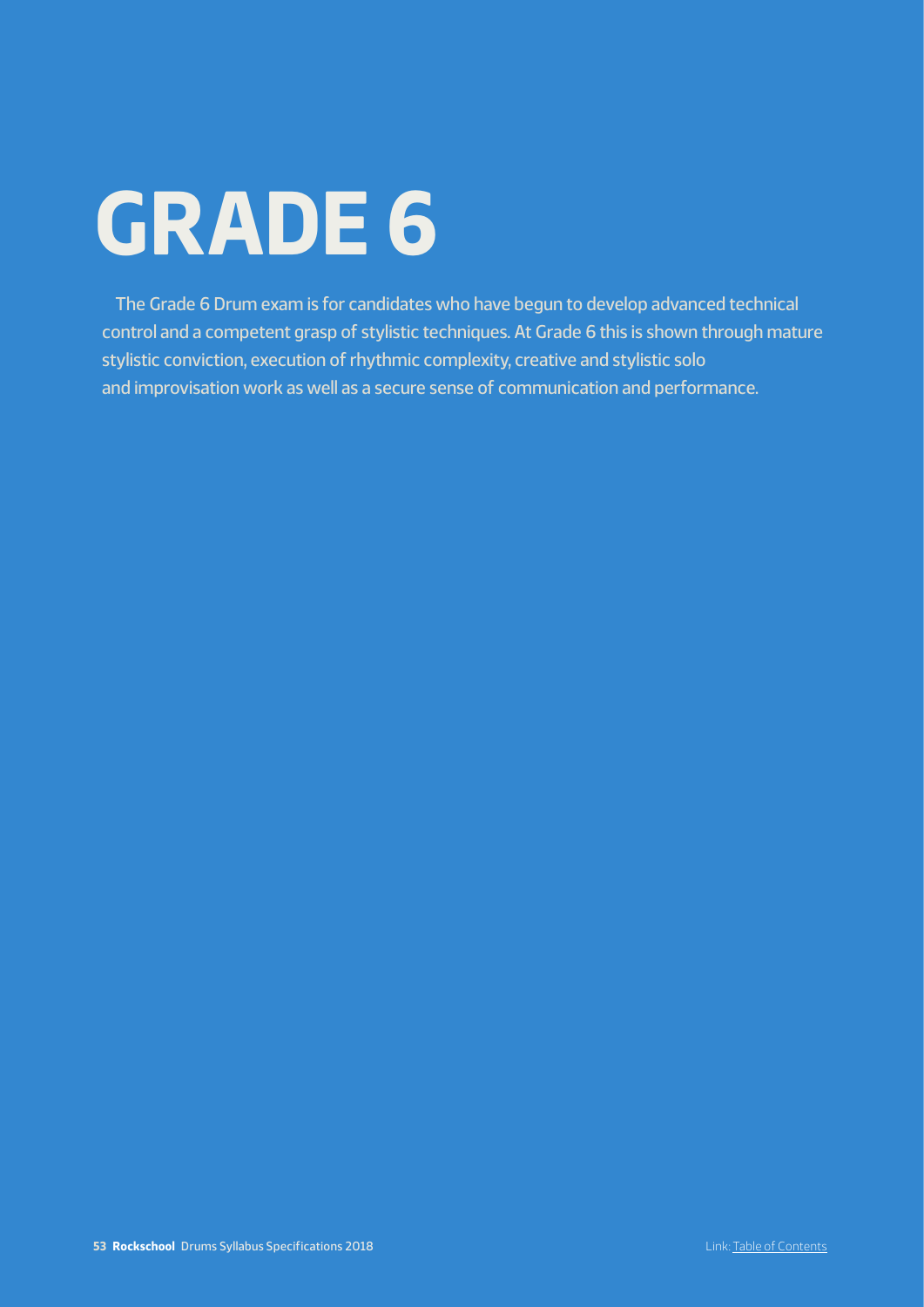# GRADE 6

The Grade 6 Drum exam is for candidates who have begun to develop advanced technical control and a competent grasp of stylistic techniques. At Grade 6 this is shown through mature stylistic conviction, execution of rhythmic complexity, creative and stylistic solo and improvisation work as well as a secure sense of communication and performance.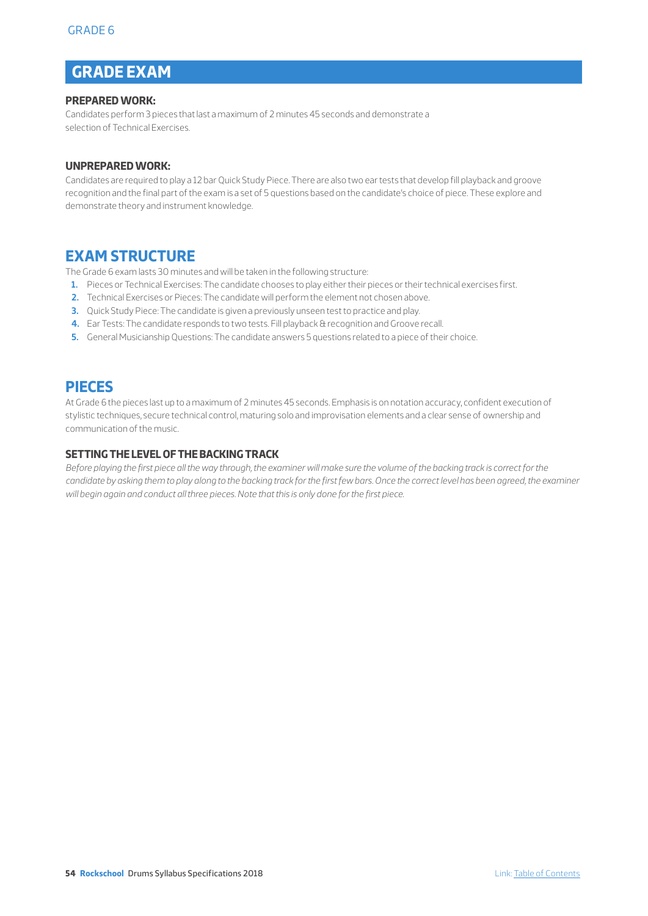## GRADE EXAM

**PREPARED WORK:**

Candidates perform 3 pieces that last a maximum of 2 minutes 45 seconds and demonstrate a selection of Technical Exercises.

**UNPREPARED WORK:**

Candidates are required to play a 12 bar Quick Study Piece. There are also two ear tests that develop fill playback and groove recognition and the final part of the exam is a set of 5 questions based on the candidate's choice of piece. These explore and demonstrate theory and instrument knowledge.

## EXAM STRUCTURE

The Grade 6 exam lasts 30 minutes and will be taken in the following structure:

1. Pieces or Technical Exercises: The candidate chooses to play either their pieces or their technical exercises first.
2. Technical Exercises or Pieces: The candidate will perform the element not chosen above.
3. Quick Study Piece: The candidate is given a previously unseen test to practice and play.
4. Ear Tests: The candidate responds to two tests. Fill playback & recognition and Groove recall.
5. General Musicianship Questions: The candidate answers 5 questions related to a piece of their choice.

## PIECES

At Grade 6 the pieces last up to a maximum of 2 minutes 45 seconds. Emphasis is on notation accuracy, confident execution of stylistic techniques, secure technical control, maturing solo and improvisation elements and a clear sense of ownership and communication of the music.

**SETTING THE LEVEL OF THE BACKING TRACK**

*Before playing the first piece all the way through, the examiner will make sure the volume of the backing track is correct for the candidate by asking them to play along to the backing track for the first few bars. Once the correct level has been agreed, the examiner will begin again and conduct all three pieces. Note that this is only done for the first piece.*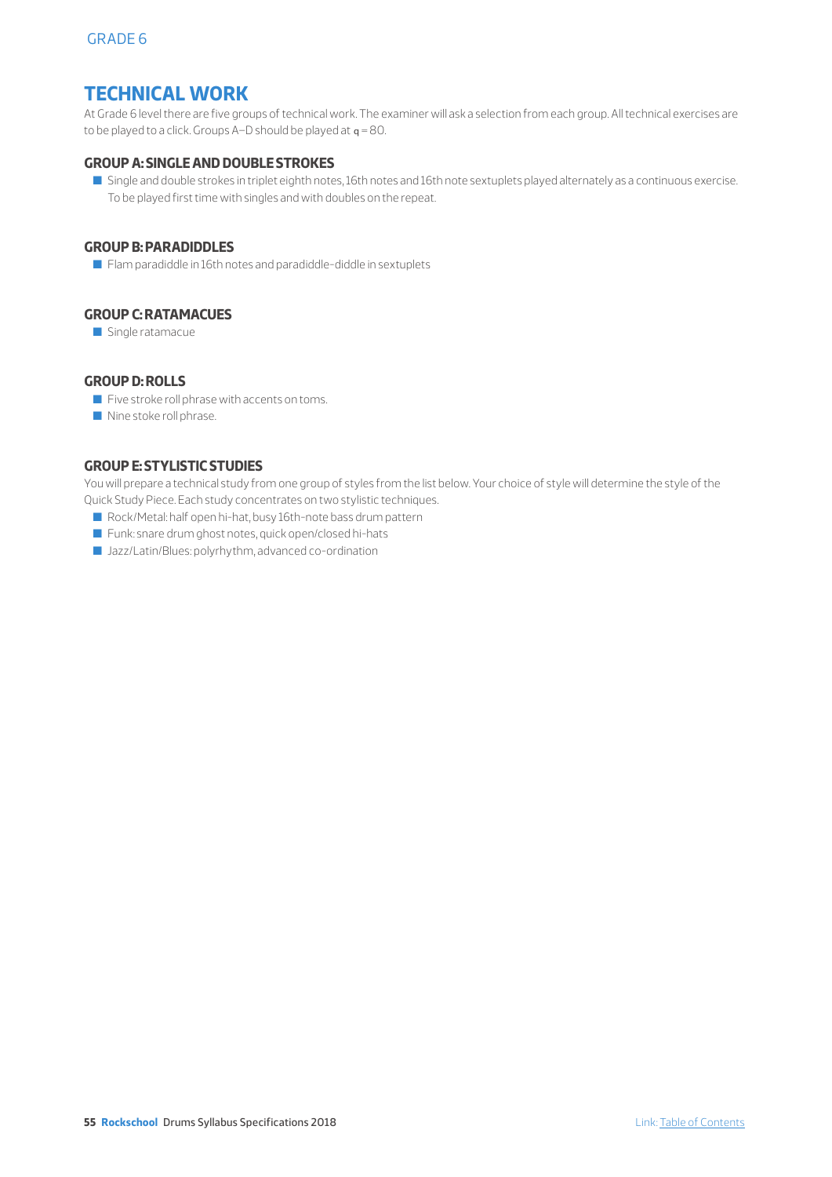GRADE 6

# TECHNICAL WORK

At Grade 6 level there are five groups of technical work. The examiner will ask a selection from each group. All technical exercises are to be played to a click. Groups A–D should be played at ♩ = 80.

### GROUP A: SINGLE AND DOUBLE STROKES

- Single and double strokes in triplet eighth notes, 16th notes and 16th note sextuplets played alternately as a continuous exercise. To be played first time with singles and with doubles on the repeat.

### GROUP B: PARADIDDLES

- Flam paradiddle in 16th notes and paradiddle-diddle in sextuplets

### GROUP C: RATAMACUES

- Single ratamacue

### GROUP D: ROLLS

- Five stroke roll phrase with accents on toms.
- Nine stoke roll phrase.

### GROUP E: STYLISTIC STUDIES

You will prepare a technical study from one group of styles from the list below. Your choice of style will determine the style of the Quick Study Piece. Each study concentrates on two stylistic techniques.

- Rock/Metal: half open hi-hat, busy 16th-note bass drum pattern
- Funk: snare drum ghost notes, quick open/closed hi-hats
- Jazz/Latin/Blues: polyrhythm, advanced co-ordination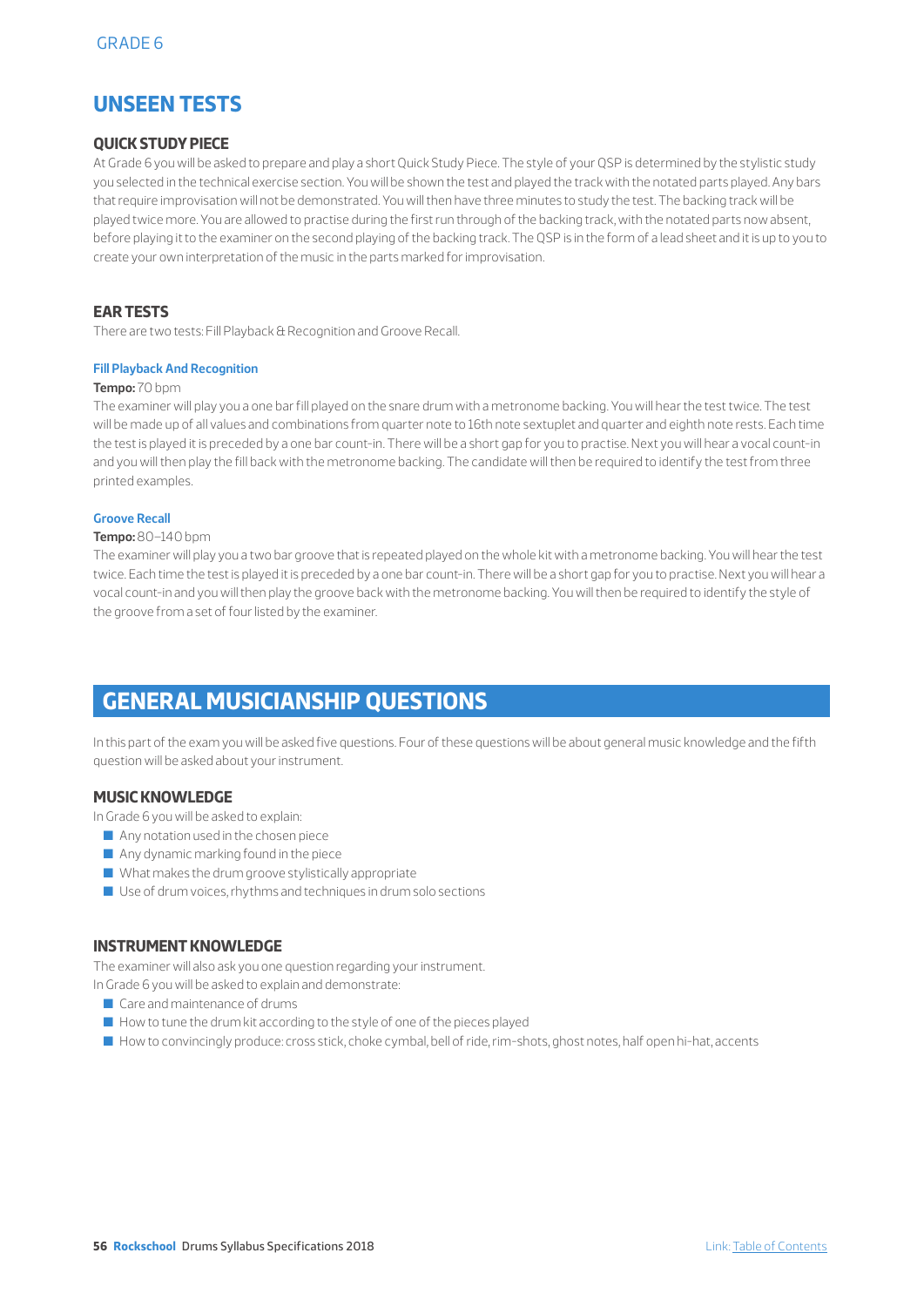GRADE 6

## UNSEEN TESTS

### QUICK STUDY PIECE

At Grade 6 you will be asked to prepare and play a short Quick Study Piece. The style of your QSP is determined by the stylistic study you selected in the technical exercise section. You will be shown the test and played the track with the notated parts played. Any bars that require improvisation will not be demonstrated. You will then have three minutes to study the test. The backing track will be played twice more. You are allowed to practise during the first run through of the backing track, with the notated parts now absent, before playing it to the examiner on the second playing of the backing track. The QSP is in the form of a lead sheet and it is up to you to create your own interpretation of the music in the parts marked for improvisation.

### EAR TESTS

There are two tests: Fill Playback & Recognition and Groove Recall.

#### Fill Playback And Recognition

**Tempo:** 70 bpm

The examiner will play you a one bar fill played on the snare drum with a metronome backing. You will hear the test twice. The test will be made up of all values and combinations from quarter note to 16th note sextuplet and quarter and eighth note rests. Each time the test is played it is preceded by a one bar count-in. There will be a short gap for you to practise. Next you will hear a vocal count-in and you will then play the fill back with the metronome backing. The candidate will then be required to identify the test from three printed examples.

#### Groove Recall

**Tempo:** 80–140 bpm

The examiner will play you a two bar groove that is repeated played on the whole kit with a metronome backing. You will hear the test twice. Each time the test is played it is preceded by a one bar count-in. There will be a short gap for you to practise. Next you will hear a vocal count-in and you will then play the groove back with the metronome backing. You will then be required to identify the style of the groove from a set of four listed by the examiner.

## GENERAL MUSICIANSHIP QUESTIONS

In this part of the exam you will be asked five questions. Four of these questions will be about general music knowledge and the fifth question will be asked about your instrument.

### MUSIC KNOWLEDGE

In Grade 6 you will be asked to explain:

- Any notation used in the chosen piece
- Any dynamic marking found in the piece
- What makes the drum groove stylistically appropriate
- Use of drum voices, rhythms and techniques in drum solo sections

### INSTRUMENT KNOWLEDGE

The examiner will also ask you one question regarding your instrument.
In Grade 6 you will be asked to explain and demonstrate:

- Care and maintenance of drums
- How to tune the drum kit according to the style of one of the pieces played
- How to convincingly produce: cross stick, choke cymbal, bell of ride, rim-shots, ghost notes, half open hi-hat, accents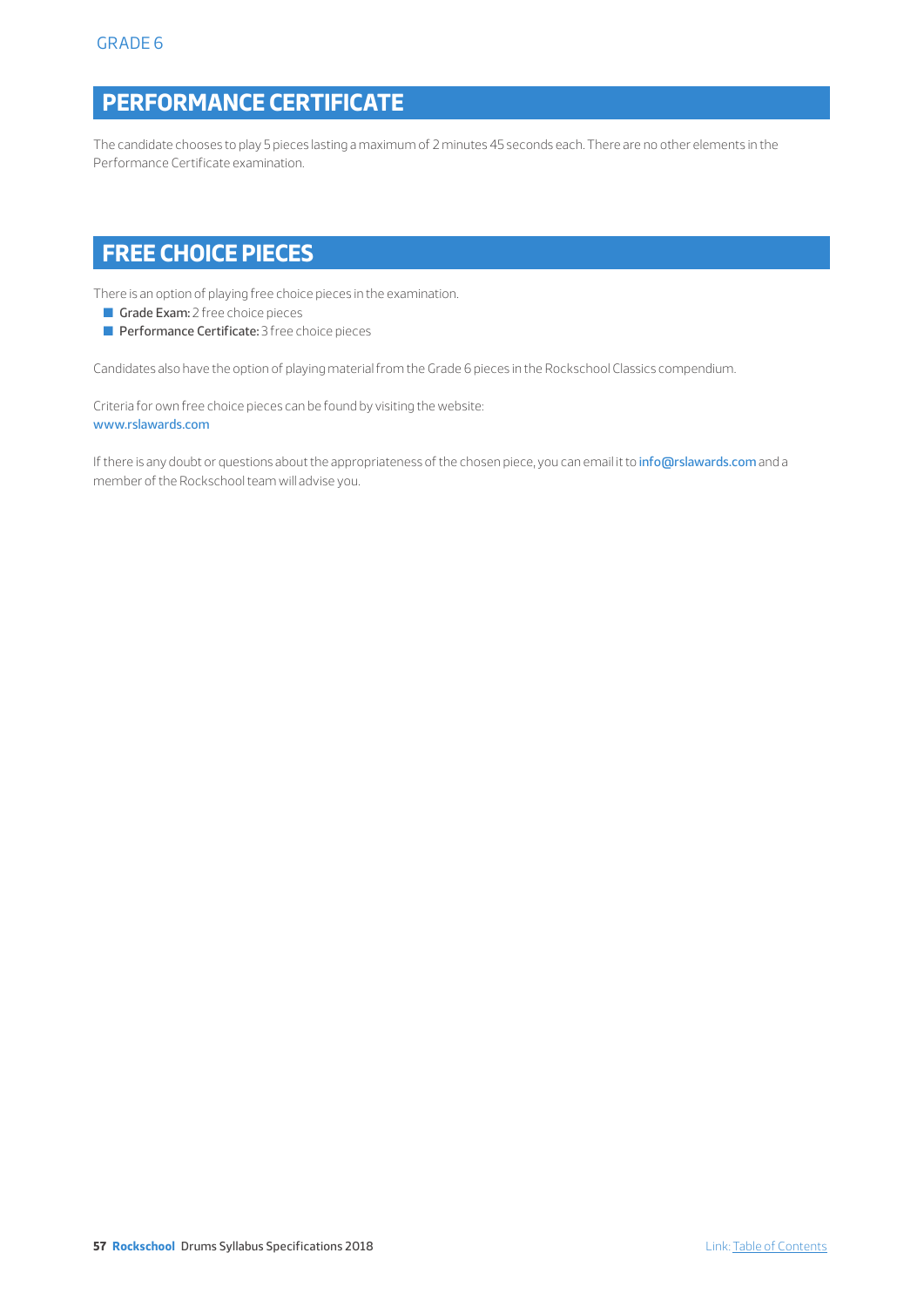## PERFORMANCE CERTIFICATE

The candidate chooses to play 5 pieces lasting a maximum of 2 minutes 45 seconds each. There are no other elements in the Performance Certificate examination.

## FREE CHOICE PIECES

There is an option of playing free choice pieces in the examination.

- **Grade Exam:** 2 free choice pieces
- **Performance Certificate:** 3 free choice pieces

Candidates also have the option of playing material from the Grade 6 pieces in the Rockschool Classics compendium.

Criteria for own free choice pieces can be found by visiting the website:
www.rslawards.com

If there is any doubt or questions about the appropriateness of the chosen piece, you can email it to info@rslawards.com and a member of the Rockschool team will advise you.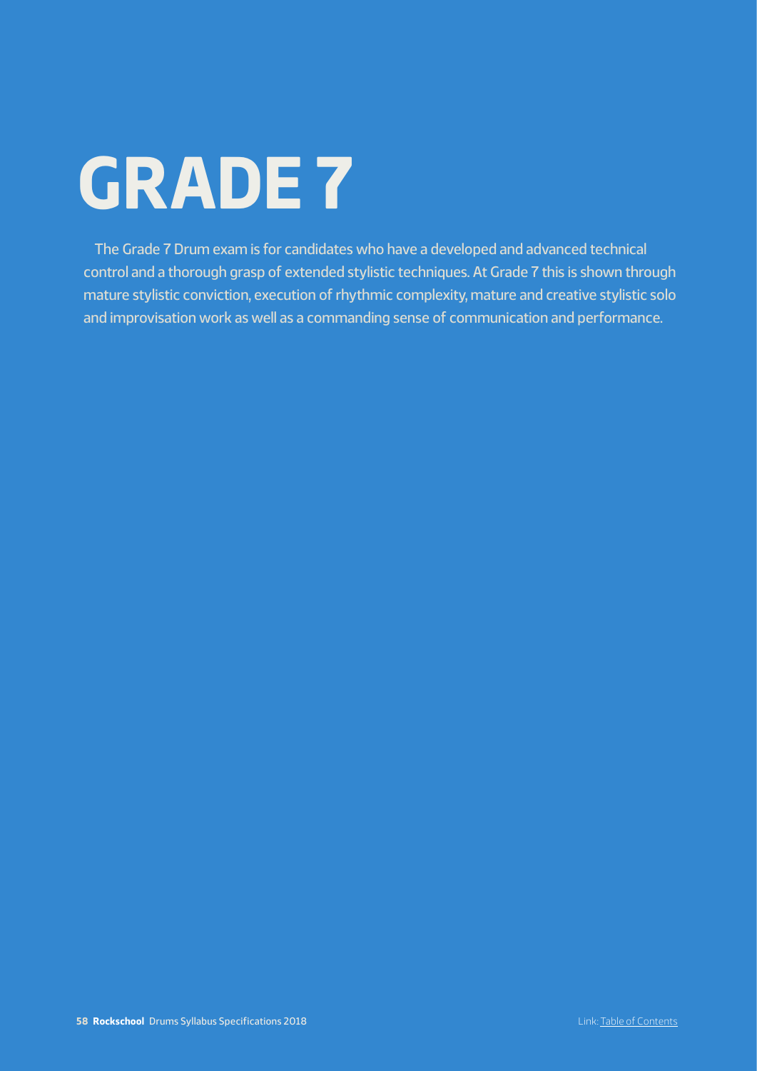# GRADE 7

The Grade 7 Drum exam is for candidates who have a developed and advanced technical control and a thorough grasp of extended stylistic techniques. At Grade 7 this is shown through mature stylistic conviction, execution of rhythmic complexity, mature and creative stylistic solo and improvisation work as well as a commanding sense of communication and performance.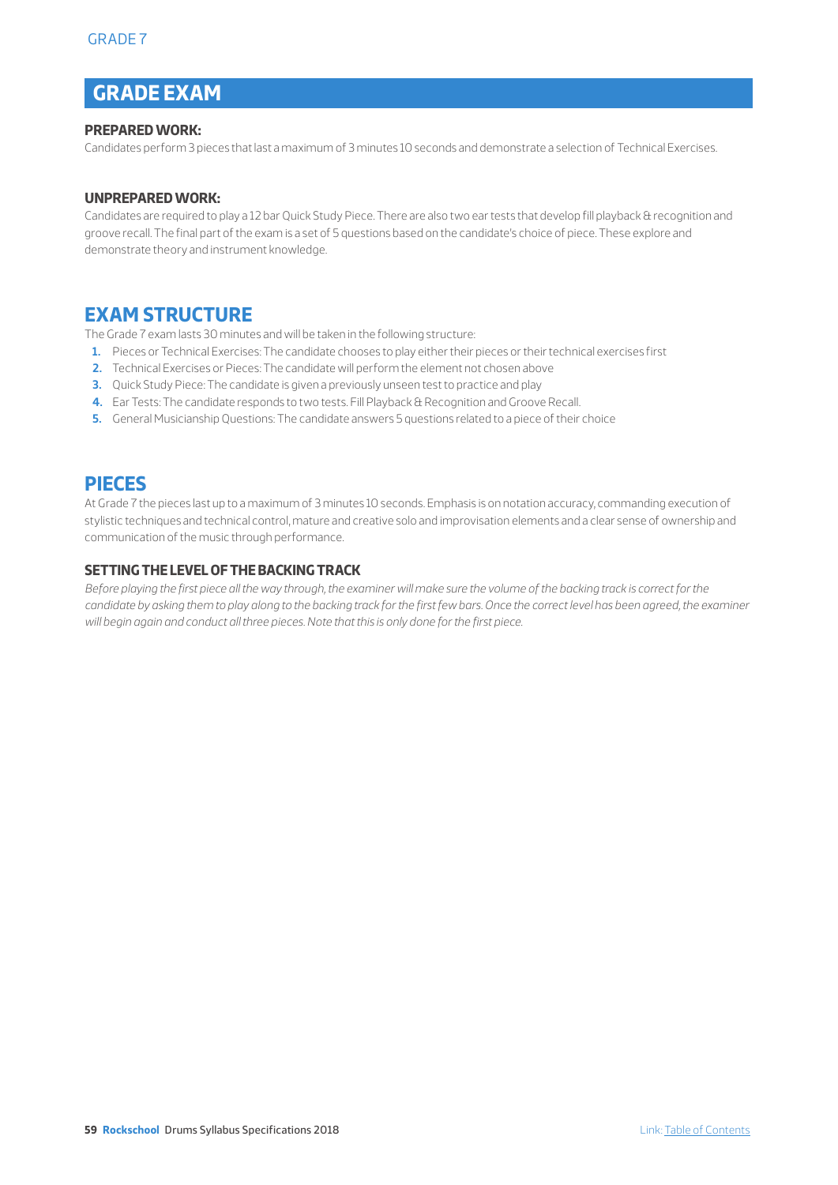## GRADE EXAM

**PREPARED WORK:**

Candidates perform 3 pieces that last a maximum of 3 minutes 10 seconds and demonstrate a selection of Technical Exercises.

**UNPREPARED WORK:**

Candidates are required to play a 12 bar Quick Study Piece. There are also two ear tests that develop fill playback & recognition and groove recall. The final part of the exam is a set of 5 questions based on the candidate's choice of piece. These explore and demonstrate theory and instrument knowledge.

## EXAM STRUCTURE

The Grade 7 exam lasts 30 minutes and will be taken in the following structure:

1. Pieces or Technical Exercises: The candidate chooses to play either their pieces or their technical exercises first
2. Technical Exercises or Pieces: The candidate will perform the element not chosen above
3. Quick Study Piece: The candidate is given a previously unseen test to practice and play
4. Ear Tests: The candidate responds to two tests. Fill Playback & Recognition and Groove Recall.
5. General Musicianship Questions: The candidate answers 5 questions related to a piece of their choice

## PIECES

At Grade 7 the pieces last up to a maximum of 3 minutes 10 seconds. Emphasis is on notation accuracy, commanding execution of stylistic techniques and technical control, mature and creative solo and improvisation elements and a clear sense of ownership and communication of the music through performance.

### SETTING THE LEVEL OF THE BACKING TRACK

*Before playing the first piece all the way through, the examiner will make sure the volume of the backing track is correct for the candidate by asking them to play along to the backing track for the first few bars. Once the correct level has been agreed, the examiner will begin again and conduct all three pieces. Note that this is only done for the first piece.*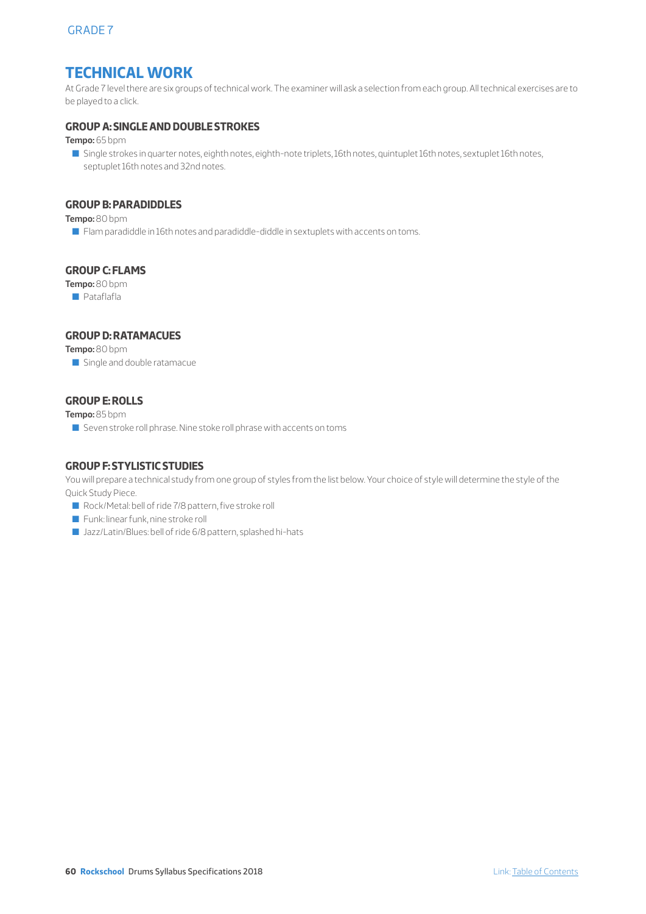GRADE 7

# TECHNICAL WORK

At Grade 7 level there are six groups of technical work. The examiner will ask a selection from each group. All technical exercises are to be played to a click.

## GROUP A: SINGLE AND DOUBLE STROKES

**Tempo:** 65 bpm

- Single strokes in quarter notes, eighth notes, eighth-note triplets, 16th notes, quintuplet 16th notes, sextuplet 16th notes, septuplet 16th notes and 32nd notes.

## GROUP B: PARADIDDLES

**Tempo:** 80 bpm

- Flam paradiddle in 16th notes and paradiddle-diddle in sextuplets with accents on toms.

## GROUP C: FLAMS

**Tempo:** 80 bpm

- Pataflafla

## GROUP D: RATAMACUES

**Tempo:** 80 bpm

- Single and double ratamacue

## GROUP E: ROLLS

**Tempo:** 85 bpm

- Seven stroke roll phrase. Nine stoke roll phrase with accents on toms

## GROUP F: STYLISTIC STUDIES

You will prepare a technical study from one group of styles from the list below. Your choice of style will determine the style of the Quick Study Piece.

- Rock/Metal: bell of ride 7/8 pattern, five stroke roll
- Funk: linear funk, nine stroke roll
- Jazz/Latin/Blues: bell of ride 6/8 pattern, splashed hi-hats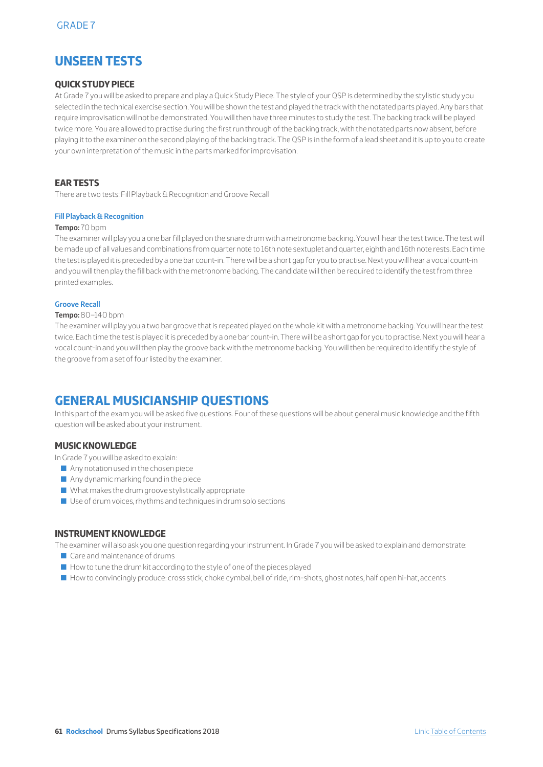GRADE 7

# UNSEEN TESTS

### QUICK STUDY PIECE

At Grade 7 you will be asked to prepare and play a Quick Study Piece. The style of your QSP is determined by the stylistic study you selected in the technical exercise section. You will be shown the test and played the track with the notated parts played. Any bars that require improvisation will not be demonstrated. You will then have three minutes to study the test. The backing track will be played twice more. You are allowed to practise during the first run through of the backing track, with the notated parts now absent, before playing it to the examiner on the second playing of the backing track. The QSP is in the form of a lead sheet and it is up to you to create your own interpretation of the music in the parts marked for improvisation.

### EAR TESTS

There are two tests: Fill Playback & Recognition and Groove Recall

#### Fill Playback & Recognition

**Tempo:** 70 bpm

The examiner will play you a one bar fill played on the snare drum with a metronome backing. You will hear the test twice. The test will be made up of all values and combinations from quarter note to 16th note sextuplet and quarter, eighth and 16th note rests. Each time the test is played it is preceded by a one bar count-in. There will be a short gap for you to practise. Next you will hear a vocal count-in and you will then play the fill back with the metronome backing. The candidate will then be required to identify the test from three printed examples.

#### Groove Recall

**Tempo:** 80–140 bpm

The examiner will play you a two bar groove that is repeated played on the whole kit with a metronome backing. You will hear the test twice. Each time the test is played it is preceded by a one bar count-in. There will be a short gap for you to practise. Next you will hear a vocal count-in and you will then play the groove back with the metronome backing. You will then be required to identify the style of the groove from a set of four listed by the examiner.

# GENERAL MUSICIANSHIP QUESTIONS

In this part of the exam you will be asked five questions. Four of these questions will be about general music knowledge and the fifth question will be asked about your instrument.

### MUSIC KNOWLEDGE

In Grade 7 you will be asked to explain:

- Any notation used in the chosen piece
- Any dynamic marking found in the piece
- What makes the drum groove stylistically appropriate
- Use of drum voices, rhythms and techniques in drum solo sections

### INSTRUMENT KNOWLEDGE

The examiner will also ask you one question regarding your instrument. In Grade 7 you will be asked to explain and demonstrate:

- Care and maintenance of drums
- How to tune the drum kit according to the style of one of the pieces played
- How to convincingly produce: cross stick, choke cymbal, bell of ride, rim-shots, ghost notes, half open hi-hat, accents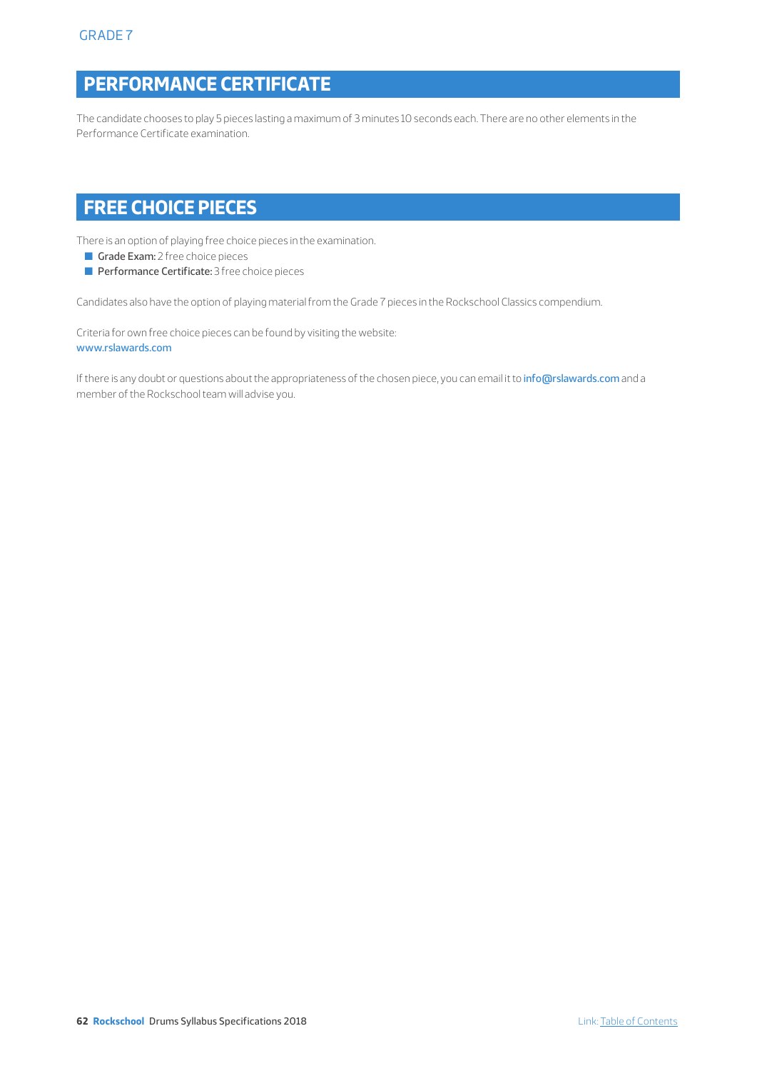## PERFORMANCE CERTIFICATE

The candidate chooses to play 5 pieces lasting a maximum of 3 minutes 10 seconds each. There are no other elements in the Performance Certificate examination.

## FREE CHOICE PIECES

There is an option of playing free choice pieces in the examination.

- **Grade Exam:** 2 free choice pieces
- **Performance Certificate:** 3 free choice pieces

Candidates also have the option of playing material from the Grade 7 pieces in the Rockschool Classics compendium.

Criteria for own free choice pieces can be found by visiting the website:
www.rslawards.com

If there is any doubt or questions about the appropriateness of the chosen piece, you can email it to info@rslawards.com and a member of the Rockschool team will advise you.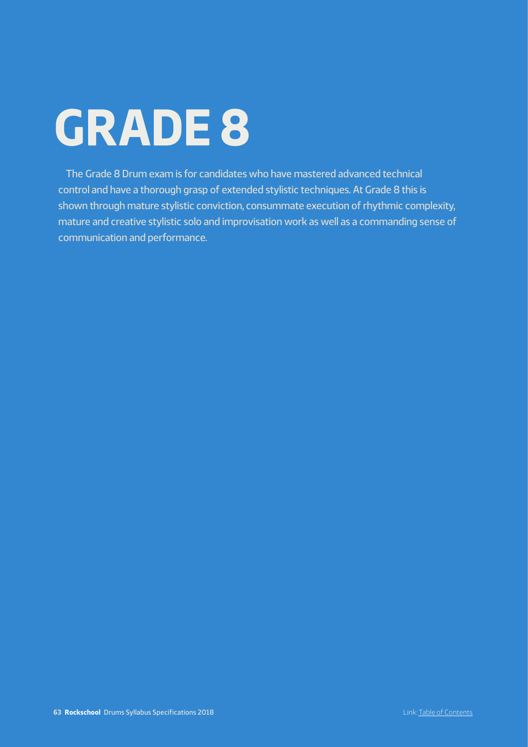# GRADE 8

The Grade 8 Drum exam is for candidates who have mastered advanced technical control and have a thorough grasp of extended stylistic techniques. At Grade 8 this is shown through mature stylistic conviction, consummate execution of rhythmic complexity, mature and creative stylistic solo and improvisation work as well as a commanding sense of communication and performance.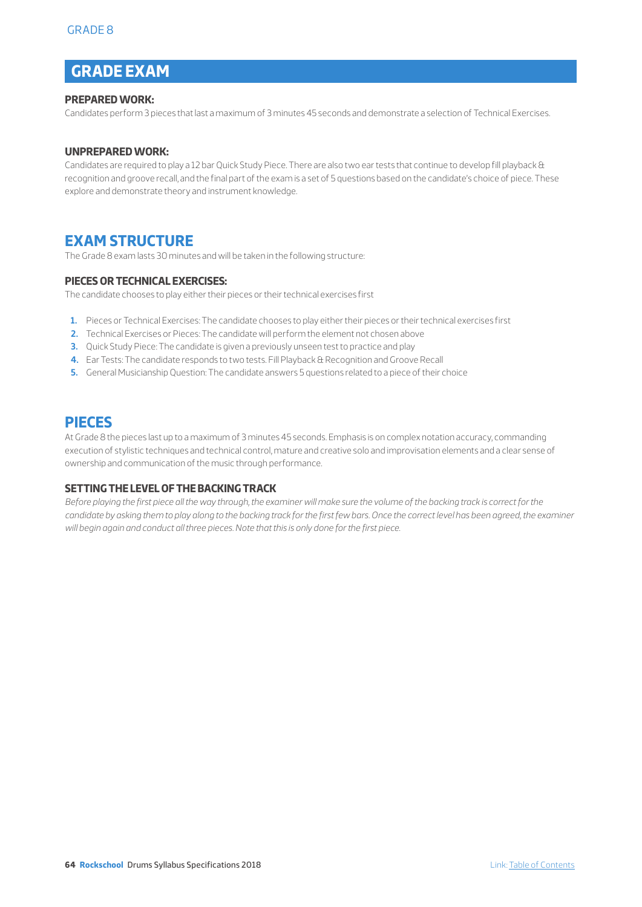## GRADE EXAM

### PREPARED WORK:

Candidates perform 3 pieces that last a maximum of 3 minutes 45 seconds and demonstrate a selection of Technical Exercises.

### UNPREPARED WORK:

Candidates are required to play a 12 bar Quick Study Piece. There are also two ear tests that continue to develop fill playback & recognition and groove recall, and the final part of the exam is a set of 5 questions based on the candidate's choice of piece. These explore and demonstrate theory and instrument knowledge.

## EXAM STRUCTURE

The Grade 8 exam lasts 30 minutes and will be taken in the following structure:

### PIECES OR TECHNICAL EXERCISES:

The candidate chooses to play either their pieces or their technical exercises first

1. Pieces or Technical Exercises: The candidate chooses to play either their pieces or their technical exercises first
2. Technical Exercises or Pieces: The candidate will perform the element not chosen above
3. Quick Study Piece: The candidate is given a previously unseen test to practice and play
4. Ear Tests: The candidate responds to two tests. Fill Playback & Recognition and Groove Recall
5. General Musicianship Question: The candidate answers 5 questions related to a piece of their choice

## PIECES

At Grade 8 the pieces last up to a maximum of 3 minutes 45 seconds. Emphasis is on complex notation accuracy, commanding execution of stylistic techniques and technical control, mature and creative solo and improvisation elements and a clear sense of ownership and communication of the music through performance.

### SETTING THE LEVEL OF THE BACKING TRACK

*Before playing the first piece all the way through, the examiner will make sure the volume of the backing track is correct for the candidate by asking them to play along to the backing track for the first few bars. Once the correct level has been agreed, the examiner will begin again and conduct all three pieces. Note that this is only done for the first piece.*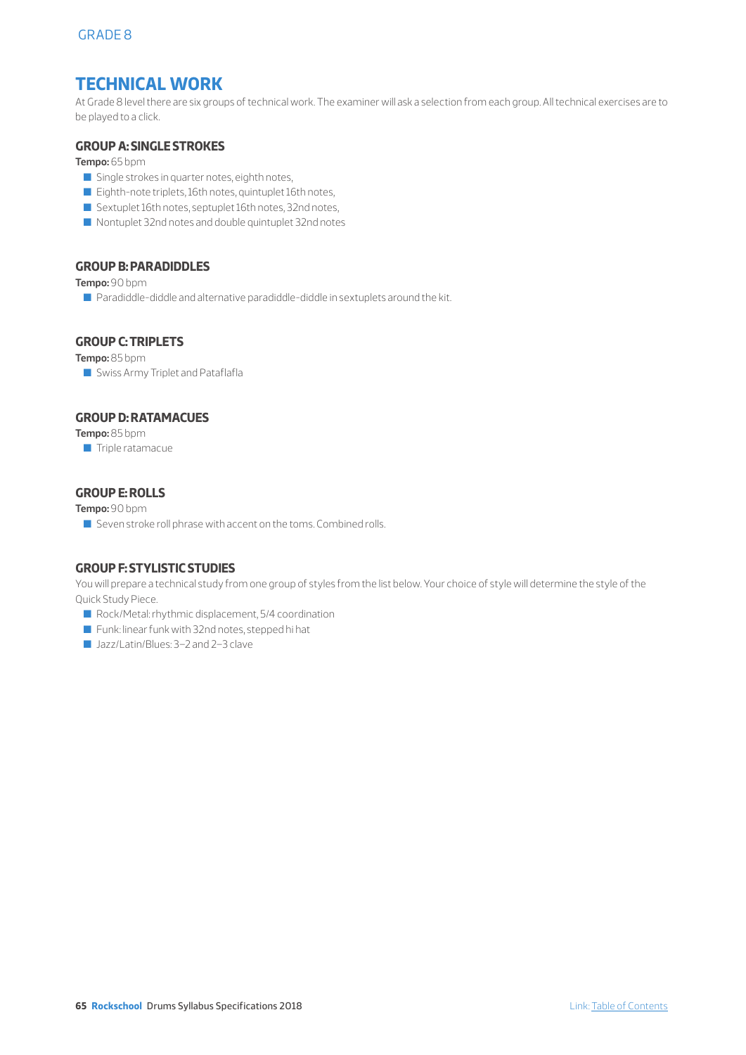## TECHNICAL WORK

At Grade 8 level there are six groups of technical work. The examiner will ask a selection from each group. All technical exercises are to be played to a click.

### GROUP A: SINGLE STROKES

**Tempo:** 65 bpm

- Single strokes in quarter notes, eighth notes,
- Eighth-note triplets, 16th notes, quintuplet 16th notes,
- Sextuplet 16th notes, septuplet 16th notes, 32nd notes,
- Nontuplet 32nd notes and double quintuplet 32nd notes

### GROUP B: PARADIDDLES

**Tempo:** 90 bpm

- Paradiddle-diddle and alternative paradiddle-diddle in sextuplets around the kit.

### GROUP C: TRIPLETS

**Tempo:** 85 bpm

- Swiss Army Triplet and Pataflafla

### GROUP D: RATAMACUES

**Tempo:** 85 bpm

- Triple ratamacue

### GROUP E: ROLLS

**Tempo:** 90 bpm

- Seven stroke roll phrase with accent on the toms. Combined rolls.

### GROUP F: STYLISTIC STUDIES

You will prepare a technical study from one group of styles from the list below. Your choice of style will determine the style of the Quick Study Piece.

- Rock/Metal: rhythmic displacement, 5/4 coordination
- Funk: linear funk with 32nd notes, stepped hi hat
- Jazz/Latin/Blues: 3–2 and 2–3 clave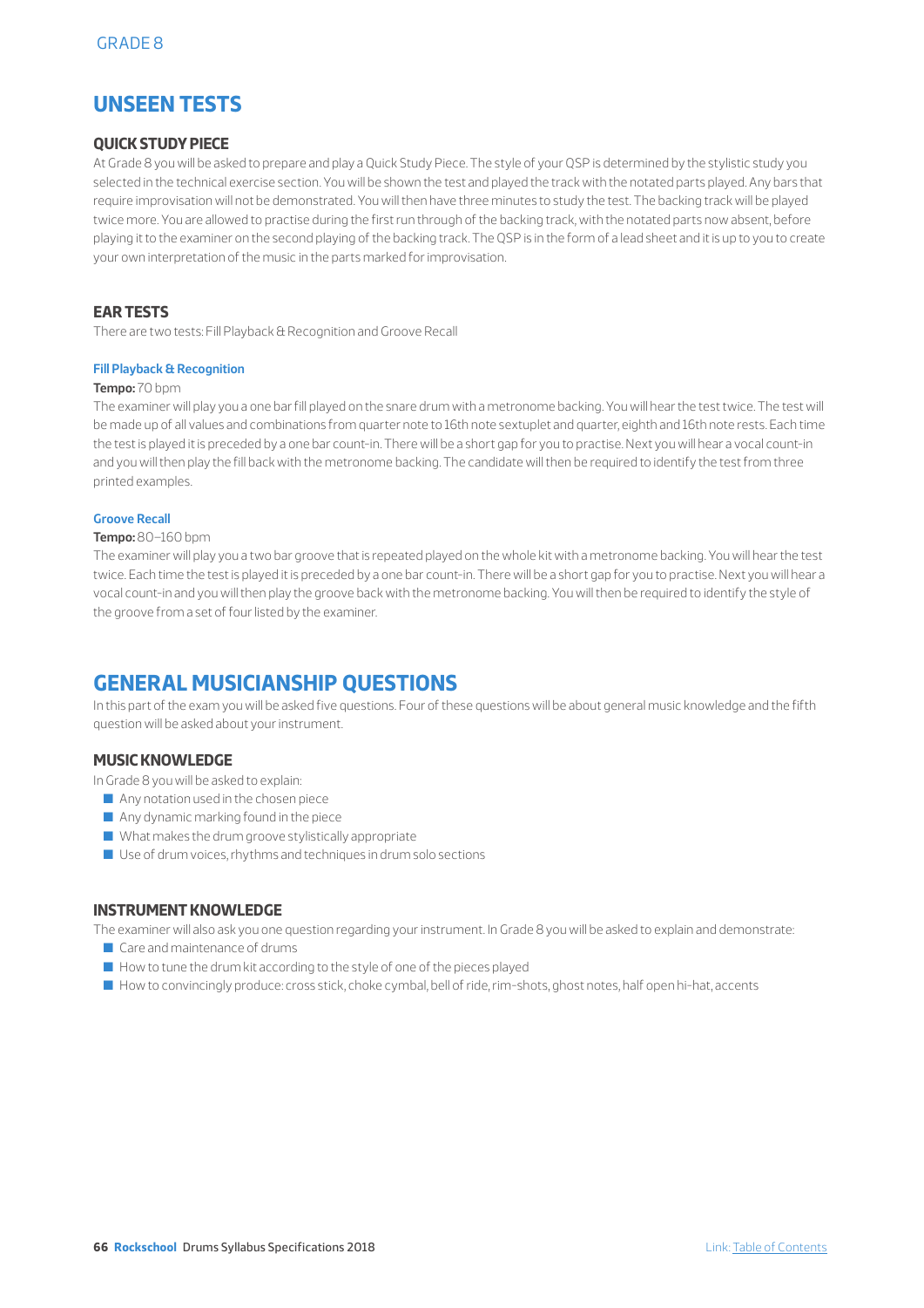# UNSEEN TESTS

## QUICK STUDY PIECE

At Grade 8 you will be asked to prepare and play a Quick Study Piece. The style of your QSP is determined by the stylistic study you selected in the technical exercise section. You will be shown the test and played the track with the notated parts played. Any bars that require improvisation will not be demonstrated. You will then have three minutes to study the test. The backing track will be played twice more. You are allowed to practise during the first run through of the backing track, with the notated parts now absent, before playing it to the examiner on the second playing of the backing track. The QSP is in the form of a lead sheet and it is up to you to create your own interpretation of the music in the parts marked for improvisation.

## EAR TESTS

There are two tests: Fill Playback & Recognition and Groove Recall

### Fill Playback & Recognition

**Tempo:** 70 bpm

The examiner will play you a one bar fill played on the snare drum with a metronome backing. You will hear the test twice. The test will be made up of all values and combinations from quarter note to 16th note sextuplet and quarter, eighth and 16th note rests. Each time the test is played it is preceded by a one bar count-in. There will be a short gap for you to practise. Next you will hear a vocal count-in and you will then play the fill back with the metronome backing. The candidate will then be required to identify the test from three printed examples.

### Groove Recall

**Tempo:** 80–160 bpm

The examiner will play you a two bar groove that is repeated played on the whole kit with a metronome backing. You will hear the test twice. Each time the test is played it is preceded by a one bar count-in. There will be a short gap for you to practise. Next you will hear a vocal count-in and you will then play the groove back with the metronome backing. You will then be required to identify the style of the groove from a set of four listed by the examiner.

# GENERAL MUSICIANSHIP QUESTIONS

In this part of the exam you will be asked five questions. Four of these questions will be about general music knowledge and the fifth question will be asked about your instrument.

## MUSIC KNOWLEDGE

In Grade 8 you will be asked to explain:

- Any notation used in the chosen piece
- Any dynamic marking found in the piece
- What makes the drum groove stylistically appropriate
- Use of drum voices, rhythms and techniques in drum solo sections

## INSTRUMENT KNOWLEDGE

The examiner will also ask you one question regarding your instrument. In Grade 8 you will be asked to explain and demonstrate:

- Care and maintenance of drums
- How to tune the drum kit according to the style of one of the pieces played
- How to convincingly produce: cross stick, choke cymbal, bell of ride, rim-shots, ghost notes, half open hi-hat, accents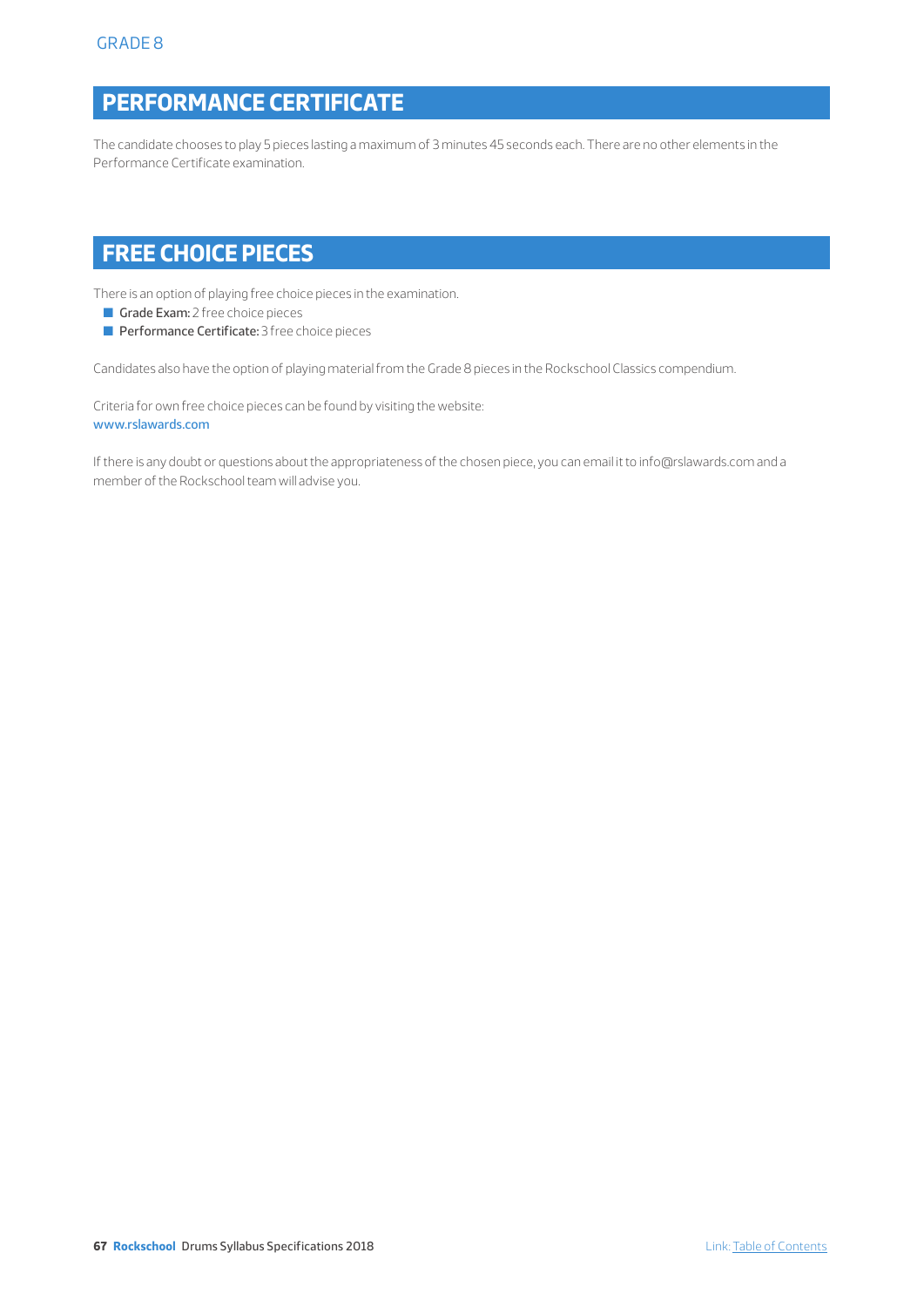## PERFORMANCE CERTIFICATE

The candidate chooses to play 5 pieces lasting a maximum of 3 minutes 45 seconds each. There are no other elements in the Performance Certificate examination.

## FREE CHOICE PIECES

There is an option of playing free choice pieces in the examination.

- **Grade Exam:** 2 free choice pieces
- **Performance Certificate:** 3 free choice pieces

Candidates also have the option of playing material from the Grade 8 pieces in the Rockschool Classics compendium.

Criteria for own free choice pieces can be found by visiting the website:
www.rslawards.com

If there is any doubt or questions about the appropriateness of the chosen piece, you can email it to info@rslawards.com and a member of the Rockschool team will advise you.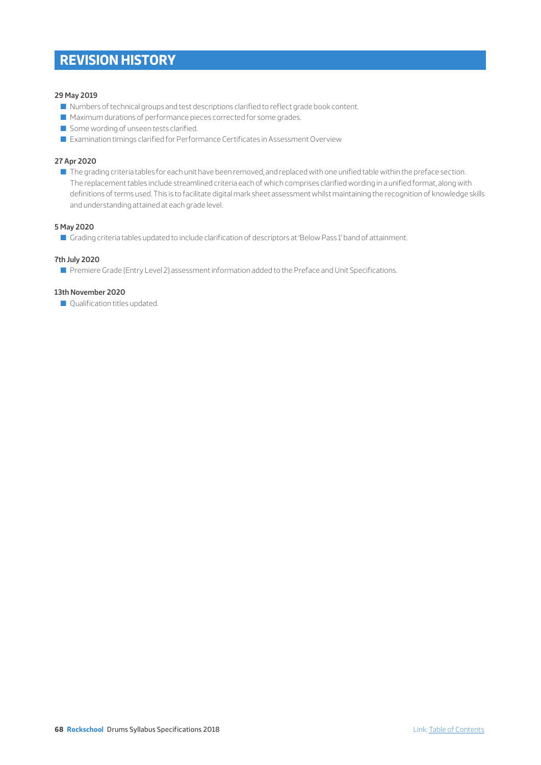# REVISION HISTORY

**29 May 2019**

- Numbers of technical groups and test descriptions clarified to reflect grade book content.
- Maximum durations of performance pieces corrected for some grades.
- Some wording of unseen tests clarified.
- Examination timings clarified for Performance Certificates in Assessment Overview

**27 Apr 2020**

- The grading criteria tables for each unit have been removed, and replaced with one unified table within the preface section. The replacement tables include streamlined criteria each of which comprises clarified wording in a unified format, along with definitions of terms used. This is to facilitate digital mark sheet assessment whilst maintaining the recognition of knowledge skills and understanding attained at each grade level.

**5 May 2020**

- Grading criteria tables updated to include clarification of descriptors at 'Below Pass 1' band of attainment.

**7th July 2020**

- Premiere Grade (Entry Level 2) assessment information added to the Preface and Unit Specifications.

**13th November 2020**

- Qualification titles updated.